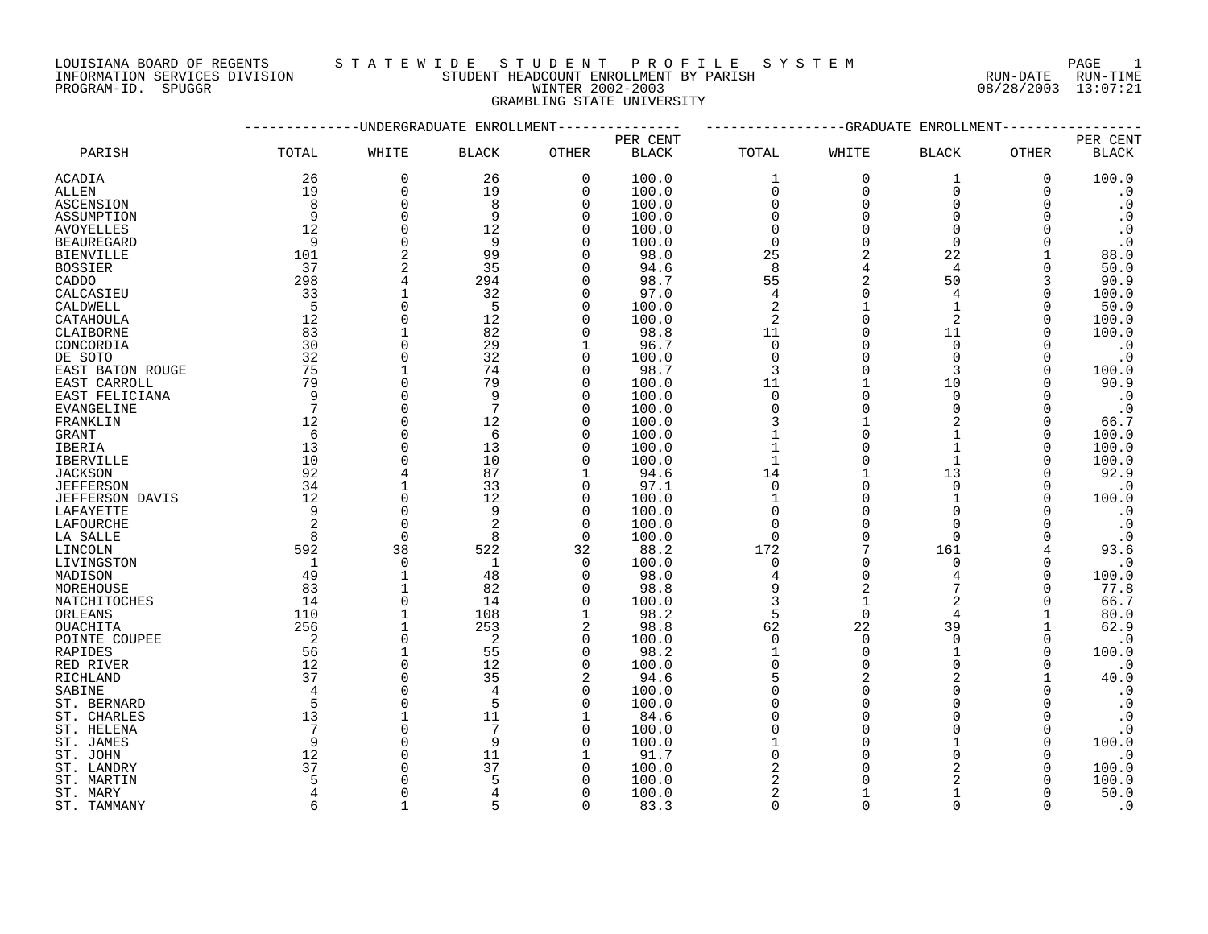LOUISIANA BOARD OF REGENTS — STATEWIDE STUDENT PROFILE SYSTEM
INFORMATION SERVICES DIVISION — STUDENT HEADCOUNT ENROLLMENT BY PARISH — RUN-DATE 08/28/2003 RUN-TIME 13:07:21
PROGRAM-ID. SPUGGR — WINTER 2002-2003

GRAMBLING STATE UNIVERSITY

| PARISH | UNDERGRADUATE ENROLLMENT | | | | | GRADUATE ENROLLMENT | | | | |
|---|---|---|---|---|---|---|---|---|---|---|
| | TOTAL | WHITE | BLACK | OTHER | PER CENT BLACK | TOTAL | WHITE | BLACK | OTHER | PER CENT BLACK |
| ACADIA | 26 | 0 | 26 | 0 | 100.0 | 1 | 0 | 1 | 0 | 100.0 |
| ALLEN | 19 | 0 | 19 | 0 | 100.0 | 0 | 0 | 0 | 0 | .0 |
| ASCENSION | 8 | 0 | 8 | 0 | 100.0 | 0 | 0 | 0 | 0 | .0 |
| ASSUMPTION | 9 | 0 | 9 | 0 | 100.0 | 0 | 0 | 0 | 0 | .0 |
| AVOYELLES | 12 | 0 | 12 | 0 | 100.0 | 0 | 0 | 0 | 0 | .0 |
| BEAUREGARD | 9 | 0 | 9 | 0 | 100.0 | 0 | 0 | 0 | 0 | .0 |
| BIENVILLE | 101 | 2 | 99 | 0 | 98.0 | 25 | 2 | 22 | 1 | 88.0 |
| BOSSIER | 37 | 2 | 35 | 0 | 94.6 | 8 | 4 | 4 | 0 | 50.0 |
| CADDO | 298 | 4 | 294 | 0 | 98.7 | 55 | 2 | 50 | 3 | 90.9 |
| CALCASIEU | 33 | 1 | 32 | 0 | 97.0 | 4 | 0 | 4 | 0 | 100.0 |
| CALDWELL | 5 | 0 | 5 | 0 | 100.0 | 2 | 1 | 1 | 0 | 50.0 |
| CATAHOULA | 12 | 0 | 12 | 0 | 100.0 | 2 | 0 | 2 | 0 | 100.0 |
| CLAIBORNE | 83 | 1 | 82 | 0 | 98.8 | 11 | 0 | 11 | 0 | 100.0 |
| CONCORDIA | 30 | 0 | 29 | 1 | 96.7 | 0 | 0 | 0 | 0 | .0 |
| DE SOTO | 32 | 0 | 32 | 0 | 100.0 | 0 | 0 | 0 | 0 | .0 |
| EAST BATON ROUGE | 75 | 1 | 74 | 0 | 98.7 | 3 | 0 | 3 | 0 | 100.0 |
| EAST CARROLL | 79 | 0 | 79 | 0 | 100.0 | 11 | 1 | 10 | 0 | 90.9 |
| EAST FELICIANA | 9 | 0 | 9 | 0 | 100.0 | 0 | 0 | 0 | 0 | .0 |
| EVANGELINE | 7 | 0 | 7 | 0 | 100.0 | 0 | 0 | 0 | 0 | .0 |
| FRANKLIN | 12 | 0 | 12 | 0 | 100.0 | 3 | 1 | 2 | 0 | 66.7 |
| GRANT | 6 | 0 | 6 | 0 | 100.0 | 1 | 0 | 1 | 0 | 100.0 |
| IBERIA | 13 | 0 | 13 | 0 | 100.0 | 1 | 0 | 1 | 0 | 100.0 |
| IBERVILLE | 10 | 0 | 10 | 0 | 100.0 | 1 | 0 | 1 | 0 | 100.0 |
| JACKSON | 92 | 4 | 87 | 1 | 94.6 | 14 | 1 | 13 | 0 | 92.9 |
| JEFFERSON | 34 | 1 | 33 | 0 | 97.1 | 0 | 0 | 0 | 0 | .0 |
| JEFFERSON DAVIS | 12 | 0 | 12 | 0 | 100.0 | 1 | 0 | 1 | 0 | 100.0 |
| LAFAYETTE | 9 | 0 | 9 | 0 | 100.0 | 0 | 0 | 0 | 0 | .0 |
| LAFOURCHE | 2 | 0 | 2 | 0 | 100.0 | 0 | 0 | 0 | 0 | .0 |
| LA SALLE | 8 | 0 | 8 | 0 | 100.0 | 0 | 0 | 0 | 0 | .0 |
| LINCOLN | 592 | 38 | 522 | 32 | 88.2 | 172 | 7 | 161 | 4 | 93.6 |
| LIVINGSTON | 1 | 0 | 1 | 0 | 100.0 | 0 | 0 | 0 | 0 | .0 |
| MADISON | 49 | 1 | 48 | 0 | 98.0 | 4 | 0 | 4 | 0 | 100.0 |
| MOREHOUSE | 83 | 1 | 82 | 0 | 98.8 | 9 | 2 | 7 | 0 | 77.8 |
| NATCHITOCHES | 14 | 0 | 14 | 0 | 100.0 | 3 | 1 | 2 | 0 | 66.7 |
| ORLEANS | 110 | 1 | 108 | 1 | 98.2 | 5 | 0 | 4 | 1 | 80.0 |
| OUACHITA | 256 | 1 | 253 | 2 | 98.8 | 62 | 22 | 39 | 1 | 62.9 |
| POINTE COUPEE | 2 | 0 | 2 | 0 | 100.0 | 0 | 0 | 0 | 0 | .0 |
| RAPIDES | 56 | 1 | 55 | 0 | 98.2 | 1 | 0 | 1 | 0 | 100.0 |
| RED RIVER | 12 | 0 | 12 | 0 | 100.0 | 0 | 0 | 0 | 0 | .0 |
| RICHLAND | 37 | 0 | 35 | 2 | 94.6 | 5 | 2 | 2 | 1 | 40.0 |
| SABINE | 4 | 0 | 4 | 0 | 100.0 | 0 | 0 | 0 | 0 | .0 |
| ST. BERNARD | 5 | 0 | 5 | 0 | 100.0 | 0 | 0 | 0 | 0 | .0 |
| ST. CHARLES | 13 | 1 | 11 | 1 | 84.6 | 0 | 0 | 0 | 0 | .0 |
| ST. HELENA | 7 | 0 | 7 | 0 | 100.0 | 0 | 0 | 0 | 0 | .0 |
| ST. JAMES | 9 | 0 | 9 | 0 | 100.0 | 1 | 0 | 1 | 0 | 100.0 |
| ST. JOHN | 12 | 0 | 11 | 1 | 91.7 | 0 | 0 | 0 | 0 | .0 |
| ST. LANDRY | 37 | 0 | 37 | 0 | 100.0 | 2 | 0 | 2 | 0 | 100.0 |
| ST. MARTIN | 5 | 0 | 5 | 0 | 100.0 | 2 | 0 | 2 | 0 | 100.0 |
| ST. MARY | 4 | 0 | 4 | 0 | 100.0 | 2 | 1 | 1 | 0 | 50.0 |
| ST. TAMMANY | 6 | 1 | 5 | 0 | 83.3 | 0 | 0 | 0 | 0 | .0 |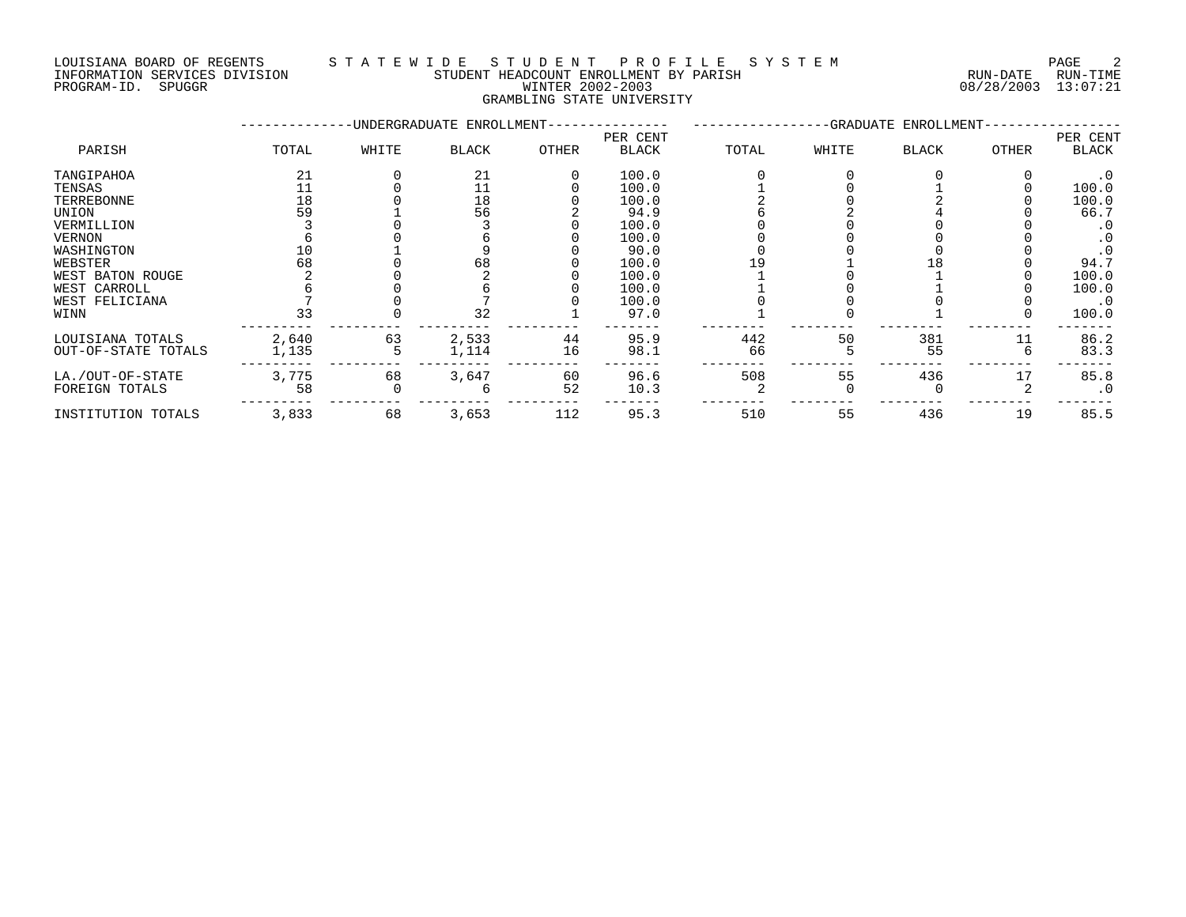LOUISIANA BOARD OF REGENTS — STATEWIDE STUDENT PROFILE SYSTEM
INFORMATION SERVICES DIVISION — STUDENT HEADCOUNT ENROLLMENT BY PARISH
PROGRAM-ID. SPUGGR — WINTER 2002-2003 — RUN-DATE 08/28/2003 RUN-TIME 13:07:21

GRAMBLING STATE UNIVERSITY

| PARISH | UNDERGRADUATE ENROLLMENT TOTAL | WHITE | BLACK | OTHER | PER CENT BLACK | GRADUATE ENROLLMENT TOTAL | WHITE | BLACK | OTHER | PER CENT BLACK |
|---|---|---|---|---|---|---|---|---|---|---|
| TANGIPAHOA | 21 | 0 | 21 | 0 | 100.0 | 0 | 0 | 0 | 0 | .0 |
| TENSAS | 11 | 0 | 11 | 0 | 100.0 | 1 | 0 | 1 | 0 | 100.0 |
| TERREBONNE | 18 | 0 | 18 | 0 | 100.0 | 2 | 0 | 2 | 0 | 100.0 |
| UNION | 59 | 1 | 56 | 2 | 94.9 | 6 | 2 | 4 | 0 | 66.7 |
| VERMILLION | 3 | 0 | 3 | 0 | 100.0 | 0 | 0 | 0 | 0 | .0 |
| VERNON | 6 | 0 | 6 | 0 | 100.0 | 0 | 0 | 0 | 0 | .0 |
| WASHINGTON | 10 | 1 | 9 | 0 | 90.0 | 0 | 0 | 0 | 0 | .0 |
| WEBSTER | 68 | 0 | 68 | 0 | 100.0 | 19 | 1 | 18 | 0 | 94.7 |
| WEST BATON ROUGE | 2 | 0 | 2 | 0 | 100.0 | 1 | 0 | 1 | 0 | 100.0 |
| WEST CARROLL | 6 | 0 | 6 | 0 | 100.0 | 1 | 0 | 1 | 0 | 100.0 |
| WEST FELICIANA | 7 | 0 | 7 | 0 | 100.0 | 0 | 0 | 0 | 0 | .0 |
| WINN | 33 | 0 | 32 | 1 | 97.0 | 1 | 0 | 1 | 0 | 100.0 |
| LOUISIANA TOTALS | 2,640 | 63 | 2,533 | 44 | 95.9 | 442 | 50 | 381 | 11 | 86.2 |
| OUT-OF-STATE TOTALS | 1,135 | 5 | 1,114 | 16 | 98.1 | 66 | 5 | 55 | 6 | 83.3 |
| LA./OUT-OF-STATE | 3,775 | 68 | 3,647 | 60 | 96.6 | 508 | 55 | 436 | 17 | 85.8 |
| FOREIGN TOTALS | 58 | 0 | 6 | 52 | 10.3 | 2 | 0 | 0 | 2 | .0 |
| INSTITUTION TOTALS | 3,833 | 68 | 3,653 | 112 | 95.3 | 510 | 55 | 436 | 19 | 85.5 |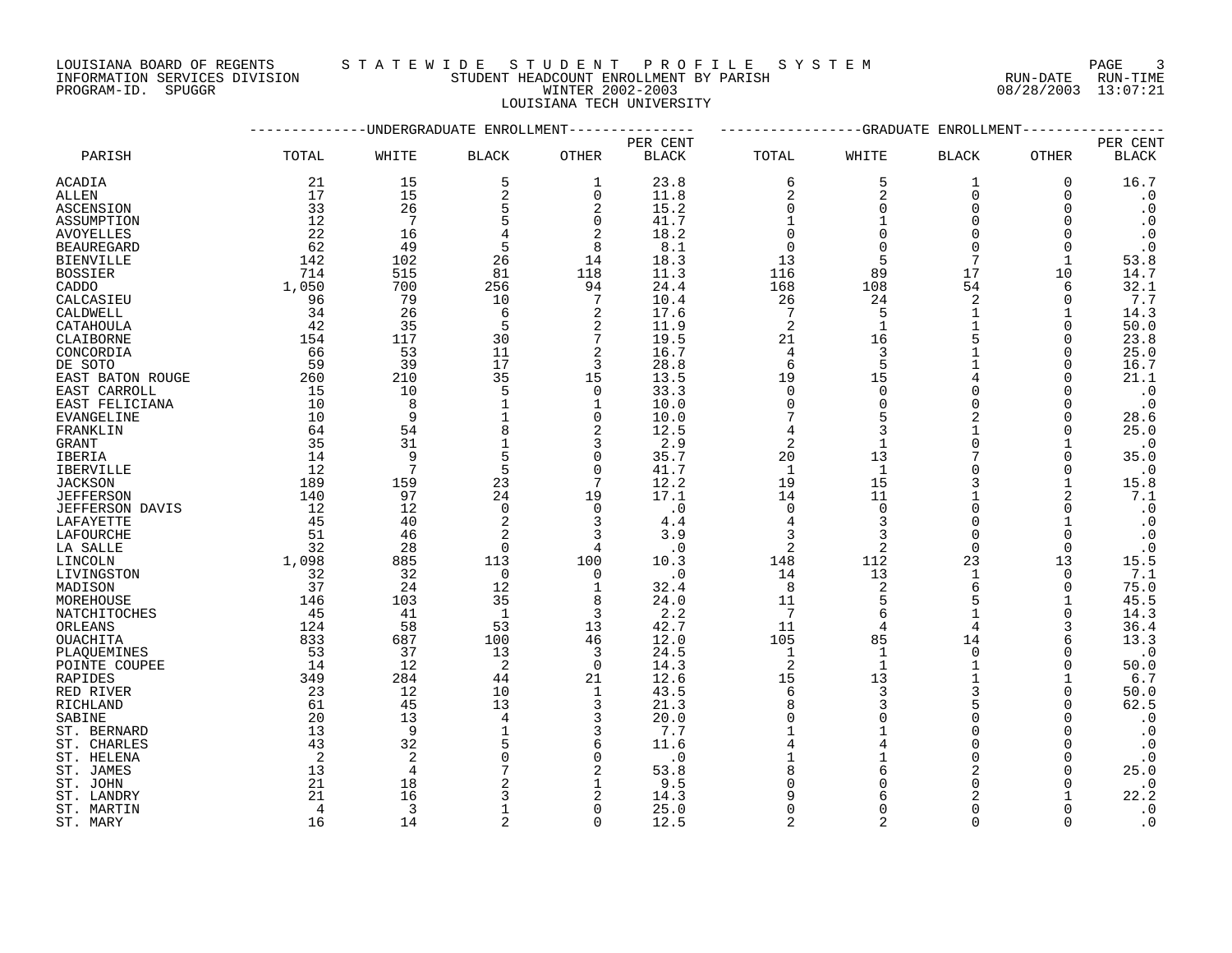LOUISIANA BOARD OF REGENTS — STATEWIDE STUDENT PROFILE SYSTEM
INFORMATION SERVICES DIVISION — STUDENT HEADCOUNT ENROLLMENT BY PARISH — RUN-DATE 08/28/2003 RUN-TIME 13:07:21
PROGRAM-ID. SPUGGR — WINTER 2002-2003

## LOUISIANA TECH UNIVERSITY

| PARISH | UNDERGRADUATE ENROLLMENT TOTAL | WHITE | BLACK | OTHER | PER CENT BLACK | GRADUATE ENROLLMENT TOTAL | WHITE | BLACK | OTHER | PER CENT BLACK |
|---|---|---|---|---|---|---|---|---|---|---|
| ACADIA | 21 | 15 | 5 | 1 | 23.8 | 6 | 5 | 1 | 0 | 16.7 |
| ALLEN | 17 | 15 | 2 | 0 | 11.8 | 2 | 2 | 0 | 0 | .0 |
| ASCENSION | 33 | 26 | 5 | 2 | 15.2 | 0 | 0 | 0 | 0 | .0 |
| ASSUMPTION | 12 | 7 | 5 | 0 | 41.7 | 1 | 1 | 0 | 0 | .0 |
| AVOYELLES | 22 | 16 | 4 | 2 | 18.2 | 0 | 0 | 0 | 0 | .0 |
| BEAUREGARD | 62 | 49 | 5 | 8 | 8.1 | 0 | 0 | 0 | 0 | .0 |
| BIENVILLE | 142 | 102 | 26 | 14 | 18.3 | 13 | 5 | 7 | 1 | 53.8 |
| BOSSIER | 714 | 515 | 81 | 118 | 11.3 | 116 | 89 | 17 | 10 | 14.7 |
| CADDO | 1,050 | 700 | 256 | 94 | 24.4 | 168 | 108 | 54 | 6 | 32.1 |
| CALCASIEU | 96 | 79 | 10 | 7 | 10.4 | 26 | 24 | 2 | 0 | 7.7 |
| CALDWELL | 34 | 26 | 6 | 2 | 17.6 | 7 | 5 | 1 | 1 | 14.3 |
| CATAHOULA | 42 | 35 | 5 | 2 | 11.9 | 2 | 1 | 1 | 0 | 50.0 |
| CLAIBORNE | 154 | 117 | 30 | 7 | 19.5 | 21 | 16 | 5 | 0 | 23.8 |
| CONCORDIA | 66 | 53 | 11 | 2 | 16.7 | 4 | 3 | 1 | 0 | 25.0 |
| DE SOTO | 59 | 39 | 17 | 3 | 28.8 | 6 | 5 | 1 | 0 | 16.7 |
| EAST BATON ROUGE | 260 | 210 | 35 | 15 | 13.5 | 19 | 15 | 4 | 0 | 21.1 |
| EAST CARROLL | 15 | 10 | 5 | 0 | 33.3 | 0 | 0 | 0 | 0 | .0 |
| EAST FELICIANA | 10 | 8 | 1 | 1 | 10.0 | 0 | 0 | 0 | 0 | .0 |
| EVANGELINE | 10 | 9 | 1 | 0 | 10.0 | 7 | 5 | 2 | 0 | 28.6 |
| FRANKLIN | 64 | 54 | 8 | 2 | 12.5 | 4 | 3 | 1 | 0 | 25.0 |
| GRANT | 35 | 31 | 1 | 3 | 2.9 | 2 | 1 | 0 | 1 | .0 |
| IBERIA | 14 | 9 | 5 | 0 | 35.7 | 20 | 13 | 7 | 0 | 35.0 |
| IBERVILLE | 12 | 7 | 5 | 0 | 41.7 | 1 | 1 | 0 | 0 | .0 |
| JACKSON | 189 | 159 | 23 | 7 | 12.2 | 19 | 15 | 3 | 1 | 15.8 |
| JEFFERSON | 140 | 97 | 24 | 19 | 17.1 | 14 | 11 | 1 | 2 | 7.1 |
| JEFFERSON DAVIS | 12 | 12 | 0 | 0 | .0 | 0 | 0 | 0 | 0 | .0 |
| LAFAYETTE | 45 | 40 | 2 | 3 | 4.4 | 4 | 3 | 0 | 1 | .0 |
| LAFOURCHE | 51 | 46 | 2 | 3 | 3.9 | 3 | 3 | 0 | 0 | .0 |
| LA SALLE | 32 | 28 | 0 | 4 | .0 | 2 | 2 | 0 | 0 | .0 |
| LINCOLN | 1,098 | 885 | 113 | 100 | 10.3 | 148 | 112 | 23 | 13 | 15.5 |
| LIVINGSTON | 32 | 32 | 0 | 0 | .0 | 14 | 13 | 1 | 0 | 7.1 |
| MADISON | 37 | 24 | 12 | 1 | 32.4 | 8 | 2 | 6 | 0 | 75.0 |
| MOREHOUSE | 146 | 103 | 35 | 8 | 24.0 | 11 | 5 | 5 | 1 | 45.5 |
| NATCHITOCHES | 45 | 41 | 1 | 3 | 2.2 | 7 | 6 | 1 | 0 | 14.3 |
| ORLEANS | 124 | 58 | 53 | 13 | 42.7 | 11 | 4 | 4 | 3 | 36.4 |
| OUACHITA | 833 | 687 | 100 | 46 | 12.0 | 105 | 85 | 14 | 6 | 13.3 |
| PLAQUEMINES | 53 | 37 | 13 | 3 | 24.5 | 1 | 1 | 0 | 0 | .0 |
| POINTE COUPEE | 14 | 12 | 2 | 0 | 14.3 | 2 | 1 | 1 | 0 | 50.0 |
| RAPIDES | 349 | 284 | 44 | 21 | 12.6 | 15 | 13 | 1 | 1 | 6.7 |
| RED RIVER | 23 | 12 | 10 | 1 | 43.5 | 6 | 3 | 3 | 0 | 50.0 |
| RICHLAND | 61 | 45 | 13 | 3 | 21.3 | 8 | 3 | 5 | 0 | 62.5 |
| SABINE | 20 | 13 | 4 | 3 | 20.0 | 0 | 0 | 0 | 0 | .0 |
| ST. BERNARD | 13 | 9 | 1 | 3 | 7.7 | 1 | 1 | 0 | 0 | .0 |
| ST. CHARLES | 43 | 32 | 5 | 6 | 11.6 | 4 | 4 | 0 | 0 | .0 |
| ST. HELENA | 2 | 2 | 0 | 0 | .0 | 1 | 1 | 0 | 0 | .0 |
| ST. JAMES | 13 | 4 | 7 | 2 | 53.8 | 8 | 6 | 2 | 0 | 25.0 |
| ST. JOHN | 21 | 18 | 2 | 1 | 9.5 | 0 | 0 | 0 | 0 | .0 |
| ST. LANDRY | 21 | 16 | 3 | 2 | 14.3 | 9 | 6 | 2 | 1 | 22.2 |
| ST. MARTIN | 4 | 3 | 1 | 0 | 25.0 | 0 | 0 | 0 | 0 | .0 |
| ST. MARY | 16 | 14 | 2 | 0 | 12.5 | 2 | 2 | 0 | 0 | .0 |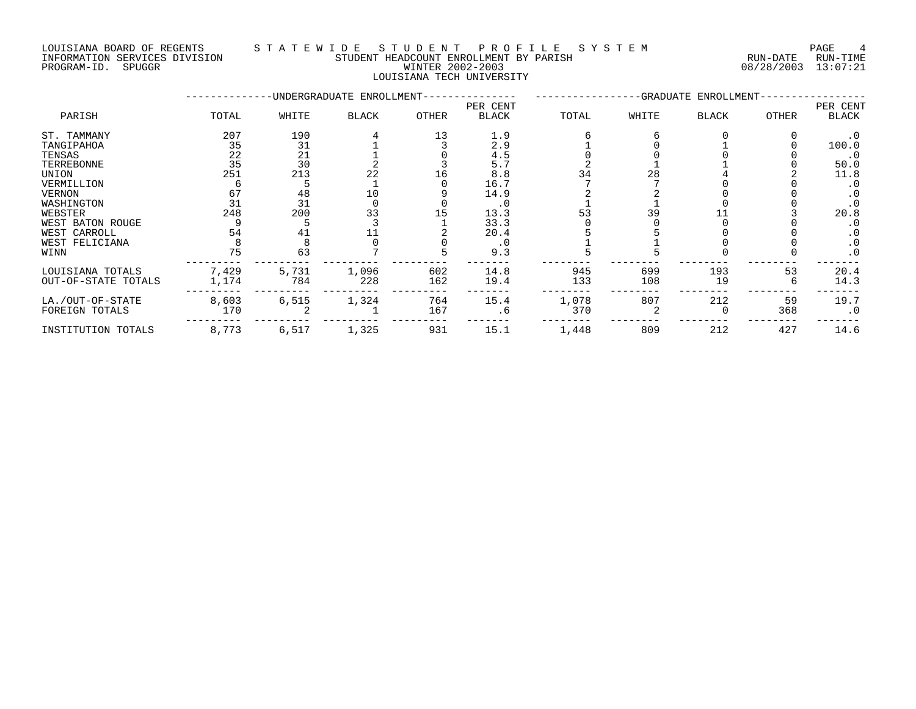LOUISIANA BOARD OF REGENTS — STATEWIDE STUDENT PROFILE SYSTEM
INFORMATION SERVICES DIVISION — STUDENT HEADCOUNT ENROLLMENT BY PARISH — RUN-DATE 08/28/2003 RUN-TIME 13:07:21
PROGRAM-ID. SPUGGR — WINTER 2002-2003

# LOUISIANA TECH UNIVERSITY

| PARISH | UNDERGRADUATE ENROLLMENT TOTAL | WHITE | BLACK | OTHER | PER CENT BLACK | GRADUATE ENROLLMENT TOTAL | WHITE | BLACK | OTHER | PER CENT BLACK |
|---|---|---|---|---|---|---|---|---|---|---|
| ST. TAMMANY | 207 | 190 | 4 | 13 | 1.9 | 6 | 6 | 0 | 0 | .0 |
| TANGIPAHOA | 35 | 31 | 1 | 3 | 2.9 | 1 | 0 | 1 | 0 | 100.0 |
| TENSAS | 22 | 21 | 1 | 0 | 4.5 | 0 | 0 | 0 | 0 | .0 |
| TERREBONNE | 35 | 30 | 2 | 3 | 5.7 | 2 | 1 | 1 | 0 | 50.0 |
| UNION | 251 | 213 | 22 | 16 | 8.8 | 34 | 28 | 4 | 2 | 11.8 |
| VERMILLION | 6 | 5 | 1 | 0 | 16.7 | 7 | 7 | 0 | 0 | .0 |
| VERNON | 67 | 48 | 10 | 9 | 14.9 | 2 | 2 | 0 | 0 | .0 |
| WASHINGTON | 31 | 31 | 0 | 0 | .0 | 1 | 1 | 0 | 0 | .0 |
| WEBSTER | 248 | 200 | 33 | 15 | 13.3 | 53 | 39 | 11 | 3 | 20.8 |
| WEST BATON ROUGE | 9 | 5 | 3 | 1 | 33.3 | 0 | 0 | 0 | 0 | .0 |
| WEST CARROLL | 54 | 41 | 11 | 2 | 20.4 | 5 | 5 | 0 | 0 | .0 |
| WEST FELICIANA | 8 | 8 | 0 | 0 | .0 | 1 | 1 | 0 | 0 | .0 |
| WINN | 75 | 63 | 7 | 5 | 9.3 | 5 | 5 | 0 | 0 | .0 |
| LOUISIANA TOTALS | 7,429 | 5,731 | 1,096 | 602 | 14.8 | 945 | 699 | 193 | 53 | 20.4 |
| OUT-OF-STATE TOTALS | 1,174 | 784 | 228 | 162 | 19.4 | 133 | 108 | 19 | 6 | 14.3 |
| LA./OUT-OF-STATE | 8,603 | 6,515 | 1,324 | 764 | 15.4 | 1,078 | 807 | 212 | 59 | 19.7 |
| FOREIGN TOTALS | 170 | 2 | 1 | 167 | .6 | 370 | 2 | 0 | 368 | .0 |
| INSTITUTION TOTALS | 8,773 | 6,517 | 1,325 | 931 | 15.1 | 1,448 | 809 | 212 | 427 | 14.6 |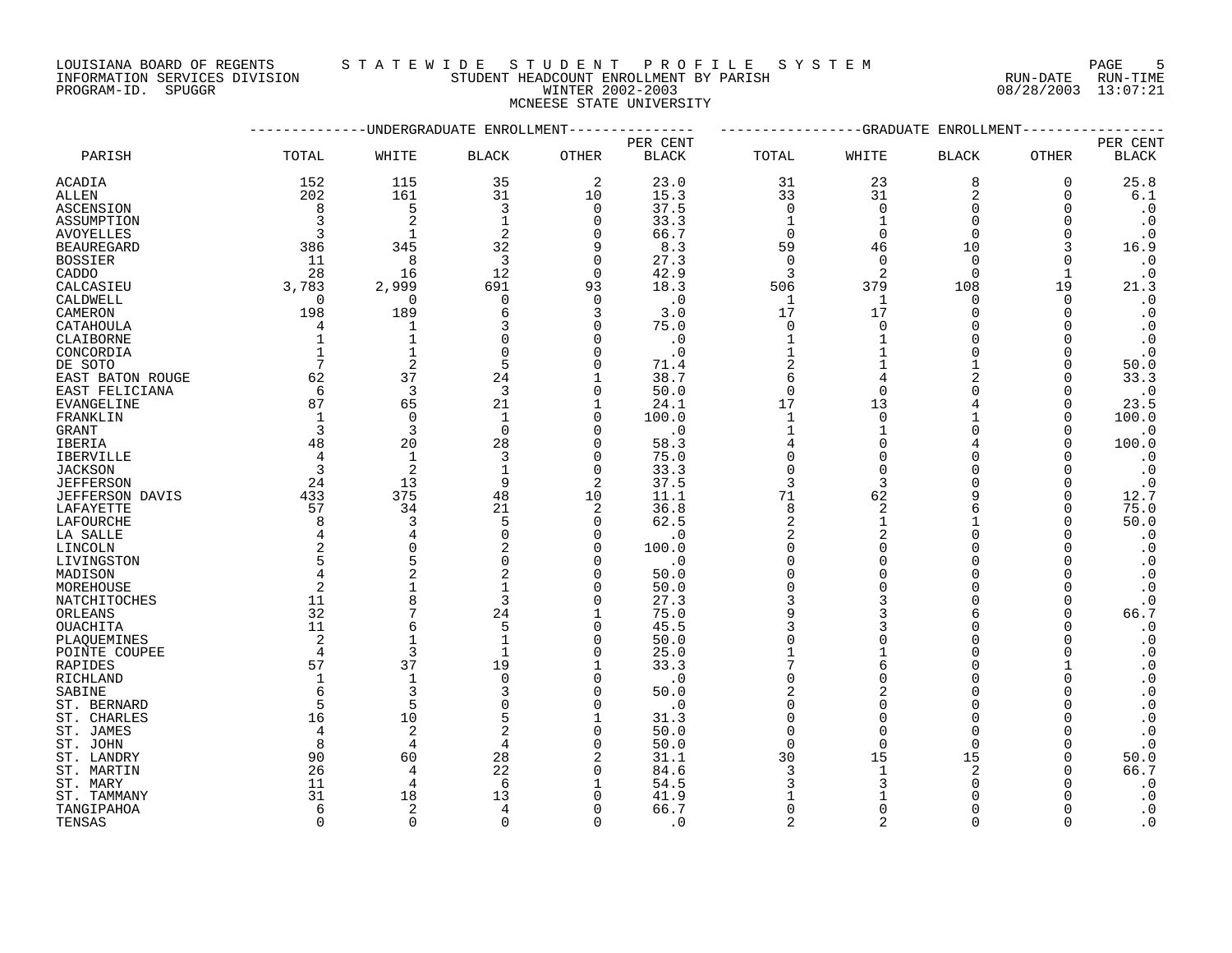LOUISIANA BOARD OF REGENTS — STATEWIDE STUDENT PROFILE SYSTEM
INFORMATION SERVICES DIVISION — STUDENT HEADCOUNT ENROLLMENT BY PARISH — RUN-DATE 08/28/2003 RUN-TIME 13:07:21
PROGRAM-ID. SPUGGR — WINTER 2002-2003

## MCNEESE STATE UNIVERSITY

| PARISH | UNDERGRADUATE ENROLLMENT TOTAL | WHITE | BLACK | OTHER | PER CENT BLACK | GRADUATE ENROLLMENT TOTAL | WHITE | BLACK | OTHER | PER CENT BLACK |
|---|---|---|---|---|---|---|---|---|---|---|
| ACADIA | 152 | 115 | 35 | 2 | 23.0 | 31 | 23 | 8 | 0 | 25.8 |
| ALLEN | 202 | 161 | 31 | 10 | 15.3 | 33 | 31 | 2 | 0 | 6.1 |
| ASCENSION | 8 | 5 | 3 | 0 | 37.5 | 0 | 0 | 0 | 0 | .0 |
| ASSUMPTION | 3 | 2 | 1 | 0 | 33.3 | 1 | 1 | 0 | 0 | .0 |
| AVOYELLES | 3 | 1 | 2 | 0 | 66.7 | 0 | 0 | 0 | 0 | .0 |
| BEAUREGARD | 386 | 345 | 32 | 9 | 8.3 | 59 | 46 | 10 | 3 | 16.9 |
| BOSSIER | 11 | 8 | 3 | 0 | 27.3 | 0 | 0 | 0 | 0 | .0 |
| CADDO | 28 | 16 | 12 | 0 | 42.9 | 3 | 2 | 0 | 1 | .0 |
| CALCASIEU | 3,783 | 2,999 | 691 | 93 | 18.3 | 506 | 379 | 108 | 19 | 21.3 |
| CALDWELL | 0 | 0 | 0 | 0 | .0 | 1 | 1 | 0 | 0 | .0 |
| CAMERON | 198 | 189 | 6 | 3 | 3.0 | 17 | 17 | 0 | 0 | .0 |
| CATAHOULA | 4 | 1 | 3 | 0 | 75.0 | 0 | 0 | 0 | 0 | .0 |
| CLAIBORNE | 1 | 1 | 0 | 0 | .0 | 1 | 1 | 0 | 0 | .0 |
| CONCORDIA | 1 | 1 | 0 | 0 | .0 | 1 | 1 | 0 | 0 | .0 |
| DE SOTO | 7 | 2 | 5 | 0 | 71.4 | 2 | 1 | 1 | 0 | 50.0 |
| EAST BATON ROUGE | 62 | 37 | 24 | 1 | 38.7 | 6 | 4 | 2 | 0 | 33.3 |
| EAST FELICIANA | 6 | 3 | 3 | 0 | 50.0 | 0 | 0 | 0 | 0 | .0 |
| EVANGELINE | 87 | 65 | 21 | 1 | 24.1 | 17 | 13 | 4 | 0 | 23.5 |
| FRANKLIN | 1 | 0 | 1 | 0 | 100.0 | 1 | 0 | 1 | 0 | 100.0 |
| GRANT | 3 | 3 | 0 | 0 | .0 | 1 | 1 | 0 | 0 | .0 |
| IBERIA | 48 | 20 | 28 | 0 | 58.3 | 4 | 0 | 4 | 0 | 100.0 |
| IBERVILLE | 4 | 1 | 3 | 0 | 75.0 | 0 | 0 | 0 | 0 | .0 |
| JACKSON | 3 | 2 | 1 | 0 | 33.3 | 0 | 0 | 0 | 0 | .0 |
| JEFFERSON | 24 | 13 | 9 | 2 | 37.5 | 3 | 3 | 0 | 0 | .0 |
| JEFFERSON DAVIS | 433 | 375 | 48 | 10 | 11.1 | 71 | 62 | 9 | 0 | 12.7 |
| LAFAYETTE | 57 | 34 | 21 | 2 | 36.8 | 8 | 2 | 6 | 0 | 75.0 |
| LAFOURCHE | 8 | 3 | 5 | 0 | 62.5 | 2 | 1 | 1 | 0 | 50.0 |
| LA SALLE | 4 | 4 | 0 | 0 | .0 | 2 | 2 | 0 | 0 | .0 |
| LINCOLN | 2 | 0 | 2 | 0 | 100.0 | 0 | 0 | 0 | 0 | .0 |
| LIVINGSTON | 5 | 5 | 0 | 0 | .0 | 0 | 0 | 0 | 0 | .0 |
| MADISON | 4 | 2 | 2 | 0 | 50.0 | 0 | 0 | 0 | 0 | .0 |
| MOREHOUSE | 2 | 1 | 1 | 0 | 50.0 | 0 | 0 | 0 | 0 | .0 |
| NATCHITOCHES | 11 | 8 | 3 | 0 | 27.3 | 3 | 3 | 0 | 0 | .0 |
| ORLEANS | 32 | 7 | 24 | 1 | 75.0 | 9 | 3 | 6 | 0 | 66.7 |
| OUACHITA | 11 | 6 | 5 | 0 | 45.5 | 3 | 3 | 0 | 0 | .0 |
| PLAQUEMINES | 2 | 1 | 1 | 0 | 50.0 | 0 | 0 | 0 | 0 | .0 |
| POINTE COUPEE | 4 | 3 | 1 | 0 | 25.0 | 1 | 1 | 0 | 0 | .0 |
| RAPIDES | 57 | 37 | 19 | 1 | 33.3 | 7 | 6 | 0 | 1 | .0 |
| RICHLAND | 1 | 1 | 0 | 0 | .0 | 0 | 0 | 0 | 0 | .0 |
| SABINE | 6 | 3 | 3 | 0 | 50.0 | 2 | 2 | 0 | 0 | .0 |
| ST. BERNARD | 5 | 5 | 0 | 0 | .0 | 0 | 0 | 0 | 0 | .0 |
| ST. CHARLES | 16 | 10 | 5 | 1 | 31.3 | 0 | 0 | 0 | 0 | .0 |
| ST. JAMES | 4 | 2 | 2 | 0 | 50.0 | 0 | 0 | 0 | 0 | .0 |
| ST. JOHN | 8 | 4 | 4 | 0 | 50.0 | 0 | 0 | 0 | 0 | .0 |
| ST. LANDRY | 90 | 60 | 28 | 2 | 31.1 | 30 | 15 | 15 | 0 | 50.0 |
| ST. MARTIN | 26 | 4 | 22 | 0 | 84.6 | 3 | 1 | 2 | 0 | 66.7 |
| ST. MARY | 11 | 4 | 6 | 1 | 54.5 | 3 | 3 | 0 | 0 | .0 |
| ST. TAMMANY | 31 | 18 | 13 | 0 | 41.9 | 1 | 1 | 0 | 0 | .0 |
| TANGIPAHOA | 6 | 2 | 4 | 0 | 66.7 | 0 | 0 | 0 | 0 | .0 |
| TENSAS | 0 | 0 | 0 | 0 | .0 | 2 | 2 | 0 | 0 | .0 |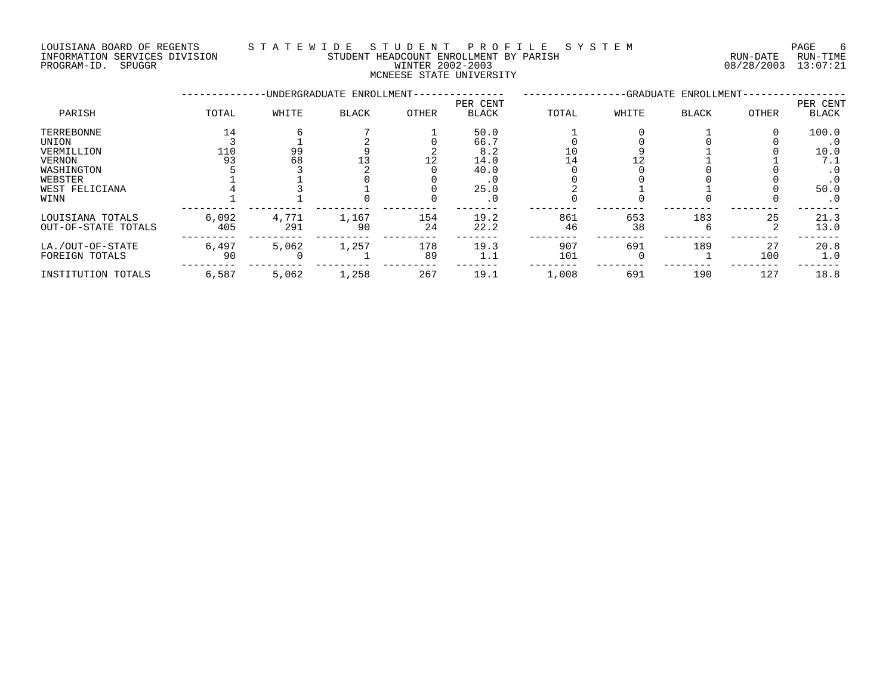LOUISIANA BOARD OF REGENTS — STATEWIDE STUDENT PROFILE SYSTEM
INFORMATION SERVICES DIVISION — STUDENT HEADCOUNT ENROLLMENT BY PARISH — RUN-DATE 08/28/2003 RUN-TIME 13:07:21
PROGRAM-ID. SPUGGR — WINTER 2002-2003

MCNEESE STATE UNIVERSITY

| PARISH | UNDERGRADUATE ENROLLMENT | | | | | GRADUATE ENROLLMENT | | | | |
|---|---|---|---|---|---|---|---|---|---|---|
| | TOTAL | WHITE | BLACK | OTHER | PER CENT BLACK | TOTAL | WHITE | BLACK | OTHER | PER CENT BLACK |
| TERREBONNE | 14 | 6 | 7 | 1 | 50.0 | 1 | 0 | 1 | 0 | 100.0 |
| UNION | 3 | 1 | 2 | 0 | 66.7 | 0 | 0 | 0 | 0 | .0 |
| VERMILLION | 110 | 99 | 9 | 2 | 8.2 | 10 | 9 | 1 | 0 | 10.0 |
| VERNON | 93 | 68 | 13 | 12 | 14.0 | 14 | 12 | 1 | 1 | 7.1 |
| WASHINGTON | 5 | 3 | 2 | 0 | 40.0 | 0 | 0 | 0 | 0 | .0 |
| WEBSTER | 1 | 1 | 0 | 0 | .0 | 0 | 0 | 0 | 0 | .0 |
| WEST FELICIANA | 4 | 3 | 1 | 0 | 25.0 | 2 | 1 | 1 | 0 | 50.0 |
| WINN | 1 | 1 | 0 | 0 | .0 | 0 | 0 | 0 | 0 | .0 |
| LOUISIANA TOTALS | 6,092 | 4,771 | 1,167 | 154 | 19.2 | 861 | 653 | 183 | 25 | 21.3 |
| OUT-OF-STATE TOTALS | 405 | 291 | 90 | 24 | 22.2 | 46 | 38 | 6 | 2 | 13.0 |
| LA./OUT-OF-STATE | 6,497 | 5,062 | 1,257 | 178 | 19.3 | 907 | 691 | 189 | 27 | 20.8 |
| FOREIGN TOTALS | 90 | 0 | 1 | 89 | 1.1 | 101 | 0 | 1 | 100 | 1.0 |
| INSTITUTION TOTALS | 6,587 | 5,062 | 1,258 | 267 | 19.1 | 1,008 | 691 | 190 | 127 | 18.8 |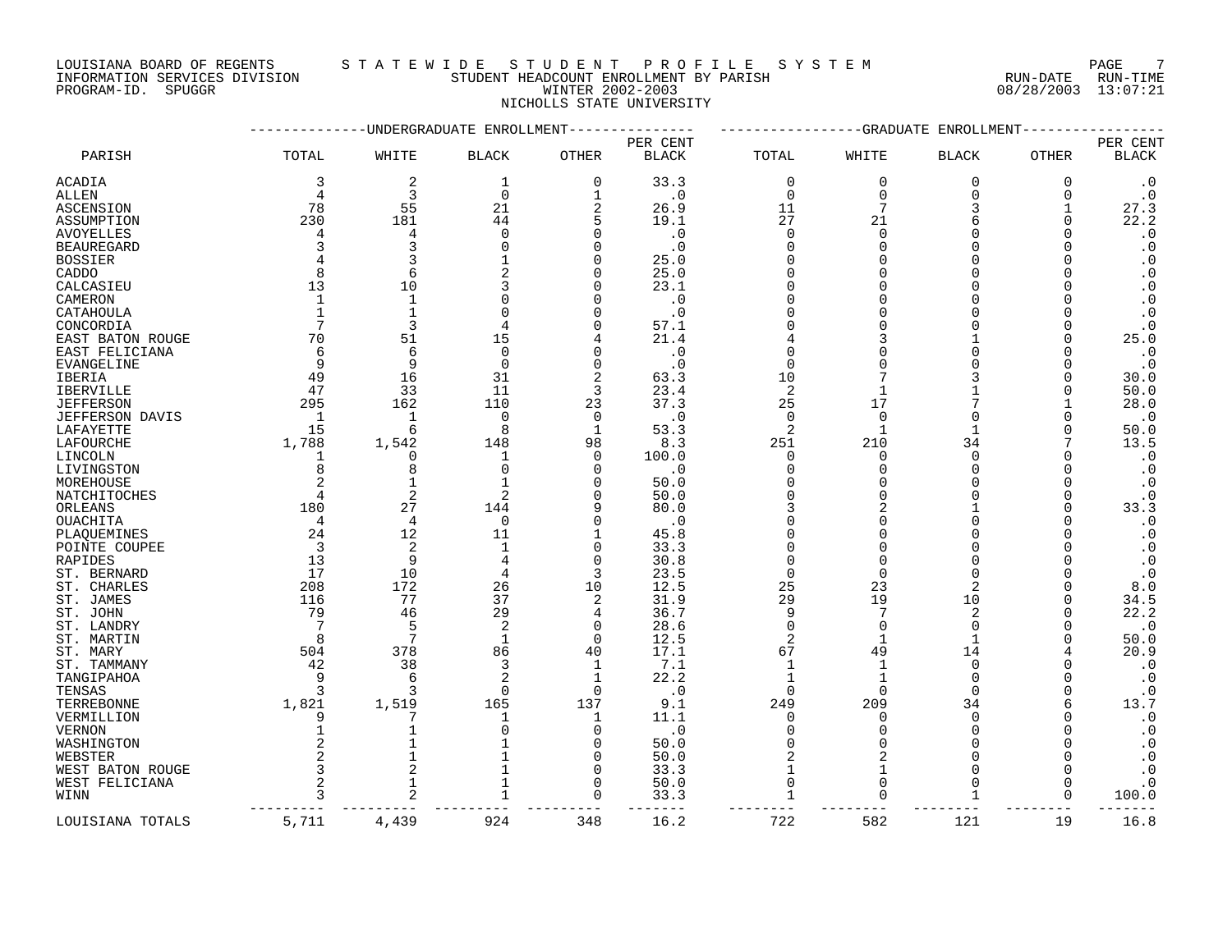LOUISIANA BOARD OF REGENTS — STATEWIDE STUDENT PROFILE SYSTEM
INFORMATION SERVICES DIVISION — STUDENT HEADCOUNT ENROLLMENT BY PARISH — RUN-DATE 08/28/2003 RUN-TIME 13:07:21
PROGRAM-ID. SPUGGR — WINTER 2002-2003

NICHOLLS STATE UNIVERSITY

| PARISH | UNDERGRADUATE ENROLLMENT TOTAL | WHITE | BLACK | OTHER | PER CENT BLACK | GRADUATE ENROLLMENT TOTAL | WHITE | BLACK | OTHER | PER CENT BLACK |
|---|---|---|---|---|---|---|---|---|---|---|
| ACADIA | 3 | 2 | 1 | 0 | 33.3 | 0 | 0 | 0 | 0 | .0 |
| ALLEN | 4 | 3 | 0 | 1 | .0 | 0 | 0 | 0 | 0 | .0 |
| ASCENSION | 78 | 55 | 21 | 2 | 26.9 | 11 | 7 | 3 | 1 | 27.3 |
| ASSUMPTION | 230 | 181 | 44 | 5 | 19.1 | 27 | 21 | 6 | 0 | 22.2 |
| AVOYELLES | 4 | 4 | 0 | 0 | .0 | 0 | 0 | 0 | 0 | .0 |
| BEAUREGARD | 3 | 3 | 0 | 0 | .0 | 0 | 0 | 0 | 0 | .0 |
| BOSSIER | 4 | 3 | 1 | 0 | 25.0 | 0 | 0 | 0 | 0 | .0 |
| CADDO | 8 | 6 | 2 | 0 | 25.0 | 0 | 0 | 0 | 0 | .0 |
| CALCASIEU | 13 | 10 | 3 | 0 | 23.1 | 0 | 0 | 0 | 0 | .0 |
| CAMERON | 1 | 1 | 0 | 0 | .0 | 0 | 0 | 0 | 0 | .0 |
| CATAHOULA | 1 | 1 | 0 | 0 | .0 | 0 | 0 | 0 | 0 | .0 |
| CONCORDIA | 7 | 3 | 4 | 0 | 57.1 | 0 | 0 | 0 | 0 | .0 |
| EAST BATON ROUGE | 70 | 51 | 15 | 4 | 21.4 | 4 | 3 | 1 | 0 | 25.0 |
| EAST FELICIANA | 6 | 6 | 0 | 0 | .0 | 0 | 0 | 0 | 0 | .0 |
| EVANGELINE | 9 | 9 | 0 | 0 | .0 | 0 | 0 | 0 | 0 | .0 |
| IBERIA | 49 | 16 | 31 | 2 | 63.3 | 10 | 7 | 3 | 0 | 30.0 |
| IBERVILLE | 47 | 33 | 11 | 3 | 23.4 | 2 | 1 | 1 | 0 | 50.0 |
| JEFFERSON | 295 | 162 | 110 | 23 | 37.3 | 25 | 17 | 7 | 1 | 28.0 |
| JEFFERSON DAVIS | 1 | 1 | 0 | 0 | .0 | 0 | 0 | 0 | 0 | .0 |
| LAFAYETTE | 15 | 6 | 8 | 1 | 53.3 | 2 | 1 | 1 | 0 | 50.0 |
| LAFOURCHE | 1,788 | 1,542 | 148 | 98 | 8.3 | 251 | 210 | 34 | 7 | 13.5 |
| LINCOLN | 1 | 0 | 1 | 0 | 100.0 | 0 | 0 | 0 | 0 | .0 |
| LIVINGSTON | 8 | 8 | 0 | 0 | .0 | 0 | 0 | 0 | 0 | .0 |
| MOREHOUSE | 2 | 1 | 1 | 0 | 50.0 | 0 | 0 | 0 | 0 | .0 |
| NATCHITOCHES | 4 | 2 | 2 | 0 | 50.0 | 0 | 0 | 0 | 0 | .0 |
| ORLEANS | 180 | 27 | 144 | 9 | 80.0 | 3 | 2 | 1 | 0 | 33.3 |
| OUACHITA | 4 | 4 | 0 | 0 | .0 | 0 | 0 | 0 | 0 | .0 |
| PLAQUEMINES | 24 | 12 | 11 | 1 | 45.8 | 0 | 0 | 0 | 0 | .0 |
| POINTE COUPEE | 3 | 2 | 1 | 0 | 33.3 | 0 | 0 | 0 | 0 | .0 |
| RAPIDES | 13 | 9 | 4 | 0 | 30.8 | 0 | 0 | 0 | 0 | .0 |
| ST. BERNARD | 17 | 10 | 4 | 3 | 23.5 | 0 | 0 | 0 | 0 | .0 |
| ST. CHARLES | 208 | 172 | 26 | 10 | 12.5 | 25 | 23 | 2 | 0 | 8.0 |
| ST. JAMES | 116 | 77 | 37 | 2 | 31.9 | 29 | 19 | 10 | 0 | 34.5 |
| ST. JOHN | 79 | 46 | 29 | 4 | 36.7 | 9 | 7 | 2 | 0 | 22.2 |
| ST. LANDRY | 7 | 5 | 2 | 0 | 28.6 | 0 | 0 | 0 | 0 | .0 |
| ST. MARTIN | 8 | 7 | 1 | 0 | 12.5 | 2 | 1 | 1 | 0 | 50.0 |
| ST. MARY | 504 | 378 | 86 | 40 | 17.1 | 67 | 49 | 14 | 4 | 20.9 |
| ST. TAMMANY | 42 | 38 | 3 | 1 | 7.1 | 1 | 1 | 0 | 0 | .0 |
| TANGIPAHOA | 9 | 6 | 2 | 1 | 22.2 | 1 | 1 | 0 | 0 | .0 |
| TENSAS | 3 | 3 | 0 | 0 | .0 | 0 | 0 | 0 | 0 | .0 |
| TERREBONNE | 1,821 | 1,519 | 165 | 137 | 9.1 | 249 | 209 | 34 | 6 | 13.7 |
| VERMILLION | 9 | 7 | 1 | 1 | 11.1 | 0 | 0 | 0 | 0 | .0 |
| VERNON | 1 | 1 | 0 | 0 | .0 | 0 | 0 | 0 | 0 | .0 |
| WASHINGTON | 2 | 1 | 1 | 0 | 50.0 | 0 | 0 | 0 | 0 | .0 |
| WEBSTER | 2 | 1 | 1 | 0 | 50.0 | 2 | 2 | 0 | 0 | .0 |
| WEST BATON ROUGE | 3 | 2 | 1 | 0 | 33.3 | 1 | 1 | 0 | 0 | .0 |
| WEST FELICIANA | 2 | 1 | 1 | 0 | 50.0 | 0 | 0 | 0 | 0 | .0 |
| WINN | 3 | 2 | 1 | 0 | 33.3 | 1 | 0 | 1 | 0 | 100.0 |
| LOUISIANA TOTALS | 5,711 | 4,439 | 924 | 348 | 16.2 | 722 | 582 | 121 | 19 | 16.8 |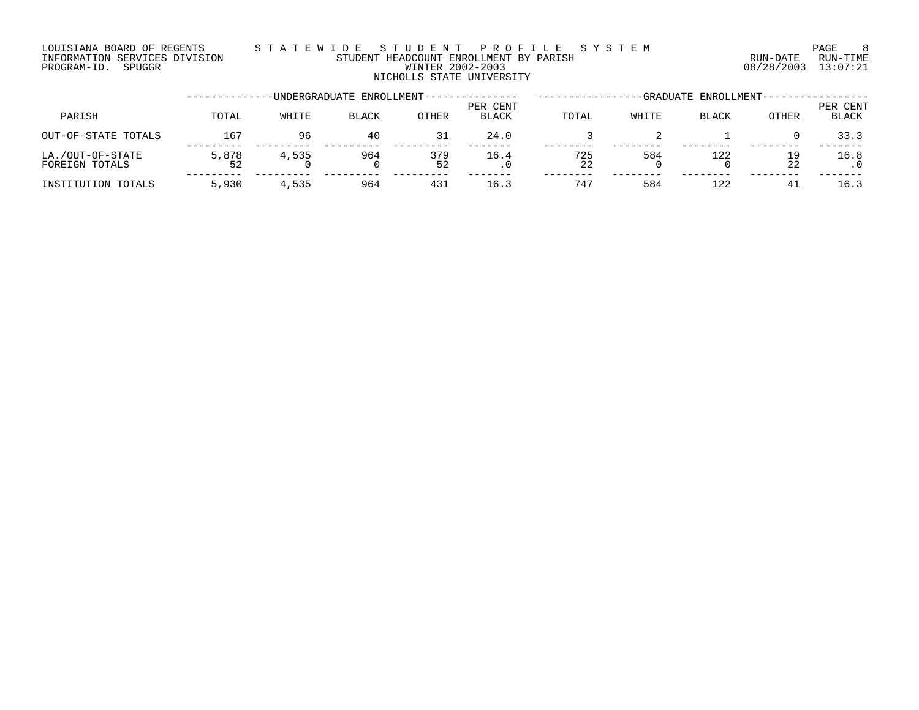LOUISIANA BOARD OF REGENTS
INFORMATION SERVICES DIVISION
PROGRAM-ID. SPUGGR

STATEWIDE STUDENT PROFILE SYSTEM
STUDENT HEADCOUNT ENROLLMENT BY PARISH
WINTER 2002-2003
NICHOLLS STATE UNIVERSITY

RUN-DATE 08/28/2003 RUN-TIME 13:07:21

| PARISH | UNDERGRADUATE ENROLLMENT | | | | | GRADUATE ENROLLMENT | | | | |
|---|---|---|---|---|---|---|---|---|---|---|
| | TOTAL | WHITE | BLACK | OTHER | PER CENT BLACK | TOTAL | WHITE | BLACK | OTHER | PER CENT BLACK |
| OUT-OF-STATE TOTALS | 167 | 96 | 40 | 31 | 24.0 | 3 | 2 | 1 | 0 | 33.3 |
| LA./OUT-OF-STATE | 5,878 | 4,535 | 964 | 379 | 16.4 | 725 | 584 | 122 | 19 | 16.8 |
| FOREIGN TOTALS | 52 | 0 | 0 | 52 | .0 | 22 | 0 | 0 | 22 | .0 |
| INSTITUTION TOTALS | 5,930 | 4,535 | 964 | 431 | 16.3 | 747 | 584 | 122 | 41 | 16.3 |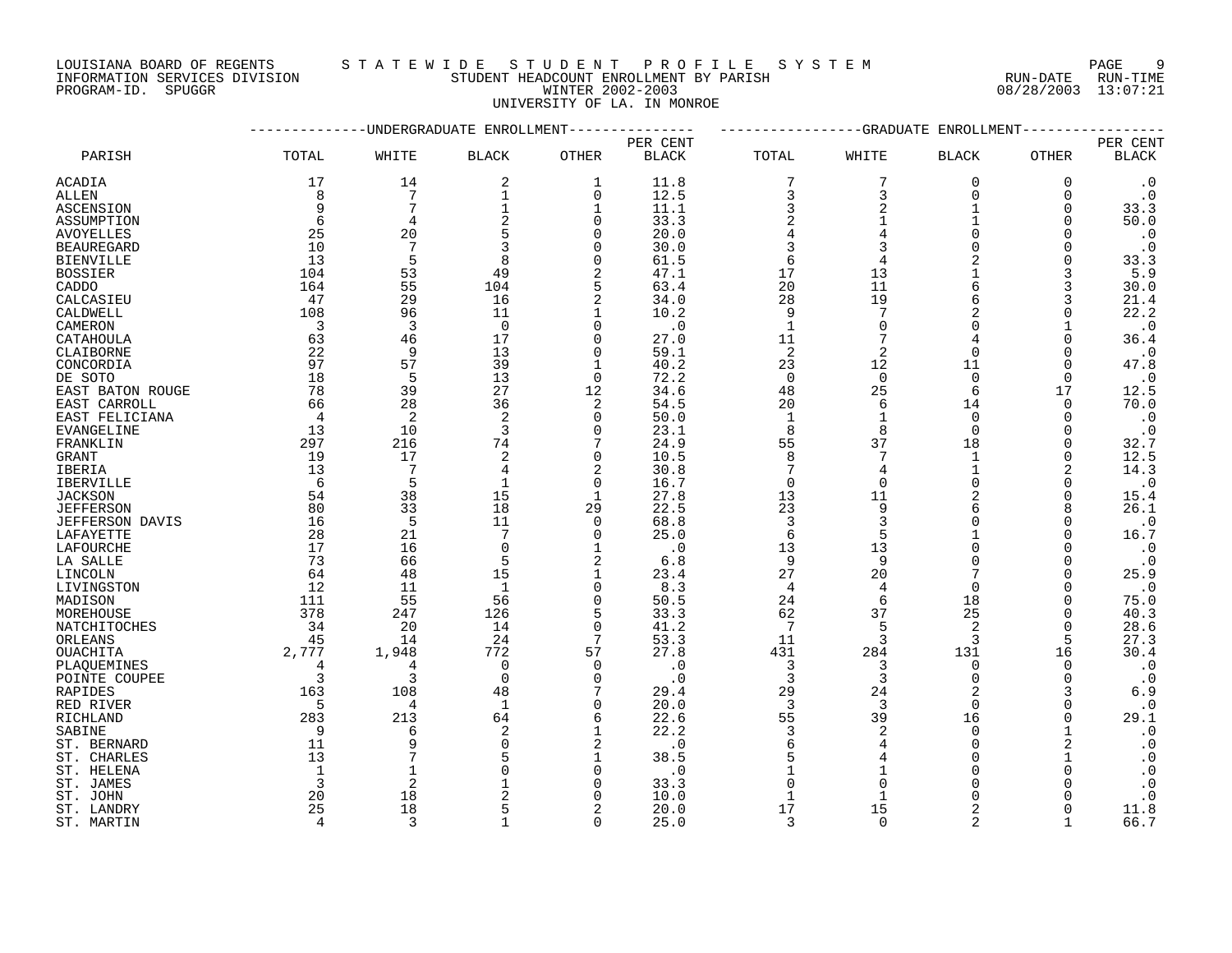LOUISIANA BOARD OF REGENTS — STATEWIDE STUDENT PROFILE SYSTEM
INFORMATION SERVICES DIVISION — STUDENT HEADCOUNT ENROLLMENT BY PARISH — RUN-DATE 08/28/2003 RUN-TIME 13:07:21
PROGRAM-ID. SPUGGR — WINTER 2002-2003

UNIVERSITY OF LA. IN MONROE

| | UNDERGRADUATE ENROLLMENT | | | | | GRADUATE ENROLLMENT | | | | |
|---|---|---|---|---|---|---|---|---|---|---|
| PARISH | TOTAL | WHITE | BLACK | OTHER | PER CENT BLACK | TOTAL | WHITE | BLACK | OTHER | PER CENT BLACK |
| ACADIA | 17 | 14 | 2 | 1 | 11.8 | 7 | 7 | 0 | 0 | .0 |
| ALLEN | 8 | 7 | 1 | 0 | 12.5 | 3 | 3 | 0 | 0 | .0 |
| ASCENSION | 9 | 7 | 1 | 1 | 11.1 | 3 | 2 | 1 | 0 | 33.3 |
| ASSUMPTION | 6 | 4 | 2 | 0 | 33.3 | 2 | 1 | 1 | 0 | 50.0 |
| AVOYELLES | 25 | 20 | 5 | 0 | 20.0 | 4 | 4 | 0 | 0 | .0 |
| BEAUREGARD | 10 | 7 | 3 | 0 | 30.0 | 3 | 3 | 0 | 0 | .0 |
| BIENVILLE | 13 | 5 | 8 | 0 | 61.5 | 6 | 4 | 2 | 0 | 33.3 |
| BOSSIER | 104 | 53 | 49 | 2 | 47.1 | 17 | 13 | 1 | 3 | 5.9 |
| CADDO | 164 | 55 | 104 | 5 | 63.4 | 20 | 11 | 6 | 3 | 30.0 |
| CALCASIEU | 47 | 29 | 16 | 2 | 34.0 | 28 | 19 | 6 | 3 | 21.4 |
| CALDWELL | 108 | 96 | 11 | 1 | 10.2 | 9 | 7 | 2 | 0 | 22.2 |
| CAMERON | 3 | 3 | 0 | 0 | .0 | 1 | 0 | 0 | 1 | .0 |
| CATAHOULA | 63 | 46 | 17 | 0 | 27.0 | 11 | 7 | 4 | 0 | 36.4 |
| CLAIBORNE | 22 | 9 | 13 | 0 | 59.1 | 2 | 2 | 0 | 0 | .0 |
| CONCORDIA | 97 | 57 | 39 | 1 | 40.2 | 23 | 12 | 11 | 0 | 47.8 |
| DE SOTO | 18 | 5 | 13 | 0 | 72.2 | 0 | 0 | 0 | 0 | .0 |
| EAST BATON ROUGE | 78 | 39 | 27 | 12 | 34.6 | 48 | 25 | 6 | 17 | 12.5 |
| EAST CARROLL | 66 | 28 | 36 | 2 | 54.5 | 20 | 6 | 14 | 0 | 70.0 |
| EAST FELICIANA | 4 | 2 | 2 | 0 | 50.0 | 1 | 1 | 0 | 0 | .0 |
| EVANGELINE | 13 | 10 | 3 | 0 | 23.1 | 8 | 8 | 0 | 0 | .0 |
| FRANKLIN | 297 | 216 | 74 | 7 | 24.9 | 55 | 37 | 18 | 0 | 32.7 |
| GRANT | 19 | 17 | 2 | 0 | 10.5 | 8 | 7 | 1 | 0 | 12.5 |
| IBERIA | 13 | 7 | 4 | 2 | 30.8 | 7 | 4 | 1 | 2 | 14.3 |
| IBERVILLE | 6 | 5 | 1 | 0 | 16.7 | 0 | 0 | 0 | 0 | .0 |
| JACKSON | 54 | 38 | 15 | 1 | 27.8 | 13 | 11 | 2 | 0 | 15.4 |
| JEFFERSON | 80 | 33 | 18 | 29 | 22.5 | 23 | 9 | 6 | 8 | 26.1 |
| JEFFERSON DAVIS | 16 | 5 | 11 | 0 | 68.8 | 3 | 3 | 0 | 0 | .0 |
| LAFAYETTE | 28 | 21 | 7 | 0 | 25.0 | 6 | 5 | 1 | 0 | 16.7 |
| LAFOURCHE | 17 | 16 | 0 | 1 | .0 | 13 | 13 | 0 | 0 | .0 |
| LA SALLE | 73 | 66 | 5 | 2 | 6.8 | 9 | 9 | 0 | 0 | .0 |
| LINCOLN | 64 | 48 | 15 | 1 | 23.4 | 27 | 20 | 7 | 0 | 25.9 |
| LIVINGSTON | 12 | 11 | 1 | 0 | 8.3 | 4 | 4 | 0 | 0 | .0 |
| MADISON | 111 | 55 | 56 | 0 | 50.5 | 24 | 6 | 18 | 0 | 75.0 |
| MOREHOUSE | 378 | 247 | 126 | 5 | 33.3 | 62 | 37 | 25 | 0 | 40.3 |
| NATCHITOCHES | 34 | 20 | 14 | 0 | 41.2 | 7 | 5 | 2 | 0 | 28.6 |
| ORLEANS | 45 | 14 | 24 | 7 | 53.3 | 11 | 3 | 3 | 5 | 27.3 |
| OUACHITA | 2,777 | 1,948 | 772 | 57 | 27.8 | 431 | 284 | 131 | 16 | 30.4 |
| PLAQUEMINES | 4 | 4 | 0 | 0 | .0 | 3 | 3 | 0 | 0 | .0 |
| POINTE COUPEE | 3 | 3 | 0 | 0 | .0 | 3 | 3 | 0 | 0 | .0 |
| RAPIDES | 163 | 108 | 48 | 7 | 29.4 | 29 | 24 | 2 | 3 | 6.9 |
| RED RIVER | 5 | 4 | 1 | 0 | 20.0 | 3 | 3 | 0 | 0 | .0 |
| RICHLAND | 283 | 213 | 64 | 6 | 22.6 | 55 | 39 | 16 | 0 | 29.1 |
| SABINE | 9 | 6 | 2 | 1 | 22.2 | 3 | 2 | 0 | 1 | .0 |
| ST. BERNARD | 11 | 9 | 0 | 2 | .0 | 6 | 4 | 0 | 2 | .0 |
| ST. CHARLES | 13 | 7 | 5 | 1 | 38.5 | 5 | 4 | 0 | 1 | .0 |
| ST. HELENA | 1 | 1 | 0 | 0 | .0 | 1 | 1 | 0 | 0 | .0 |
| ST. JAMES | 3 | 2 | 1 | 0 | 33.3 | 0 | 0 | 0 | 0 | .0 |
| ST. JOHN | 20 | 18 | 2 | 0 | 10.0 | 1 | 1 | 0 | 0 | .0 |
| ST. LANDRY | 25 | 18 | 5 | 2 | 20.0 | 17 | 15 | 2 | 0 | 11.8 |
| ST. MARTIN | 4 | 3 | 1 | 0 | 25.0 | 3 | 0 | 2 | 1 | 66.7 |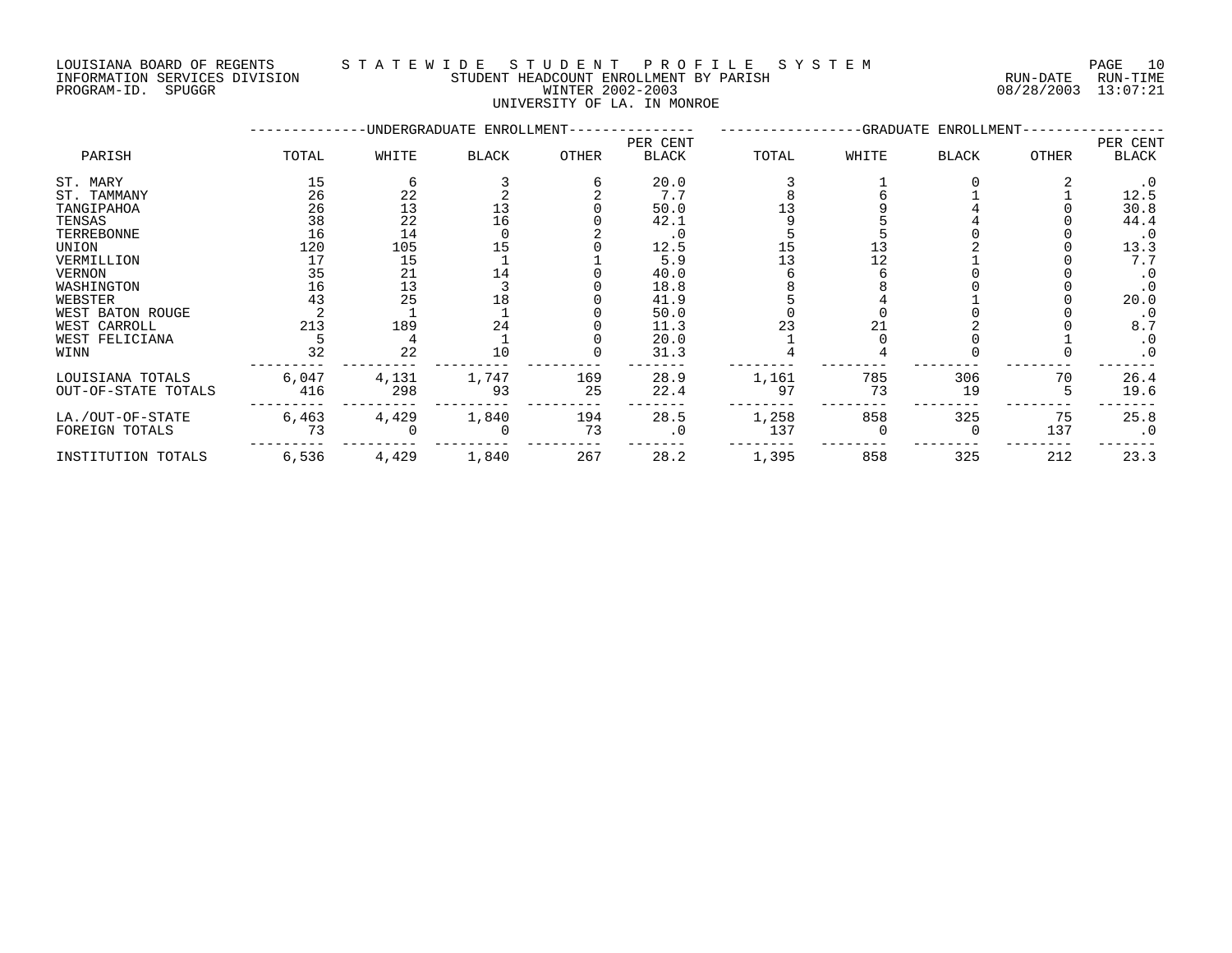LOUISIANA BOARD OF REGENTS — STATEWIDE STUDENT PROFILE SYSTEM
INFORMATION SERVICES DIVISION — STUDENT HEADCOUNT ENROLLMENT BY PARISH — RUN-DATE 08/28/2003 RUN-TIME 13:07:21
PROGRAM-ID. SPUGGR — WINTER 2002-2003

UNIVERSITY OF LA. IN MONROE

| PARISH | UNDERGRADUATE ENROLLMENT | | | | | GRADUATE ENROLLMENT | | | | |
|---|---|---|---|---|---|---|---|---|---|---|
| | TOTAL | WHITE | BLACK | OTHER | PER CENT BLACK | TOTAL | WHITE | BLACK | OTHER | PER CENT BLACK |
| ST. MARY | 15 | 6 | 3 | 6 | 20.0 | 3 | 1 | 0 | 2 | .0 |
| ST. TAMMANY | 26 | 22 | 2 | 2 | 7.7 | 8 | 6 | 1 | 1 | 12.5 |
| TANGIPAHOA | 26 | 13 | 13 | 0 | 50.0 | 13 | 9 | 4 | 0 | 30.8 |
| TENSAS | 38 | 22 | 16 | 0 | 42.1 | 9 | 5 | 4 | 0 | 44.4 |
| TERREBONNE | 16 | 14 | 0 | 2 | .0 | 5 | 5 | 0 | 0 | .0 |
| UNION | 120 | 105 | 15 | 0 | 12.5 | 15 | 13 | 2 | 0 | 13.3 |
| VERMILLION | 17 | 15 | 1 | 1 | 5.9 | 13 | 12 | 1 | 0 | 7.7 |
| VERNON | 35 | 21 | 14 | 0 | 40.0 | 6 | 6 | 0 | 0 | .0 |
| WASHINGTON | 16 | 13 | 3 | 0 | 18.8 | 8 | 8 | 0 | 0 | .0 |
| WEBSTER | 43 | 25 | 18 | 0 | 41.9 | 5 | 4 | 1 | 0 | 20.0 |
| WEST BATON ROUGE | 2 | 1 | 1 | 0 | 50.0 | 0 | 0 | 0 | 0 | .0 |
| WEST CARROLL | 213 | 189 | 24 | 0 | 11.3 | 23 | 21 | 2 | 0 | 8.7 |
| WEST FELICIANA | 5 | 4 | 1 | 0 | 20.0 | 1 | 0 | 0 | 1 | .0 |
| WINN | 32 | 22 | 10 | 0 | 31.3 | 4 | 4 | 0 | 0 | .0 |
| LOUISIANA TOTALS | 6,047 | 4,131 | 1,747 | 169 | 28.9 | 1,161 | 785 | 306 | 70 | 26.4 |
| OUT-OF-STATE TOTALS | 416 | 298 | 93 | 25 | 22.4 | 97 | 73 | 19 | 5 | 19.6 |
| LA./OUT-OF-STATE | 6,463 | 4,429 | 1,840 | 194 | 28.5 | 1,258 | 858 | 325 | 75 | 25.8 |
| FOREIGN TOTALS | 73 | 0 | 0 | 73 | .0 | 137 | 0 | 0 | 137 | .0 |
| INSTITUTION TOTALS | 6,536 | 4,429 | 1,840 | 267 | 28.2 | 1,395 | 858 | 325 | 212 | 23.3 |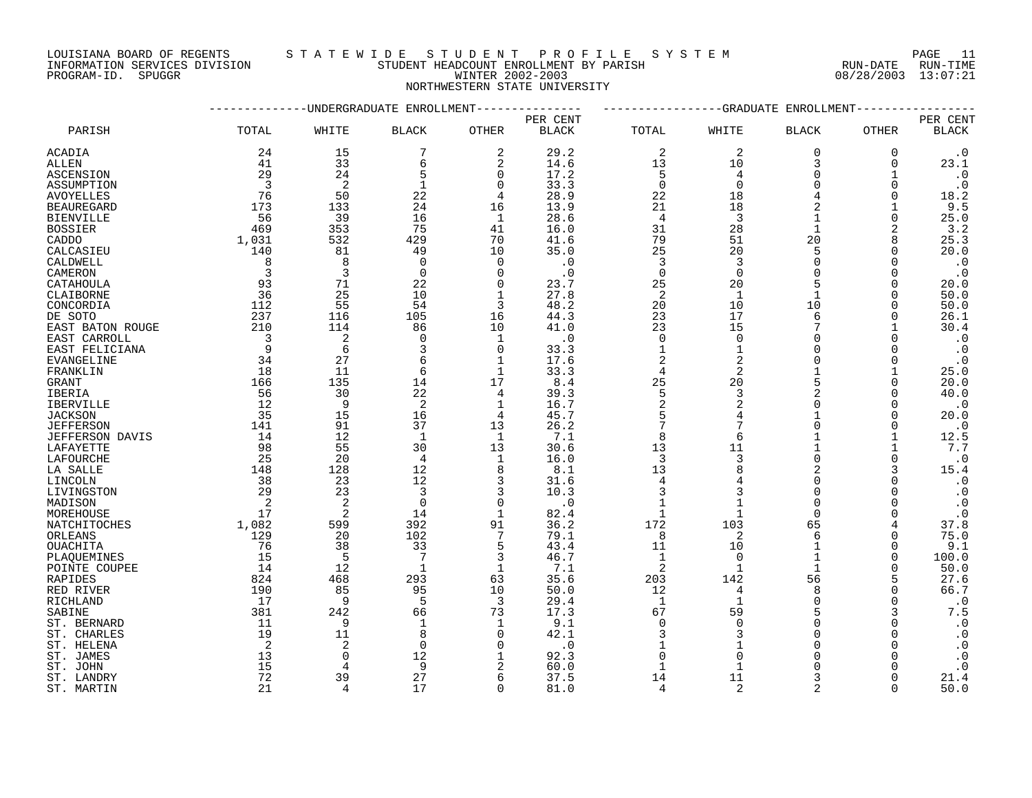LOUISIANA BOARD OF REGENTS — STATEWIDE STUDENT PROFILE SYSTEM
INFORMATION SERVICES DIVISION — STUDENT HEADCOUNT ENROLLMENT BY PARISH — RUN-DATE 08/28/2003 RUN-TIME 13:07:21
PROGRAM-ID. SPUGGR — WINTER 2002-2003

NORTHWESTERN STATE UNIVERSITY

| PARISH | UNDERGRADUATE ENROLLMENT TOTAL | WHITE | BLACK | OTHER | PER CENT BLACK | GRADUATE ENROLLMENT TOTAL | WHITE | BLACK | OTHER | PER CENT BLACK |
|---|---|---|---|---|---|---|---|---|---|---|
| ACADIA | 24 | 15 | 7 | 2 | 29.2 | 2 | 2 | 0 | 0 | .0 |
| ALLEN | 41 | 33 | 6 | 2 | 14.6 | 13 | 10 | 3 | 0 | 23.1 |
| ASCENSION | 29 | 24 | 5 | 0 | 17.2 | 5 | 4 | 0 | 1 | .0 |
| ASSUMPTION | 3 | 2 | 1 | 0 | 33.3 | 0 | 0 | 0 | 0 | .0 |
| AVOYELLES | 76 | 50 | 22 | 4 | 28.9 | 22 | 18 | 4 | 0 | 18.2 |
| BEAUREGARD | 173 | 133 | 24 | 16 | 13.9 | 21 | 18 | 2 | 1 | 9.5 |
| BIENVILLE | 56 | 39 | 16 | 1 | 28.6 | 4 | 3 | 1 | 0 | 25.0 |
| BOSSIER | 469 | 353 | 75 | 41 | 16.0 | 31 | 28 | 1 | 2 | 3.2 |
| CADDO | 1,031 | 532 | 429 | 70 | 41.6 | 79 | 51 | 20 | 8 | 25.3 |
| CALCASIEU | 140 | 81 | 49 | 10 | 35.0 | 25 | 20 | 5 | 0 | 20.0 |
| CALDWELL | 8 | 8 | 0 | 0 | .0 | 3 | 3 | 0 | 0 | .0 |
| CAMERON | 3 | 3 | 0 | 0 | .0 | 0 | 0 | 0 | 0 | .0 |
| CATAHOULA | 93 | 71 | 22 | 0 | 23.7 | 25 | 20 | 5 | 0 | 20.0 |
| CLAIBORNE | 36 | 25 | 10 | 1 | 27.8 | 2 | 1 | 1 | 0 | 50.0 |
| CONCORDIA | 112 | 55 | 54 | 3 | 48.2 | 20 | 10 | 10 | 0 | 50.0 |
| DE SOTO | 237 | 116 | 105 | 16 | 44.3 | 23 | 17 | 6 | 0 | 26.1 |
| EAST BATON ROUGE | 210 | 114 | 86 | 10 | 41.0 | 23 | 15 | 7 | 1 | 30.4 |
| EAST CARROLL | 3 | 2 | 0 | 1 | .0 | 0 | 0 | 0 | 0 | .0 |
| EAST FELICIANA | 9 | 6 | 3 | 0 | 33.3 | 1 | 1 | 0 | 0 | .0 |
| EVANGELINE | 34 | 27 | 6 | 1 | 17.6 | 2 | 2 | 0 | 0 | .0 |
| FRANKLIN | 18 | 11 | 6 | 1 | 33.3 | 4 | 2 | 1 | 1 | 25.0 |
| GRANT | 166 | 135 | 14 | 17 | 8.4 | 25 | 20 | 5 | 0 | 20.0 |
| IBERIA | 56 | 30 | 22 | 4 | 39.3 | 5 | 3 | 2 | 0 | 40.0 |
| IBERVILLE | 12 | 9 | 2 | 1 | 16.7 | 2 | 2 | 0 | 0 | .0 |
| JACKSON | 35 | 15 | 16 | 4 | 45.7 | 5 | 4 | 1 | 0 | 20.0 |
| JEFFERSON | 141 | 91 | 37 | 13 | 26.2 | 7 | 7 | 0 | 0 | .0 |
| JEFFERSON DAVIS | 14 | 12 | 1 | 1 | 7.1 | 8 | 6 | 1 | 1 | 12.5 |
| LAFAYETTE | 98 | 55 | 30 | 13 | 30.6 | 13 | 11 | 1 | 1 | 7.7 |
| LAFOURCHE | 25 | 20 | 4 | 1 | 16.0 | 3 | 3 | 0 | 0 | .0 |
| LA SALLE | 148 | 128 | 12 | 8 | 8.1 | 13 | 8 | 2 | 3 | 15.4 |
| LINCOLN | 38 | 23 | 12 | 3 | 31.6 | 4 | 4 | 0 | 0 | .0 |
| LIVINGSTON | 29 | 23 | 3 | 3 | 10.3 | 3 | 3 | 0 | 0 | .0 |
| MADISON | 2 | 2 | 0 | 0 | .0 | 1 | 1 | 0 | 0 | .0 |
| MOREHOUSE | 17 | 2 | 14 | 1 | 82.4 | 1 | 1 | 0 | 0 | .0 |
| NATCHITOCHES | 1,082 | 599 | 392 | 91 | 36.2 | 172 | 103 | 65 | 4 | 37.8 |
| ORLEANS | 129 | 20 | 102 | 7 | 79.1 | 8 | 2 | 6 | 0 | 75.0 |
| OUACHITA | 76 | 38 | 33 | 5 | 43.4 | 11 | 10 | 1 | 0 | 9.1 |
| PLAQUEMINES | 15 | 5 | 7 | 3 | 46.7 | 1 | 0 | 1 | 0 | 100.0 |
| POINTE COUPEE | 14 | 12 | 1 | 1 | 7.1 | 2 | 1 | 1 | 0 | 50.0 |
| RAPIDES | 824 | 468 | 293 | 63 | 35.6 | 203 | 142 | 56 | 5 | 27.6 |
| RED RIVER | 190 | 85 | 95 | 10 | 50.0 | 12 | 4 | 8 | 0 | 66.7 |
| RICHLAND | 17 | 9 | 5 | 3 | 29.4 | 1 | 1 | 0 | 0 | .0 |
| SABINE | 381 | 242 | 66 | 73 | 17.3 | 67 | 59 | 5 | 3 | 7.5 |
| ST. BERNARD | 11 | 9 | 1 | 1 | 9.1 | 0 | 0 | 0 | 0 | .0 |
| ST. CHARLES | 19 | 11 | 8 | 0 | 42.1 | 3 | 3 | 0 | 0 | .0 |
| ST. HELENA | 2 | 2 | 0 | 0 | .0 | 1 | 1 | 0 | 0 | .0 |
| ST. JAMES | 13 | 0 | 12 | 1 | 92.3 | 0 | 0 | 0 | 0 | .0 |
| ST. JOHN | 15 | 4 | 9 | 2 | 60.0 | 1 | 1 | 0 | 0 | .0 |
| ST. LANDRY | 72 | 39 | 27 | 6 | 37.5 | 14 | 11 | 3 | 0 | 21.4 |
| ST. MARTIN | 21 | 4 | 17 | 0 | 81.0 | 4 | 2 | 2 | 0 | 50.0 |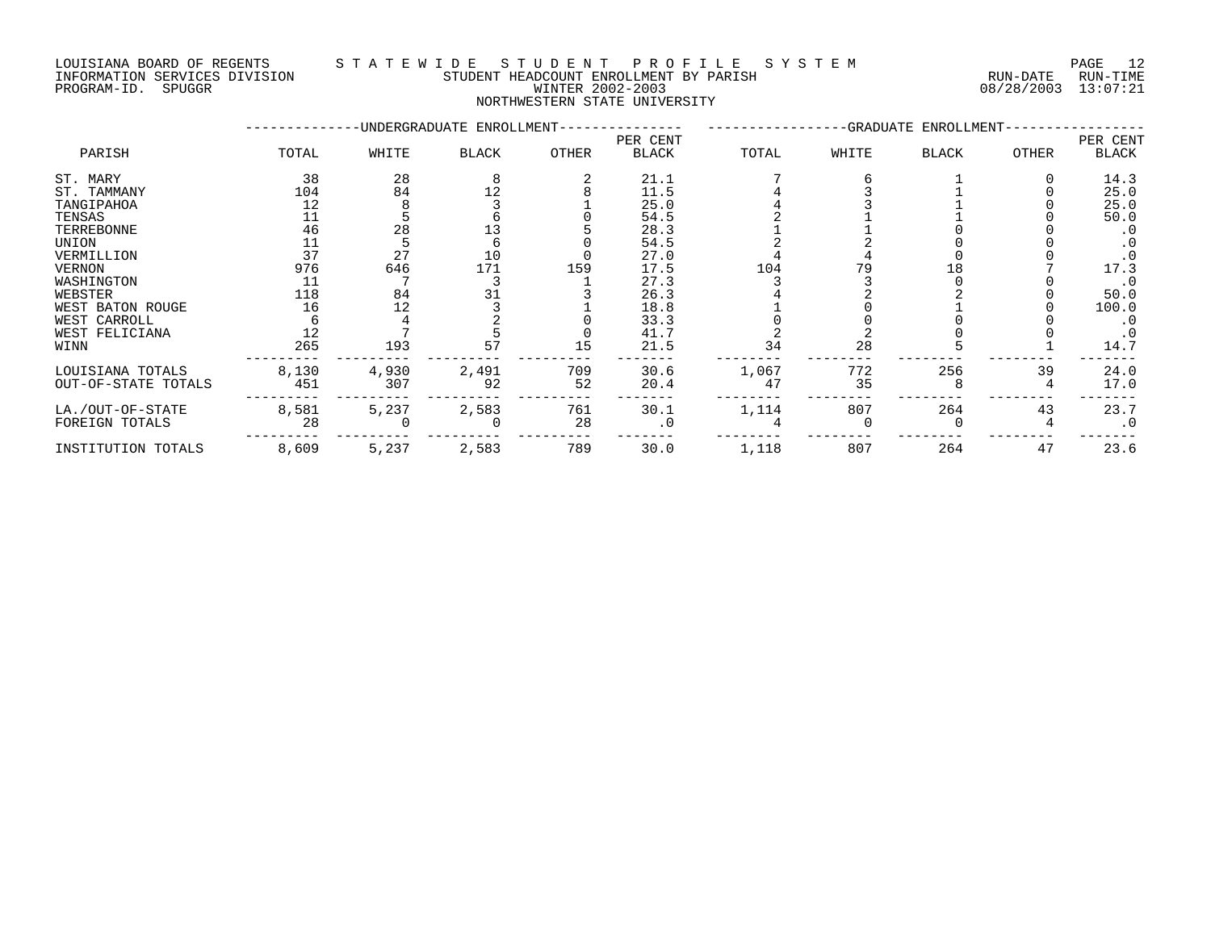LOUISIANA BOARD OF REGENTS
INFORMATION SERVICES DIVISION
PROGRAM-ID. SPUGGR

STATEWIDE STUDENT PROFILE SYSTEM
STUDENT HEADCOUNT ENROLLMENT BY PARISH
WINTER 2002-2003
NORTHWESTERN STATE UNIVERSITY

RUN-DATE 08/28/2003 RUN-TIME 13:07:21

| PARISH | UNDERGRADUATE ENROLLMENT TOTAL | WHITE | BLACK | OTHER | PER CENT BLACK | GRADUATE ENROLLMENT TOTAL | WHITE | BLACK | OTHER | PER CENT BLACK |
|---|---|---|---|---|---|---|---|---|---|---|
| ST. MARY | 38 | 28 | 8 | 2 | 21.1 | 7 | 6 | 1 | 0 | 14.3 |
| ST. TAMMANY | 104 | 84 | 12 | 8 | 11.5 | 4 | 3 | 1 | 0 | 25.0 |
| TANGIPAHOA | 12 | 8 | 3 | 1 | 25.0 | 4 | 3 | 1 | 0 | 25.0 |
| TENSAS | 11 | 5 | 6 | 0 | 54.5 | 2 | 1 | 1 | 0 | 50.0 |
| TERREBONNE | 46 | 28 | 13 | 5 | 28.3 | 1 | 1 | 0 | 0 | .0 |
| UNION | 11 | 5 | 6 | 0 | 54.5 | 2 | 2 | 0 | 0 | .0 |
| VERMILLION | 37 | 27 | 10 | 0 | 27.0 | 4 | 4 | 0 | 0 | .0 |
| VERNON | 976 | 646 | 171 | 159 | 17.5 | 104 | 79 | 18 | 7 | 17.3 |
| WASHINGTON | 11 | 7 | 3 | 1 | 27.3 | 3 | 3 | 0 | 0 | .0 |
| WEBSTER | 118 | 84 | 31 | 3 | 26.3 | 4 | 2 | 2 | 0 | 50.0 |
| WEST BATON ROUGE | 16 | 12 | 3 | 1 | 18.8 | 1 | 0 | 1 | 0 | 100.0 |
| WEST CARROLL | 6 | 4 | 2 | 0 | 33.3 | 0 | 0 | 0 | 0 | .0 |
| WEST FELICIANA | 12 | 7 | 5 | 0 | 41.7 | 2 | 2 | 0 | 0 | .0 |
| WINN | 265 | 193 | 57 | 15 | 21.5 | 34 | 28 | 5 | 1 | 14.7 |
| LOUISIANA TOTALS | 8,130 | 4,930 | 2,491 | 709 | 30.6 | 1,067 | 772 | 256 | 39 | 24.0 |
| OUT-OF-STATE TOTALS | 451 | 307 | 92 | 52 | 20.4 | 47 | 35 | 8 | 4 | 17.0 |
| LA./OUT-OF-STATE | 8,581 | 5,237 | 2,583 | 761 | 30.1 | 1,114 | 807 | 264 | 43 | 23.7 |
| FOREIGN TOTALS | 28 | 0 | 0 | 28 | .0 | 4 | 0 | 0 | 4 | .0 |
| INSTITUTION TOTALS | 8,609 | 5,237 | 2,583 | 789 | 30.0 | 1,118 | 807 | 264 | 47 | 23.6 |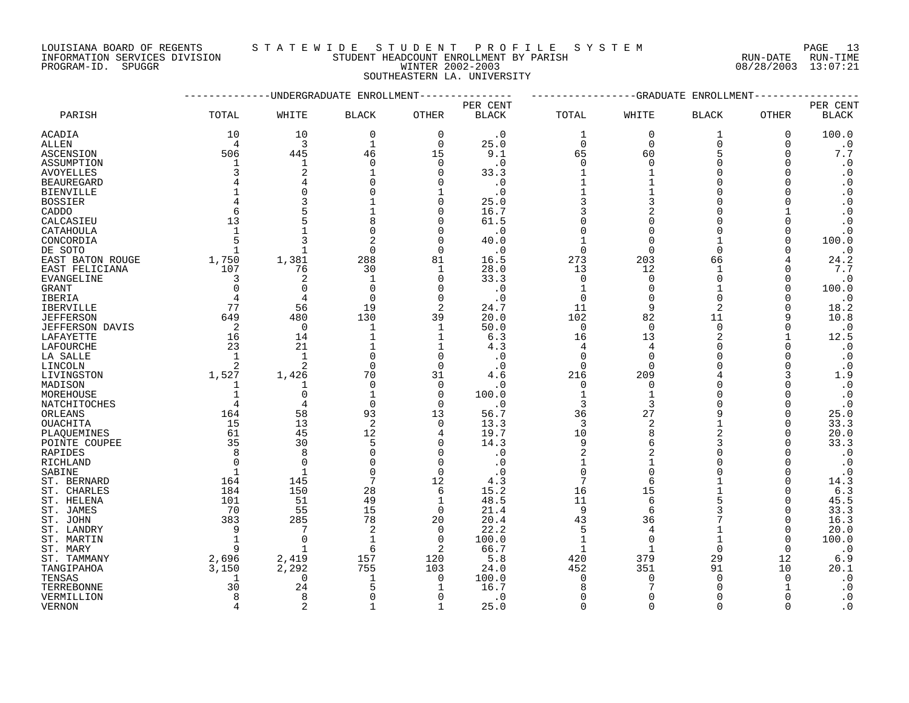LOUISIANA BOARD OF REGENTS — STATEWIDE STUDENT PROFILE SYSTEM
INFORMATION SERVICES DIVISION — STUDENT HEADCOUNT ENROLLMENT BY PARISH — RUN-DATE 08/28/2003 RUN-TIME 13:07:21
PROGRAM-ID. SPUGGR — WINTER 2002-2003

SOUTHEASTERN LA. UNIVERSITY

| PARISH | UNDERGRADUATE ENROLLMENT TOTAL | WHITE | BLACK | OTHER | PER CENT BLACK | GRADUATE ENROLLMENT TOTAL | WHITE | BLACK | OTHER | PER CENT BLACK |
|---|---|---|---|---|---|---|---|---|---|---|
| ACADIA | 10 | 10 | 0 | 0 | .0 | 1 | 0 | 1 | 0 | 100.0 |
| ALLEN | 4 | 3 | 1 | 0 | 25.0 | 0 | 0 | 0 | 0 | .0 |
| ASCENSION | 506 | 445 | 46 | 15 | 9.1 | 65 | 60 | 5 | 0 | 7.7 |
| ASSUMPTION | 1 | 1 | 0 | 0 | .0 | 0 | 0 | 0 | 0 | .0 |
| AVOYELLES | 3 | 2 | 1 | 0 | 33.3 | 1 | 1 | 0 | 0 | .0 |
| BEAUREGARD | 4 | 4 | 0 | 0 | .0 | 1 | 1 | 0 | 0 | .0 |
| BIENVILLE | 1 | 0 | 0 | 1 | .0 | 1 | 1 | 0 | 0 | .0 |
| BOSSIER | 4 | 3 | 1 | 0 | 25.0 | 3 | 3 | 0 | 0 | .0 |
| CADDO | 6 | 5 | 1 | 0 | 16.7 | 3 | 2 | 0 | 1 | .0 |
| CALCASIEU | 13 | 5 | 8 | 0 | 61.5 | 0 | 0 | 0 | 0 | .0 |
| CATAHOULA | 1 | 1 | 0 | 0 | .0 | 0 | 0 | 0 | 0 | .0 |
| CONCORDIA | 5 | 3 | 2 | 0 | 40.0 | 1 | 0 | 1 | 0 | 100.0 |
| DE SOTO | 1 | 1 | 0 | 0 | .0 | 0 | 0 | 0 | 0 | .0 |
| EAST BATON ROUGE | 1,750 | 1,381 | 288 | 81 | 16.5 | 273 | 203 | 66 | 4 | 24.2 |
| EAST FELICIANA | 107 | 76 | 30 | 1 | 28.0 | 13 | 12 | 1 | 0 | 7.7 |
| EVANGELINE | 3 | 2 | 1 | 0 | 33.3 | 0 | 0 | 0 | 0 | .0 |
| GRANT | 0 | 0 | 0 | 0 | .0 | 1 | 0 | 1 | 0 | 100.0 |
| IBERIA | 4 | 4 | 0 | 0 | .0 | 0 | 0 | 0 | 0 | .0 |
| IBERVILLE | 77 | 56 | 19 | 2 | 24.7 | 11 | 9 | 2 | 0 | 18.2 |
| JEFFERSON | 649 | 480 | 130 | 39 | 20.0 | 102 | 82 | 11 | 9 | 10.8 |
| JEFFERSON DAVIS | 2 | 0 | 1 | 1 | 50.0 | 0 | 0 | 0 | 0 | .0 |
| LAFAYETTE | 16 | 14 | 1 | 1 | 6.3 | 16 | 13 | 2 | 1 | 12.5 |
| LAFOURCHE | 23 | 21 | 1 | 1 | 4.3 | 4 | 4 | 0 | 0 | .0 |
| LA SALLE | 1 | 1 | 0 | 0 | .0 | 0 | 0 | 0 | 0 | .0 |
| LINCOLN | 2 | 2 | 0 | 0 | .0 | 0 | 0 | 0 | 0 | .0 |
| LIVINGSTON | 1,527 | 1,426 | 70 | 31 | 4.6 | 216 | 209 | 4 | 3 | 1.9 |
| MADISON | 1 | 1 | 0 | 0 | .0 | 0 | 0 | 0 | 0 | .0 |
| MOREHOUSE | 1 | 0 | 1 | 0 | 100.0 | 1 | 1 | 0 | 0 | .0 |
| NATCHITOCHES | 4 | 4 | 0 | 0 | .0 | 3 | 3 | 0 | 0 | .0 |
| ORLEANS | 164 | 58 | 93 | 13 | 56.7 | 36 | 27 | 9 | 0 | 25.0 |
| OUACHITA | 15 | 13 | 2 | 0 | 13.3 | 3 | 2 | 1 | 0 | 33.3 |
| PLAQUEMINES | 61 | 45 | 12 | 4 | 19.7 | 10 | 8 | 2 | 0 | 20.0 |
| POINTE COUPEE | 35 | 30 | 5 | 0 | 14.3 | 9 | 6 | 3 | 0 | 33.3 |
| RAPIDES | 8 | 8 | 0 | 0 | .0 | 2 | 2 | 0 | 0 | .0 |
| RICHLAND | 0 | 0 | 0 | 0 | .0 | 1 | 1 | 0 | 0 | .0 |
| SABINE | 1 | 1 | 0 | 0 | .0 | 0 | 0 | 0 | 0 | .0 |
| ST. BERNARD | 164 | 145 | 7 | 12 | 4.3 | 7 | 6 | 1 | 0 | 14.3 |
| ST. CHARLES | 184 | 150 | 28 | 6 | 15.2 | 16 | 15 | 1 | 0 | 6.3 |
| ST. HELENA | 101 | 51 | 49 | 1 | 48.5 | 11 | 6 | 5 | 0 | 45.5 |
| ST. JAMES | 70 | 55 | 15 | 0 | 21.4 | 9 | 6 | 3 | 0 | 33.3 |
| ST. JOHN | 383 | 285 | 78 | 20 | 20.4 | 43 | 36 | 7 | 0 | 16.3 |
| ST. LANDRY | 9 | 7 | 2 | 0 | 22.2 | 5 | 4 | 1 | 0 | 20.0 |
| ST. MARTIN | 1 | 0 | 1 | 0 | 100.0 | 1 | 0 | 1 | 0 | 100.0 |
| ST. MARY | 9 | 1 | 6 | 2 | 66.7 | 1 | 1 | 0 | 0 | .0 |
| ST. TAMMANY | 2,696 | 2,419 | 157 | 120 | 5.8 | 420 | 379 | 29 | 12 | 6.9 |
| TANGIPAHOA | 3,150 | 2,292 | 755 | 103 | 24.0 | 452 | 351 | 91 | 10 | 20.1 |
| TENSAS | 1 | 0 | 1 | 0 | 100.0 | 0 | 0 | 0 | 0 | .0 |
| TERREBONNE | 30 | 24 | 5 | 1 | 16.7 | 8 | 7 | 0 | 1 | .0 |
| VERMILLION | 8 | 8 | 0 | 0 | .0 | 0 | 0 | 0 | 0 | .0 |
| VERNON | 4 | 2 | 1 | 1 | 25.0 | 0 | 0 | 0 | 0 | .0 |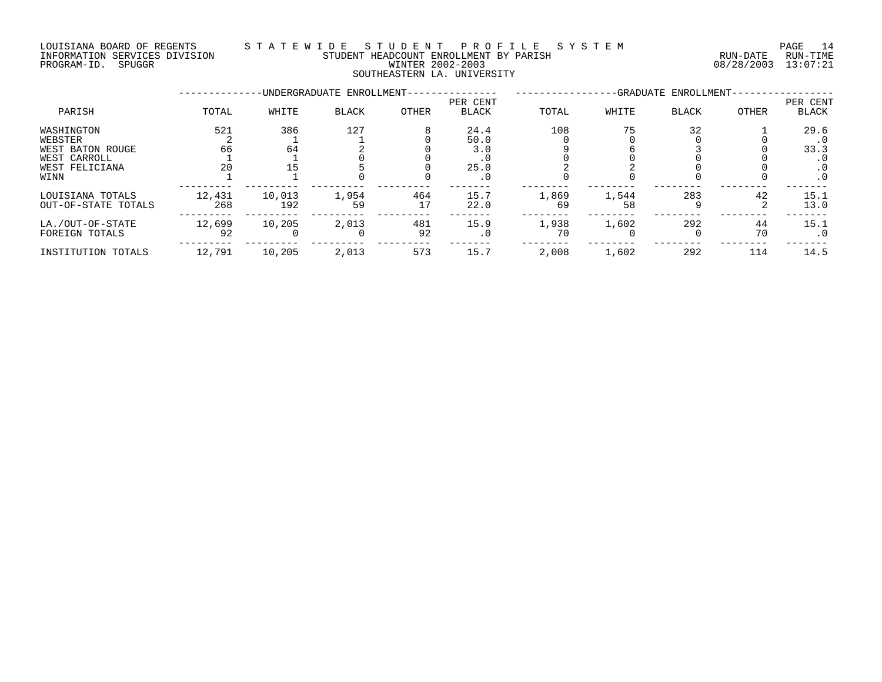LOUISIANA BOARD OF REGENTS
INFORMATION SERVICES DIVISION
PROGRAM-ID. SPUGGR

# STATEWIDE STUDENT PROFILE SYSTEM
## STUDENT HEADCOUNT ENROLLMENT BY PARISH
## WINTER 2002-2003
## SOUTHEASTERN LA. UNIVERSITY

RUN-DATE 08/28/2003 RUN-TIME 13:07:21

| PARISH | UNDERGRADUATE ENROLLMENT TOTAL | WHITE | BLACK | OTHER | PER CENT BLACK | GRADUATE ENROLLMENT TOTAL | WHITE | BLACK | OTHER | PER CENT BLACK |
|---|---|---|---|---|---|---|---|---|---|---|
| WASHINGTON | 521 | 386 | 127 | 8 | 24.4 | 108 | 75 | 32 | 1 | 29.6 |
| WEBSTER | 2 | 1 | 1 | 0 | 50.0 | 0 | 0 | 0 | 0 | .0 |
| WEST BATON ROUGE | 66 | 64 | 2 | 0 | 3.0 | 9 | 6 | 3 | 0 | 33.3 |
| WEST CARROLL | 1 | 1 | 0 | 0 | .0 | 0 | 0 | 0 | 0 | .0 |
| WEST FELICIANA | 20 | 15 | 5 | 0 | 25.0 | 2 | 2 | 0 | 0 | .0 |
| WINN | 1 | 1 | 0 | 0 | .0 | 0 | 0 | 0 | 0 | .0 |
| LOUISIANA TOTALS | 12,431 | 10,013 | 1,954 | 464 | 15.7 | 1,869 | 1,544 | 283 | 42 | 15.1 |
| OUT-OF-STATE TOTALS | 268 | 192 | 59 | 17 | 22.0 | 69 | 58 | 9 | 2 | 13.0 |
| LA./OUT-OF-STATE | 12,699 | 10,205 | 2,013 | 481 | 15.9 | 1,938 | 1,602 | 292 | 44 | 15.1 |
| FOREIGN TOTALS | 92 | 0 | 0 | 92 | .0 | 70 | 0 | 0 | 70 | .0 |
| INSTITUTION TOTALS | 12,791 | 10,205 | 2,013 | 573 | 15.7 | 2,008 | 1,602 | 292 | 114 | 14.5 |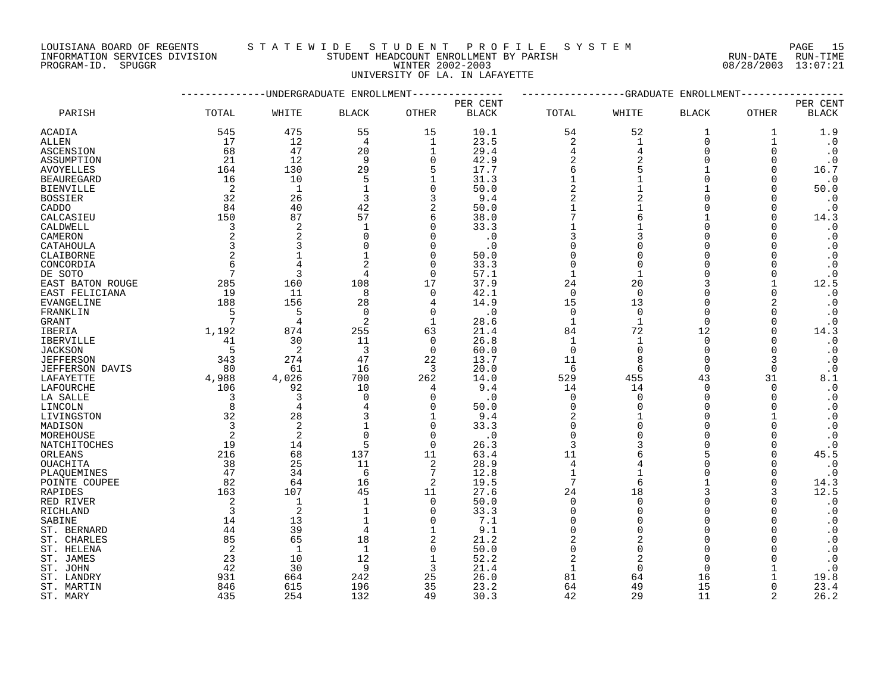LOUISIANA BOARD OF REGENTS — STATEWIDE STUDENT PROFILE SYSTEM
INFORMATION SERVICES DIVISION — STUDENT HEADCOUNT ENROLLMENT BY PARISH
PROGRAM-ID. SPUGGR — WINTER 2002-2003 — RUN-DATE 08/28/2003 RUN-TIME 13:07:21

UNIVERSITY OF LA. IN LAFAYETTE

| PARISH | UNDERGRADUATE ENROLLMENT TOTAL | WHITE | BLACK | OTHER | PER CENT BLACK | GRADUATE ENROLLMENT TOTAL | WHITE | BLACK | OTHER | PER CENT BLACK |
|---|---|---|---|---|---|---|---|---|---|---|
| ACADIA | 545 | 475 | 55 | 15 | 10.1 | 54 | 52 | 1 | 1 | 1.9 |
| ALLEN | 17 | 12 | 4 | 1 | 23.5 | 2 | 1 | 0 | 1 | .0 |
| ASCENSION | 68 | 47 | 20 | 1 | 29.4 | 4 | 4 | 0 | 0 | .0 |
| ASSUMPTION | 21 | 12 | 9 | 0 | 42.9 | 2 | 2 | 0 | 0 | .0 |
| AVOYELLES | 164 | 130 | 29 | 5 | 17.7 | 6 | 5 | 1 | 0 | 16.7 |
| BEAUREGARD | 16 | 10 | 5 | 1 | 31.3 | 1 | 1 | 0 | 0 | .0 |
| BIENVILLE | 2 | 1 | 1 | 0 | 50.0 | 2 | 1 | 1 | 0 | 50.0 |
| BOSSIER | 32 | 26 | 3 | 3 | 9.4 | 2 | 2 | 0 | 0 | .0 |
| CADDO | 84 | 40 | 42 | 2 | 50.0 | 1 | 1 | 0 | 0 | .0 |
| CALCASIEU | 150 | 87 | 57 | 6 | 38.0 | 7 | 6 | 1 | 0 | 14.3 |
| CALDWELL | 3 | 2 | 1 | 0 | 33.3 | 1 | 1 | 0 | 0 | .0 |
| CAMERON | 2 | 2 | 0 | 0 | .0 | 3 | 3 | 0 | 0 | .0 |
| CATAHOULA | 3 | 3 | 0 | 0 | .0 | 0 | 0 | 0 | 0 | .0 |
| CLAIBORNE | 2 | 1 | 1 | 0 | 50.0 | 0 | 0 | 0 | 0 | .0 |
| CONCORDIA | 6 | 4 | 2 | 0 | 33.3 | 0 | 0 | 0 | 0 | .0 |
| DE SOTO | 7 | 3 | 4 | 0 | 57.1 | 1 | 1 | 0 | 0 | .0 |
| EAST BATON ROUGE | 285 | 160 | 108 | 17 | 37.9 | 24 | 20 | 3 | 1 | 12.5 |
| EAST FELICIANA | 19 | 11 | 8 | 0 | 42.1 | 0 | 0 | 0 | 0 | .0 |
| EVANGELINE | 188 | 156 | 28 | 4 | 14.9 | 15 | 13 | 0 | 2 | .0 |
| FRANKLIN | 5 | 5 | 0 | 0 | .0 | 0 | 0 | 0 | 0 | .0 |
| GRANT | 7 | 4 | 2 | 1 | 28.6 | 1 | 1 | 0 | 0 | .0 |
| IBERIA | 1,192 | 874 | 255 | 63 | 21.4 | 84 | 72 | 12 | 0 | 14.3 |
| IBERVILLE | 41 | 30 | 11 | 0 | 26.8 | 1 | 1 | 0 | 0 | .0 |
| JACKSON | 5 | 2 | 3 | 0 | 60.0 | 0 | 0 | 0 | 0 | .0 |
| JEFFERSON | 343 | 274 | 47 | 22 | 13.7 | 11 | 8 | 0 | 3 | .0 |
| JEFFERSON DAVIS | 80 | 61 | 16 | 3 | 20.0 | 6 | 6 | 0 | 0 | .0 |
| LAFAYETTE | 4,988 | 4,026 | 700 | 262 | 14.0 | 529 | 455 | 43 | 31 | 8.1 |
| LAFOURCHE | 106 | 92 | 10 | 4 | 9.4 | 14 | 14 | 0 | 0 | .0 |
| LA SALLE | 3 | 3 | 0 | 0 | .0 | 0 | 0 | 0 | 0 | .0 |
| LINCOLN | 8 | 4 | 4 | 0 | 50.0 | 0 | 0 | 0 | 0 | .0 |
| LIVINGSTON | 32 | 28 | 3 | 1 | 9.4 | 2 | 1 | 0 | 1 | .0 |
| MADISON | 3 | 2 | 1 | 0 | 33.3 | 0 | 0 | 0 | 0 | .0 |
| MOREHOUSE | 2 | 2 | 0 | 0 | .0 | 0 | 0 | 0 | 0 | .0 |
| NATCHITOCHES | 19 | 14 | 5 | 0 | 26.3 | 3 | 3 | 0 | 0 | .0 |
| ORLEANS | 216 | 68 | 137 | 11 | 63.4 | 11 | 6 | 5 | 0 | 45.5 |
| OUACHITA | 38 | 25 | 11 | 2 | 28.9 | 4 | 4 | 0 | 0 | .0 |
| PLAQUEMINES | 47 | 34 | 6 | 7 | 12.8 | 1 | 1 | 0 | 0 | .0 |
| POINTE COUPEE | 82 | 64 | 16 | 2 | 19.5 | 7 | 6 | 1 | 0 | 14.3 |
| RAPIDES | 163 | 107 | 45 | 11 | 27.6 | 24 | 18 | 3 | 3 | 12.5 |
| RED RIVER | 2 | 1 | 1 | 0 | 50.0 | 0 | 0 | 0 | 0 | .0 |
| RICHLAND | 3 | 2 | 1 | 0 | 33.3 | 0 | 0 | 0 | 0 | .0 |
| SABINE | 14 | 13 | 1 | 0 | 7.1 | 0 | 0 | 0 | 0 | .0 |
| ST. BERNARD | 44 | 39 | 4 | 1 | 9.1 | 0 | 0 | 0 | 0 | .0 |
| ST. CHARLES | 85 | 65 | 18 | 2 | 21.2 | 2 | 2 | 0 | 0 | .0 |
| ST. HELENA | 2 | 1 | 1 | 0 | 50.0 | 0 | 0 | 0 | 0 | .0 |
| ST. JAMES | 23 | 10 | 12 | 1 | 52.2 | 2 | 2 | 0 | 0 | .0 |
| ST. JOHN | 42 | 30 | 9 | 3 | 21.4 | 1 | 0 | 0 | 1 | .0 |
| ST. LANDRY | 931 | 664 | 242 | 25 | 26.0 | 81 | 64 | 16 | 1 | 19.8 |
| ST. MARTIN | 846 | 615 | 196 | 35 | 23.2 | 64 | 49 | 15 | 0 | 23.4 |
| ST. MARY | 435 | 254 | 132 | 49 | 30.3 | 42 | 29 | 11 | 2 | 26.2 |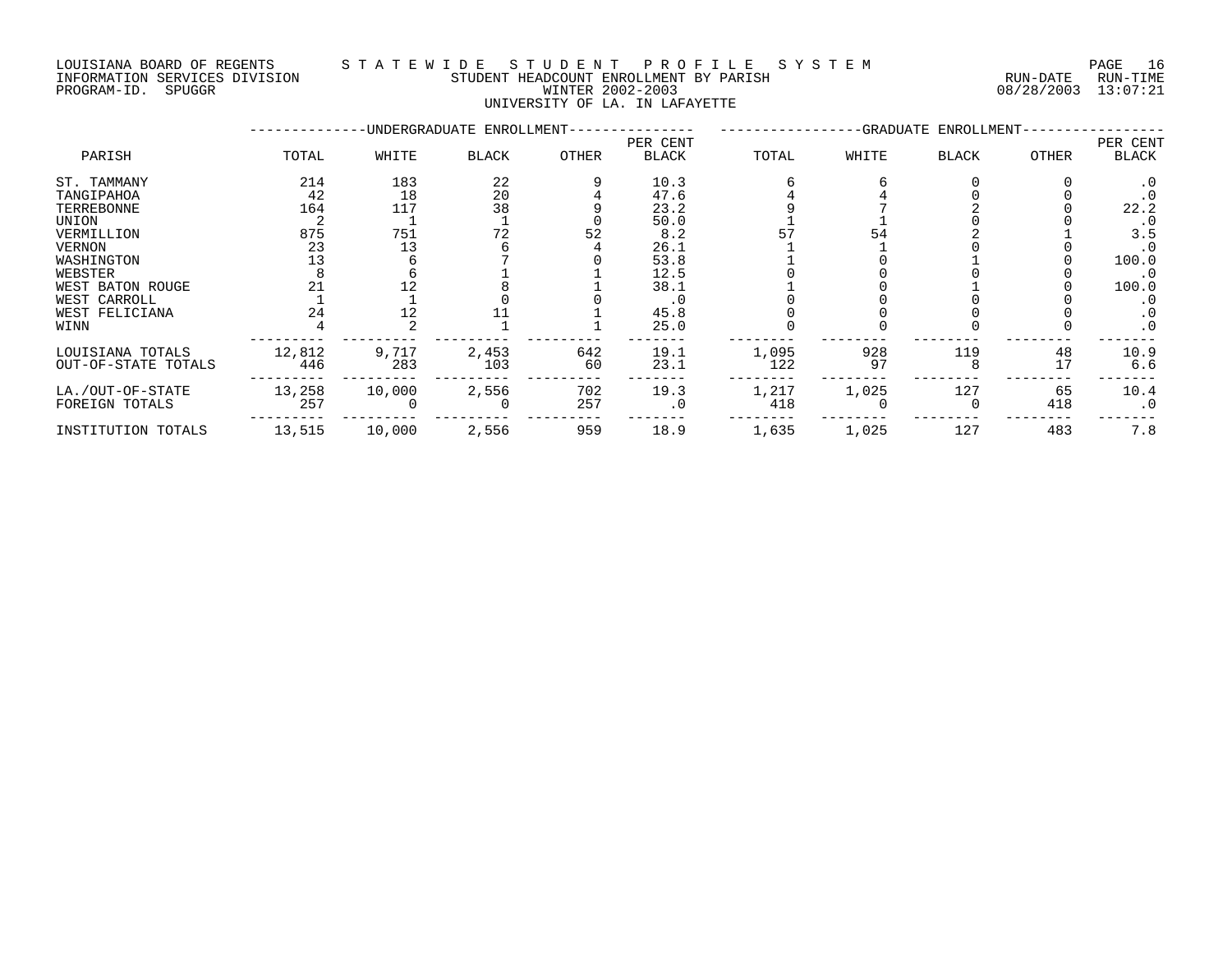LOUISIANA BOARD OF REGENTS — STATEWIDE STUDENT PROFILE SYSTEM
INFORMATION SERVICES DIVISION — STUDENT HEADCOUNT ENROLLMENT BY PARISH — RUN-DATE 08/28/2003 RUN-TIME 13:07:21
PROGRAM-ID. SPUGGR — WINTER 2002-2003

UNIVERSITY OF LA. IN LAFAYETTE

| PARISH | UNDERGRADUATE ENROLLMENT | | | | | GRADUATE ENROLLMENT | | | | |
|---|---|---|---|---|---|---|---|---|---|---|
| | TOTAL | WHITE | BLACK | OTHER | PER CENT BLACK | TOTAL | WHITE | BLACK | OTHER | PER CENT BLACK |
| ST. TAMMANY | 214 | 183 | 22 | 9 | 10.3 | 6 | 6 | 0 | 0 | .0 |
| TANGIPAHOA | 42 | 18 | 20 | 4 | 47.6 | 4 | 4 | 0 | 0 | .0 |
| TERREBONNE | 164 | 117 | 38 | 9 | 23.2 | 9 | 7 | 2 | 0 | 22.2 |
| UNION | 2 | 1 | 1 | 0 | 50.0 | 1 | 1 | 0 | 0 | .0 |
| VERMILLION | 875 | 751 | 72 | 52 | 8.2 | 57 | 54 | 2 | 1 | 3.5 |
| VERNON | 23 | 13 | 6 | 4 | 26.1 | 1 | 1 | 0 | 0 | .0 |
| WASHINGTON | 13 | 6 | 7 | 0 | 53.8 | 1 | 0 | 1 | 0 | 100.0 |
| WEBSTER | 8 | 6 | 1 | 1 | 12.5 | 0 | 0 | 0 | 0 | .0 |
| WEST BATON ROUGE | 21 | 12 | 8 | 1 | 38.1 | 1 | 0 | 1 | 0 | 100.0 |
| WEST CARROLL | 1 | 1 | 0 | 0 | .0 | 0 | 0 | 0 | 0 | .0 |
| WEST FELICIANA | 24 | 12 | 11 | 1 | 45.8 | 0 | 0 | 0 | 0 | .0 |
| WINN | 4 | 2 | 1 | 1 | 25.0 | 0 | 0 | 0 | 0 | .0 |
| LOUISIANA TOTALS | 12,812 | 9,717 | 2,453 | 642 | 19.1 | 1,095 | 928 | 119 | 48 | 10.9 |
| OUT-OF-STATE TOTALS | 446 | 283 | 103 | 60 | 23.1 | 122 | 97 | 8 | 17 | 6.6 |
| LA./OUT-OF-STATE | 13,258 | 10,000 | 2,556 | 702 | 19.3 | 1,217 | 1,025 | 127 | 65 | 10.4 |
| FOREIGN TOTALS | 257 | 0 | 0 | 257 | .0 | 418 | 0 | 0 | 418 | .0 |
| INSTITUTION TOTALS | 13,515 | 10,000 | 2,556 | 959 | 18.9 | 1,635 | 1,025 | 127 | 483 | 7.8 |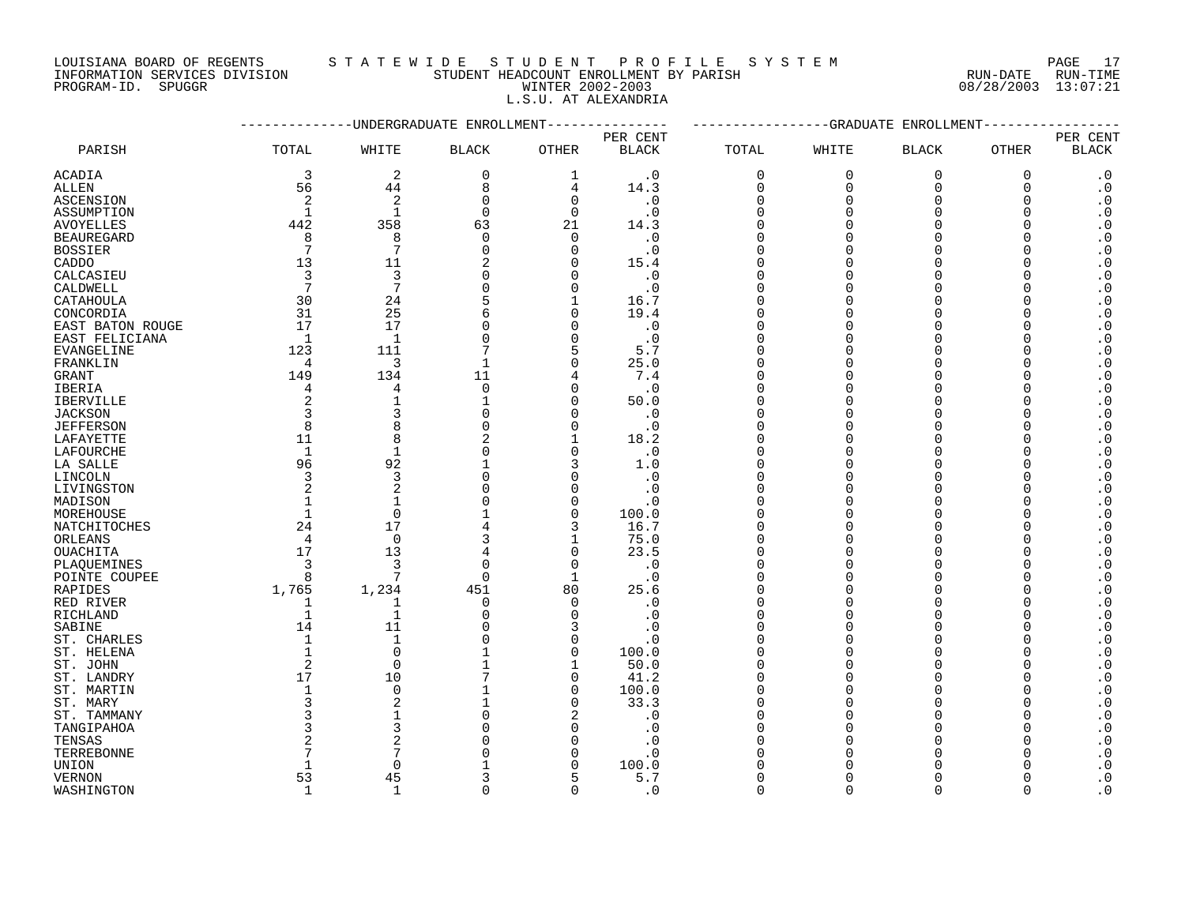LOUISIANA BOARD OF REGENTS — STATEWIDE STUDENT PROFILE SYSTEM
INFORMATION SERVICES DIVISION — STUDENT HEADCOUNT ENROLLMENT BY PARISH — RUN-DATE 08/28/2003 RUN-TIME 13:07:21
PROGRAM-ID. SPUGGR — WINTER 2002-2003

L.S.U. AT ALEXANDRIA

| PARISH | UNDERGRADUATE ENROLLMENT | | | | | GRADUATE ENROLLMENT | | | | |
|---|---|---|---|---|---|---|---|---|---|---|
| | TOTAL | WHITE | BLACK | OTHER | PER CENT BLACK | TOTAL | WHITE | BLACK | OTHER | PER CENT BLACK |
| ACADIA | 3 | 2 | 0 | 1 | .0 | 0 | 0 | 0 | 0 | .0 |
| ALLEN | 56 | 44 | 8 | 4 | 14.3 | 0 | 0 | 0 | 0 | .0 |
| ASCENSION | 2 | 2 | 0 | 0 | .0 | 0 | 0 | 0 | 0 | .0 |
| ASSUMPTION | 1 | 1 | 0 | 0 | .0 | 0 | 0 | 0 | 0 | .0 |
| AVOYELLES | 442 | 358 | 63 | 21 | 14.3 | 0 | 0 | 0 | 0 | .0 |
| BEAUREGARD | 8 | 8 | 0 | 0 | .0 | 0 | 0 | 0 | 0 | .0 |
| BOSSIER | 7 | 7 | 0 | 0 | .0 | 0 | 0 | 0 | 0 | .0 |
| CADDO | 13 | 11 | 2 | 0 | 15.4 | 0 | 0 | 0 | 0 | .0 |
| CALCASIEU | 3 | 3 | 0 | 0 | .0 | 0 | 0 | 0 | 0 | .0 |
| CALDWELL | 7 | 7 | 0 | 0 | .0 | 0 | 0 | 0 | 0 | .0 |
| CATAHOULA | 30 | 24 | 5 | 1 | 16.7 | 0 | 0 | 0 | 0 | .0 |
| CONCORDIA | 31 | 25 | 6 | 0 | 19.4 | 0 | 0 | 0 | 0 | .0 |
| EAST BATON ROUGE | 17 | 17 | 0 | 0 | .0 | 0 | 0 | 0 | 0 | .0 |
| EAST FELICIANA | 1 | 1 | 0 | 0 | .0 | 0 | 0 | 0 | 0 | .0 |
| EVANGELINE | 123 | 111 | 7 | 5 | 5.7 | 0 | 0 | 0 | 0 | .0 |
| FRANKLIN | 4 | 3 | 1 | 0 | 25.0 | 0 | 0 | 0 | 0 | .0 |
| GRANT | 149 | 134 | 11 | 4 | 7.4 | 0 | 0 | 0 | 0 | .0 |
| IBERIA | 4 | 4 | 0 | 0 | .0 | 0 | 0 | 0 | 0 | .0 |
| IBERVILLE | 2 | 1 | 1 | 0 | 50.0 | 0 | 0 | 0 | 0 | .0 |
| JACKSON | 3 | 3 | 0 | 0 | .0 | 0 | 0 | 0 | 0 | .0 |
| JEFFERSON | 8 | 8 | 0 | 0 | .0 | 0 | 0 | 0 | 0 | .0 |
| LAFAYETTE | 11 | 8 | 2 | 1 | 18.2 | 0 | 0 | 0 | 0 | .0 |
| LAFOURCHE | 1 | 1 | 0 | 0 | .0 | 0 | 0 | 0 | 0 | .0 |
| LA SALLE | 96 | 92 | 1 | 3 | 1.0 | 0 | 0 | 0 | 0 | .0 |
| LINCOLN | 3 | 3 | 0 | 0 | .0 | 0 | 0 | 0 | 0 | .0 |
| LIVINGSTON | 2 | 2 | 0 | 0 | .0 | 0 | 0 | 0 | 0 | .0 |
| MADISON | 1 | 1 | 0 | 0 | .0 | 0 | 0 | 0 | 0 | .0 |
| MOREHOUSE | 1 | 0 | 1 | 0 | 100.0 | 0 | 0 | 0 | 0 | .0 |
| NATCHITOCHES | 24 | 17 | 4 | 3 | 16.7 | 0 | 0 | 0 | 0 | .0 |
| ORLEANS | 4 | 0 | 3 | 1 | 75.0 | 0 | 0 | 0 | 0 | .0 |
| OUACHITA | 17 | 13 | 4 | 0 | 23.5 | 0 | 0 | 0 | 0 | .0 |
| PLAQUEMINES | 3 | 3 | 0 | 0 | .0 | 0 | 0 | 0 | 0 | .0 |
| POINTE COUPEE | 8 | 7 | 0 | 1 | .0 | 0 | 0 | 0 | 0 | .0 |
| RAPIDES | 1,765 | 1,234 | 451 | 80 | 25.6 | 0 | 0 | 0 | 0 | .0 |
| RED RIVER | 1 | 1 | 0 | 0 | .0 | 0 | 0 | 0 | 0 | .0 |
| RICHLAND | 1 | 1 | 0 | 0 | .0 | 0 | 0 | 0 | 0 | .0 |
| SABINE | 14 | 11 | 0 | 3 | .0 | 0 | 0 | 0 | 0 | .0 |
| ST. CHARLES | 1 | 1 | 0 | 0 | .0 | 0 | 0 | 0 | 0 | .0 |
| ST. HELENA | 1 | 0 | 1 | 0 | 100.0 | 0 | 0 | 0 | 0 | .0 |
| ST. JOHN | 2 | 0 | 1 | 1 | 50.0 | 0 | 0 | 0 | 0 | .0 |
| ST. LANDRY | 17 | 10 | 7 | 0 | 41.2 | 0 | 0 | 0 | 0 | .0 |
| ST. MARTIN | 1 | 0 | 1 | 0 | 100.0 | 0 | 0 | 0 | 0 | .0 |
| ST. MARY | 3 | 2 | 1 | 0 | 33.3 | 0 | 0 | 0 | 0 | .0 |
| ST. TAMMANY | 3 | 1 | 0 | 2 | .0 | 0 | 0 | 0 | 0 | .0 |
| TANGIPAHOA | 3 | 3 | 0 | 0 | .0 | 0 | 0 | 0 | 0 | .0 |
| TENSAS | 2 | 2 | 0 | 0 | .0 | 0 | 0 | 0 | 0 | .0 |
| TERREBONNE | 7 | 7 | 0 | 0 | .0 | 0 | 0 | 0 | 0 | .0 |
| UNION | 1 | 0 | 1 | 0 | 100.0 | 0 | 0 | 0 | 0 | .0 |
| VERNON | 53 | 45 | 3 | 5 | 5.7 | 0 | 0 | 0 | 0 | .0 |
| WASHINGTON | 1 | 1 | 0 | 0 | .0 | 0 | 0 | 0 | 0 | .0 |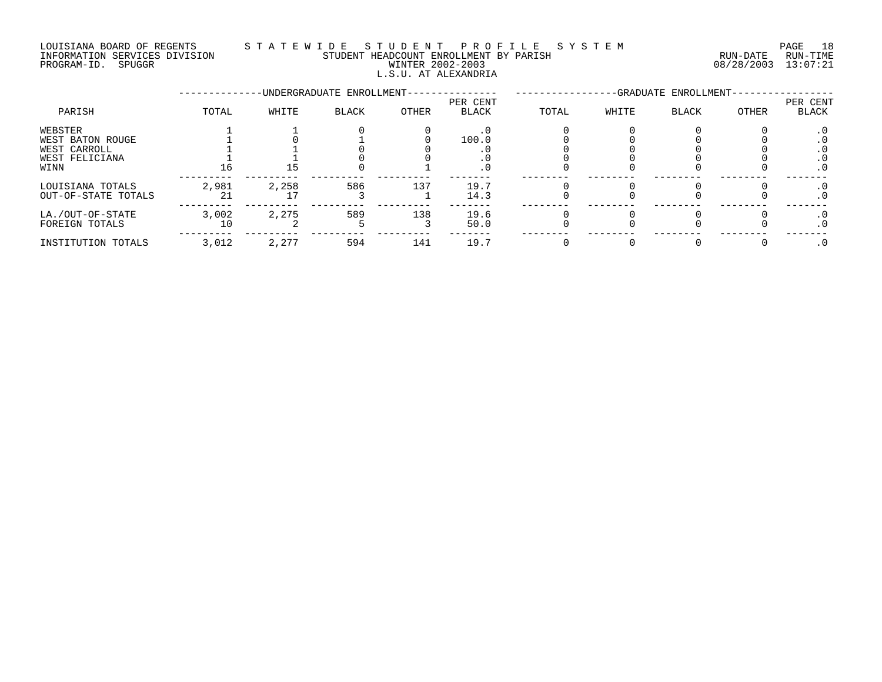LOUISIANA BOARD OF REGENTS — STATEWIDE STUDENT PROFILE SYSTEM
INFORMATION SERVICES DIVISION — STUDENT HEADCOUNT ENROLLMENT BY PARISH — RUN-DATE 08/28/2003 RUN-TIME 13:07:21
PROGRAM-ID. SPUGGR — WINTER 2002-2003

## L.S.U. AT ALEXANDRIA

| PARISH | UNDERGRADUATE ENROLLMENT TOTAL | WHITE | BLACK | OTHER | PER CENT BLACK | GRADUATE ENROLLMENT TOTAL | WHITE | BLACK | OTHER | PER CENT BLACK |
|---|---|---|---|---|---|---|---|---|---|---|
| WEBSTER | 1 | 1 | 0 | 0 | .0 | 0 | 0 | 0 | 0 | .0 |
| WEST BATON ROUGE | 1 | 0 | 1 | 0 | 100.0 | 0 | 0 | 0 | 0 | .0 |
| WEST CARROLL | 1 | 1 | 0 | 0 | .0 | 0 | 0 | 0 | 0 | .0 |
| WEST FELICIANA | 1 | 1 | 0 | 0 | .0 | 0 | 0 | 0 | 0 | .0 |
| WINN | 16 | 15 | 0 | 1 | .0 | 0 | 0 | 0 | 0 | .0 |
| LOUISIANA TOTALS | 2,981 | 2,258 | 586 | 137 | 19.7 | 0 | 0 | 0 | 0 | .0 |
| OUT-OF-STATE TOTALS | 21 | 17 | 3 | 1 | 14.3 | 0 | 0 | 0 | 0 | .0 |
| LA./OUT-OF-STATE | 3,002 | 2,275 | 589 | 138 | 19.6 | 0 | 0 | 0 | 0 | .0 |
| FOREIGN TOTALS | 10 | 2 | 5 | 3 | 50.0 | 0 | 0 | 0 | 0 | .0 |
| INSTITUTION TOTALS | 3,012 | 2,277 | 594 | 141 | 19.7 | 0 | 0 | 0 | 0 | .0 |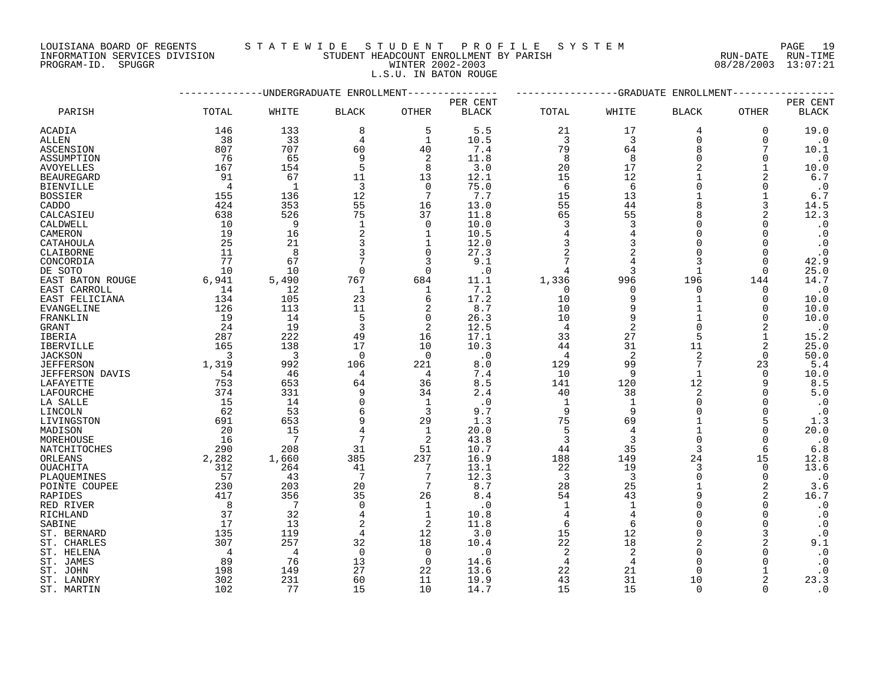LOUISIANA BOARD OF REGENTS — STATEWIDE STUDENT PROFILE SYSTEM
INFORMATION SERVICES DIVISION — STUDENT HEADCOUNT ENROLLMENT BY PARISH — RUN-DATE 08/28/2003 RUN-TIME 13:07:21
PROGRAM-ID. SPUGGR — WINTER 2002-2003

L.S.U. IN BATON ROUGE

| PARISH | UNDERGRADUATE ENROLLMENT TOTAL | WHITE | BLACK | OTHER | PER CENT BLACK | GRADUATE ENROLLMENT TOTAL | WHITE | BLACK | OTHER | PER CENT BLACK |
|---|---|---|---|---|---|---|---|---|---|---|
| ACADIA | 146 | 133 | 8 | 5 | 5.5 | 21 | 17 | 4 | 0 | 19.0 |
| ALLEN | 38 | 33 | 4 | 1 | 10.5 | 3 | 3 | 0 | 0 | .0 |
| ASCENSION | 807 | 707 | 60 | 40 | 7.4 | 79 | 64 | 8 | 7 | 10.1 |
| ASSUMPTION | 76 | 65 | 9 | 2 | 11.8 | 8 | 8 | 0 | 0 | .0 |
| AVOYELLES | 167 | 154 | 5 | 8 | 3.0 | 20 | 17 | 2 | 1 | 10.0 |
| BEAUREGARD | 91 | 67 | 11 | 13 | 12.1 | 15 | 12 | 1 | 2 | 6.7 |
| BIENVILLE | 4 | 1 | 3 | 0 | 75.0 | 6 | 6 | 0 | 0 | .0 |
| BOSSIER | 155 | 136 | 12 | 7 | 7.7 | 15 | 13 | 1 | 1 | 6.7 |
| CADDO | 424 | 353 | 55 | 16 | 13.0 | 55 | 44 | 8 | 3 | 14.5 |
| CALCASIEU | 638 | 526 | 75 | 37 | 11.8 | 65 | 55 | 8 | 2 | 12.3 |
| CALDWELL | 10 | 9 | 1 | 0 | 10.0 | 3 | 3 | 0 | 0 | .0 |
| CAMERON | 19 | 16 | 2 | 1 | 10.5 | 4 | 4 | 0 | 0 | .0 |
| CATAHOULA | 25 | 21 | 3 | 1 | 12.0 | 3 | 3 | 0 | 0 | .0 |
| CLAIBORNE | 11 | 8 | 3 | 0 | 27.3 | 2 | 2 | 0 | 0 | .0 |
| CONCORDIA | 77 | 67 | 7 | 3 | 9.1 | 7 | 4 | 3 | 0 | 42.9 |
| DE SOTO | 10 | 10 | 0 | 0 | .0 | 4 | 3 | 1 | 0 | 25.0 |
| EAST BATON ROUGE | 6,941 | 5,490 | 767 | 684 | 11.1 | 1,336 | 996 | 196 | 144 | 14.7 |
| EAST CARROLL | 14 | 12 | 1 | 1 | 7.1 | 0 | 0 | 0 | 0 | .0 |
| EAST FELICIANA | 134 | 105 | 23 | 6 | 17.2 | 10 | 9 | 1 | 0 | 10.0 |
| EVANGELINE | 126 | 113 | 11 | 2 | 8.7 | 10 | 9 | 1 | 0 | 10.0 |
| FRANKLIN | 19 | 14 | 5 | 0 | 26.3 | 10 | 9 | 1 | 0 | 10.0 |
| GRANT | 24 | 19 | 3 | 2 | 12.5 | 4 | 2 | 0 | 2 | .0 |
| IBERIA | 287 | 222 | 49 | 16 | 17.1 | 33 | 27 | 5 | 1 | 15.2 |
| IBERVILLE | 165 | 138 | 17 | 10 | 10.3 | 44 | 31 | 11 | 2 | 25.0 |
| JACKSON | 3 | 3 | 0 | 0 | .0 | 4 | 2 | 2 | 0 | 50.0 |
| JEFFERSON | 1,319 | 992 | 106 | 221 | 8.0 | 129 | 99 | 7 | 23 | 5.4 |
| JEFFERSON DAVIS | 54 | 46 | 4 | 4 | 7.4 | 10 | 9 | 1 | 0 | 10.0 |
| LAFAYETTE | 753 | 653 | 64 | 36 | 8.5 | 141 | 120 | 12 | 9 | 8.5 |
| LAFOURCHE | 374 | 331 | 9 | 34 | 2.4 | 40 | 38 | 2 | 0 | 5.0 |
| LA SALLE | 15 | 14 | 0 | 1 | .0 | 1 | 1 | 0 | 0 | .0 |
| LINCOLN | 62 | 53 | 6 | 3 | 9.7 | 9 | 9 | 0 | 0 | .0 |
| LIVINGSTON | 691 | 653 | 9 | 29 | 1.3 | 75 | 69 | 1 | 5 | 1.3 |
| MADISON | 20 | 15 | 4 | 1 | 20.0 | 5 | 4 | 1 | 0 | 20.0 |
| MOREHOUSE | 16 | 7 | 7 | 2 | 43.8 | 3 | 3 | 0 | 0 | .0 |
| NATCHITOCHES | 290 | 208 | 31 | 51 | 10.7 | 44 | 35 | 3 | 6 | 6.8 |
| ORLEANS | 2,282 | 1,660 | 385 | 237 | 16.9 | 188 | 149 | 24 | 15 | 12.8 |
| OUACHITA | 312 | 264 | 41 | 7 | 13.1 | 22 | 19 | 3 | 0 | 13.6 |
| PLAQUEMINES | 57 | 43 | 7 | 7 | 12.3 | 3 | 3 | 0 | 0 | .0 |
| POINTE COUPEE | 230 | 203 | 20 | 7 | 8.7 | 28 | 25 | 1 | 2 | 3.6 |
| RAPIDES | 417 | 356 | 35 | 26 | 8.4 | 54 | 43 | 9 | 2 | 16.7 |
| RED RIVER | 8 | 7 | 0 | 1 | .0 | 1 | 1 | 0 | 0 | .0 |
| RICHLAND | 37 | 32 | 4 | 1 | 10.8 | 4 | 4 | 0 | 0 | .0 |
| SABINE | 17 | 13 | 2 | 2 | 11.8 | 6 | 6 | 0 | 0 | .0 |
| ST. BERNARD | 135 | 119 | 4 | 12 | 3.0 | 15 | 12 | 0 | 3 | .0 |
| ST. CHARLES | 307 | 257 | 32 | 18 | 10.4 | 22 | 18 | 2 | 2 | 9.1 |
| ST. HELENA | 4 | 4 | 0 | 0 | .0 | 2 | 2 | 0 | 0 | .0 |
| ST. JAMES | 89 | 76 | 13 | 0 | 14.6 | 4 | 4 | 0 | 0 | .0 |
| ST. JOHN | 198 | 149 | 27 | 22 | 13.6 | 22 | 21 | 0 | 1 | .0 |
| ST. LANDRY | 302 | 231 | 60 | 11 | 19.9 | 43 | 31 | 10 | 2 | 23.3 |
| ST. MARTIN | 102 | 77 | 15 | 10 | 14.7 | 15 | 15 | 0 | 0 | .0 |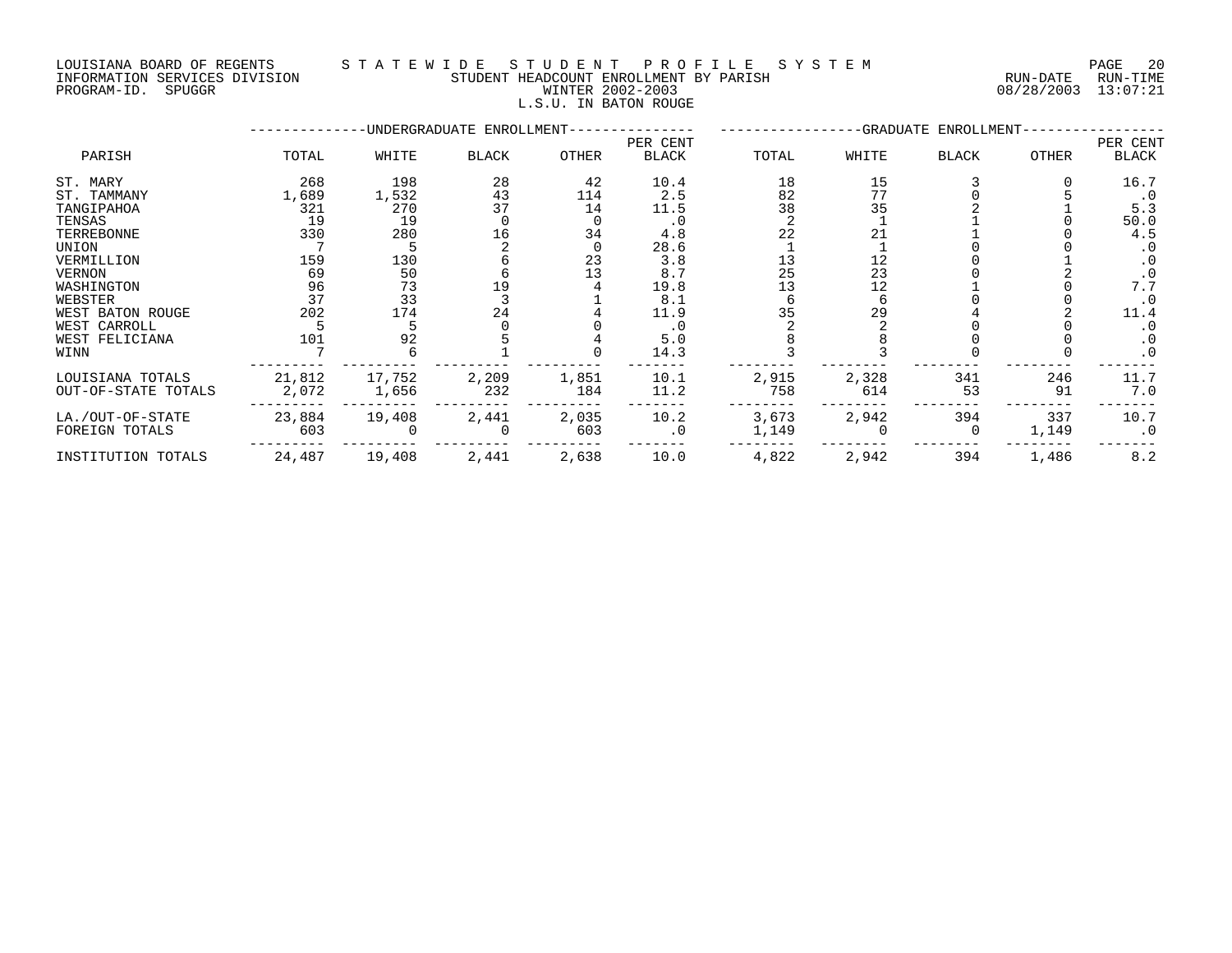LOUISIANA BOARD OF REGENTS — STATEWIDE STUDENT PROFILE SYSTEM
INFORMATION SERVICES DIVISION — STUDENT HEADCOUNT ENROLLMENT BY PARISH — RUN-DATE 08/28/2003 RUN-TIME 13:07:21
PROGRAM-ID. SPUGGR — WINTER 2002-2003

L.S.U. IN BATON ROUGE

| PARISH | UNDERGRADUATE ENROLLMENT TOTAL | WHITE | BLACK | OTHER | PER CENT BLACK | GRADUATE ENROLLMENT TOTAL | WHITE | BLACK | OTHER | PER CENT BLACK |
|---|---|---|---|---|---|---|---|---|---|---|
| ST. MARY | 268 | 198 | 28 | 42 | 10.4 | 18 | 15 | 3 | 0 | 16.7 |
| ST. TAMMANY | 1,689 | 1,532 | 43 | 114 | 2.5 | 82 | 77 | 0 | 5 | .0 |
| TANGIPAHOA | 321 | 270 | 37 | 14 | 11.5 | 38 | 35 | 2 | 1 | 5.3 |
| TENSAS | 19 | 19 | 0 | 0 | .0 | 2 | 1 | 1 | 0 | 50.0 |
| TERREBONNE | 330 | 280 | 16 | 34 | 4.8 | 22 | 21 | 1 | 0 | 4.5 |
| UNION | 7 | 5 | 2 | 0 | 28.6 | 1 | 1 | 0 | 0 | .0 |
| VERMILLION | 159 | 130 | 6 | 23 | 3.8 | 13 | 12 | 0 | 1 | .0 |
| VERNON | 69 | 50 | 6 | 13 | 8.7 | 25 | 23 | 0 | 2 | .0 |
| WASHINGTON | 96 | 73 | 19 | 4 | 19.8 | 13 | 12 | 1 | 0 | 7.7 |
| WEBSTER | 37 | 33 | 3 | 1 | 8.1 | 6 | 6 | 0 | 0 | .0 |
| WEST BATON ROUGE | 202 | 174 | 24 | 4 | 11.9 | 35 | 29 | 4 | 2 | 11.4 |
| WEST CARROLL | 5 | 5 | 0 | 0 | .0 | 2 | 2 | 0 | 0 | .0 |
| WEST FELICIANA | 101 | 92 | 5 | 4 | 5.0 | 8 | 8 | 0 | 0 | .0 |
| WINN | 7 | 6 | 1 | 0 | 14.3 | 3 | 3 | 0 | 0 | .0 |
| LOUISIANA TOTALS | 21,812 | 17,752 | 2,209 | 1,851 | 10.1 | 2,915 | 2,328 | 341 | 246 | 11.7 |
| OUT-OF-STATE TOTALS | 2,072 | 1,656 | 232 | 184 | 11.2 | 758 | 614 | 53 | 91 | 7.0 |
| LA./OUT-OF-STATE | 23,884 | 19,408 | 2,441 | 2,035 | 10.2 | 3,673 | 2,942 | 394 | 337 | 10.7 |
| FOREIGN TOTALS | 603 | 0 | 0 | 603 | .0 | 1,149 | 0 | 0 | 1,149 | .0 |
| INSTITUTION TOTALS | 24,487 | 19,408 | 2,441 | 2,638 | 10.0 | 4,822 | 2,942 | 394 | 1,486 | 8.2 |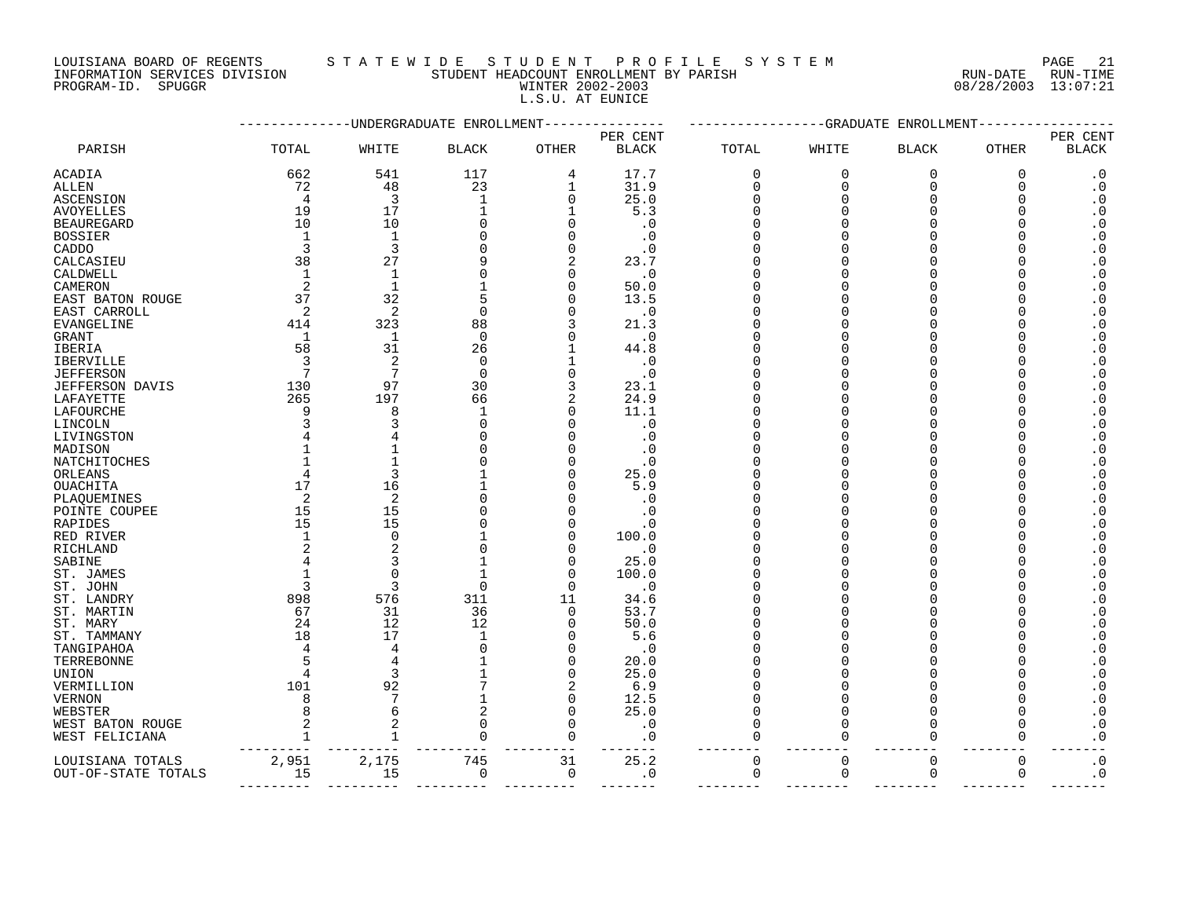LOUISIANA BOARD OF REGENTS — STATEWIDE STUDENT PROFILE SYSTEM
INFORMATION SERVICES DIVISION — STUDENT HEADCOUNT ENROLLMENT BY PARISH — RUN-DATE 08/28/2003 RUN-TIME 13:07:21
PROGRAM-ID. SPUGGR — WINTER 2002-2003

# L.S.U. AT EUNICE

| PARISH | UNDERGRADUATE ENROLLMENT TOTAL | WHITE | BLACK | OTHER | PER CENT BLACK | GRADUATE ENROLLMENT TOTAL | WHITE | BLACK | OTHER | PER CENT BLACK |
|---|---|---|---|---|---|---|---|---|---|---|
| ACADIA | 662 | 541 | 117 | 4 | 17.7 | 0 | 0 | 0 | 0 | .0 |
| ALLEN | 72 | 48 | 23 | 1 | 31.9 | 0 | 0 | 0 | 0 | .0 |
| ASCENSION | 4 | 3 | 1 | 0 | 25.0 | 0 | 0 | 0 | 0 | .0 |
| AVOYELLES | 19 | 17 | 1 | 1 | 5.3 | 0 | 0 | 0 | 0 | .0 |
| BEAUREGARD | 10 | 10 | 0 | 0 | .0 | 0 | 0 | 0 | 0 | .0 |
| BOSSIER | 1 | 1 | 0 | 0 | .0 | 0 | 0 | 0 | 0 | .0 |
| CADDO | 3 | 3 | 0 | 0 | .0 | 0 | 0 | 0 | 0 | .0 |
| CALCASIEU | 38 | 27 | 9 | 2 | 23.7 | 0 | 0 | 0 | 0 | .0 |
| CALDWELL | 1 | 1 | 0 | 0 | .0 | 0 | 0 | 0 | 0 | .0 |
| CAMERON | 2 | 1 | 1 | 0 | 50.0 | 0 | 0 | 0 | 0 | .0 |
| EAST BATON ROUGE | 37 | 32 | 5 | 0 | 13.5 | 0 | 0 | 0 | 0 | .0 |
| EAST CARROLL | 2 | 2 | 0 | 0 | .0 | 0 | 0 | 0 | 0 | .0 |
| EVANGELINE | 414 | 323 | 88 | 3 | 21.3 | 0 | 0 | 0 | 0 | .0 |
| GRANT | 1 | 1 | 0 | 0 | .0 | 0 | 0 | 0 | 0 | .0 |
| IBERIA | 58 | 31 | 26 | 1 | 44.8 | 0 | 0 | 0 | 0 | .0 |
| IBERVILLE | 3 | 2 | 0 | 1 | .0 | 0 | 0 | 0 | 0 | .0 |
| JEFFERSON | 7 | 7 | 0 | 0 | .0 | 0 | 0 | 0 | 0 | .0 |
| JEFFERSON DAVIS | 130 | 97 | 30 | 3 | 23.1 | 0 | 0 | 0 | 0 | .0 |
| LAFAYETTE | 265 | 197 | 66 | 2 | 24.9 | 0 | 0 | 0 | 0 | .0 |
| LAFOURCHE | 9 | 8 | 1 | 0 | 11.1 | 0 | 0 | 0 | 0 | .0 |
| LINCOLN | 3 | 3 | 0 | 0 | .0 | 0 | 0 | 0 | 0 | .0 |
| LIVINGSTON | 4 | 4 | 0 | 0 | .0 | 0 | 0 | 0 | 0 | .0 |
| MADISON | 1 | 1 | 0 | 0 | .0 | 0 | 0 | 0 | 0 | .0 |
| NATCHITOCHES | 1 | 1 | 0 | 0 | .0 | 0 | 0 | 0 | 0 | .0 |
| ORLEANS | 4 | 3 | 1 | 0 | 25.0 | 0 | 0 | 0 | 0 | .0 |
| OUACHITA | 17 | 16 | 1 | 0 | 5.9 | 0 | 0 | 0 | 0 | .0 |
| PLAQUEMINES | 2 | 2 | 0 | 0 | .0 | 0 | 0 | 0 | 0 | .0 |
| POINTE COUPEE | 15 | 15 | 0 | 0 | .0 | 0 | 0 | 0 | 0 | .0 |
| RAPIDES | 15 | 15 | 0 | 0 | .0 | 0 | 0 | 0 | 0 | .0 |
| RED RIVER | 1 | 0 | 1 | 0 | 100.0 | 0 | 0 | 0 | 0 | .0 |
| RICHLAND | 2 | 2 | 0 | 0 | .0 | 0 | 0 | 0 | 0 | .0 |
| SABINE | 4 | 3 | 1 | 0 | 25.0 | 0 | 0 | 0 | 0 | .0 |
| ST. JAMES | 1 | 0 | 1 | 0 | 100.0 | 0 | 0 | 0 | 0 | .0 |
| ST. JOHN | 3 | 3 | 0 | 0 | .0 | 0 | 0 | 0 | 0 | .0 |
| ST. LANDRY | 898 | 576 | 311 | 11 | 34.6 | 0 | 0 | 0 | 0 | .0 |
| ST. MARTIN | 67 | 31 | 36 | 0 | 53.7 | 0 | 0 | 0 | 0 | .0 |
| ST. MARY | 24 | 12 | 12 | 0 | 50.0 | 0 | 0 | 0 | 0 | .0 |
| ST. TAMMANY | 18 | 17 | 1 | 0 | 5.6 | 0 | 0 | 0 | 0 | .0 |
| TANGIPAHOA | 4 | 4 | 0 | 0 | .0 | 0 | 0 | 0 | 0 | .0 |
| TERREBONNE | 5 | 4 | 1 | 0 | 20.0 | 0 | 0 | 0 | 0 | .0 |
| UNION | 4 | 3 | 1 | 0 | 25.0 | 0 | 0 | 0 | 0 | .0 |
| VERMILLION | 101 | 92 | 7 | 2 | 6.9 | 0 | 0 | 0 | 0 | .0 |
| VERNON | 8 | 7 | 1 | 0 | 12.5 | 0 | 0 | 0 | 0 | .0 |
| WEBSTER | 8 | 6 | 2 | 0 | 25.0 | 0 | 0 | 0 | 0 | .0 |
| WEST BATON ROUGE | 2 | 2 | 0 | 0 | .0 | 0 | 0 | 0 | 0 | .0 |
| WEST FELICIANA | 1 | 1 | 0 | 0 | .0 | 0 | 0 | 0 | 0 | .0 |
| LOUISIANA TOTALS | 2,951 | 2,175 | 745 | 31 | 25.2 | 0 | 0 | 0 | 0 | .0 |
| OUT-OF-STATE TOTALS | 15 | 15 | 0 | 0 | .0 | 0 | 0 | 0 | 0 | .0 |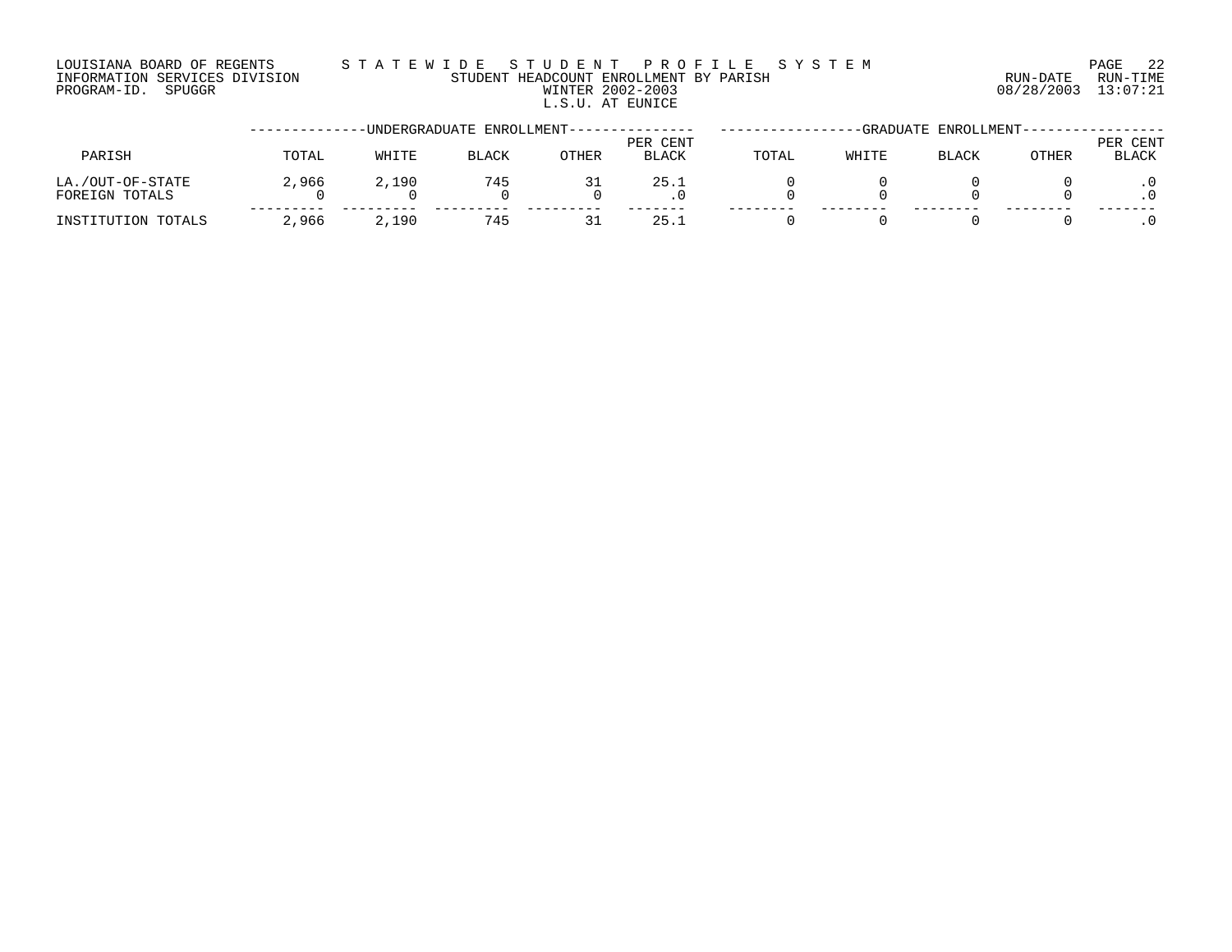LOUISIANA BOARD OF REGENTS
INFORMATION SERVICES DIVISION
PROGRAM-ID. SPUGGR

# STATEWIDE STUDENT PROFILE SYSTEM

## STUDENT HEADCOUNT ENROLLMENT BY PARISH
## WINTER 2002-2003
## L.S.U. AT EUNICE

RUN-DATE 08/28/2003 RUN-TIME 13:07:21

| PARISH | UNDERGRADUATE ENROLLMENT | | | | | GRADUATE ENROLLMENT | | | | |
|---|---|---|---|---|---|---|---|---|---|---|
| | TOTAL | WHITE | BLACK | OTHER | PER CENT BLACK | TOTAL | WHITE | BLACK | OTHER | PER CENT BLACK |
| LA./OUT-OF-STATE | 2,966 | 2,190 | 745 | 31 | 25.1 | 0 | 0 | 0 | 0 | .0 |
| FOREIGN TOTALS | 0 | 0 | 0 | 0 | .0 | 0 | 0 | 0 | 0 | .0 |
| INSTITUTION TOTALS | 2,966 | 2,190 | 745 | 31 | 25.1 | 0 | 0 | 0 | 0 | .0 |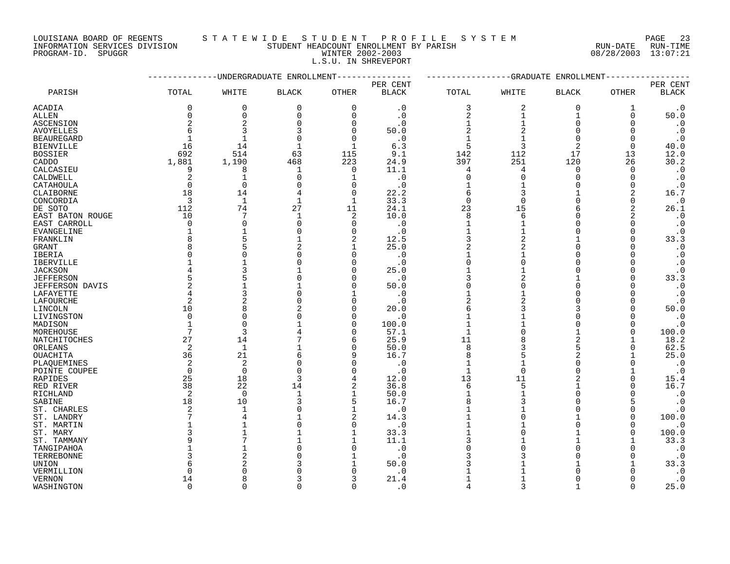LOUISIANA BOARD OF REGENTS — STATEWIDE STUDENT PROFILE SYSTEM
INFORMATION SERVICES DIVISION — STUDENT HEADCOUNT ENROLLMENT BY PARISH — RUN-DATE 08/28/2003 RUN-TIME 13:07:21
PROGRAM-ID. SPUGGR — WINTER 2002-2003

L.S.U. IN SHREVEPORT

| PARISH | UNDERGRADUATE ENROLLMENT | | | | | GRADUATE ENROLLMENT | | | | |
|---|---|---|---|---|---|---|---|---|---|---|
| | TOTAL | WHITE | BLACK | OTHER | PER CENT BLACK | TOTAL | WHITE | BLACK | OTHER | PER CENT BLACK |
| ACADIA | 0 | 0 | 0 | 0 | .0 | 3 | 2 | 0 | 1 | .0 |
| ALLEN | 0 | 0 | 0 | 0 | .0 | 2 | 1 | 1 | 0 | 50.0 |
| ASCENSION | 2 | 2 | 0 | 0 | .0 | 1 | 1 | 0 | 0 | .0 |
| AVOYELLES | 6 | 3 | 3 | 0 | 50.0 | 2 | 2 | 0 | 0 | .0 |
| BEAUREGARD | 1 | 1 | 0 | 0 | .0 | 1 | 1 | 0 | 0 | .0 |
| BIENVILLE | 16 | 14 | 1 | 1 | 6.3 | 5 | 3 | 2 | 0 | 40.0 |
| BOSSIER | 692 | 514 | 63 | 115 | 9.1 | 142 | 112 | 17 | 13 | 12.0 |
| CADDO | 1,881 | 1,190 | 468 | 223 | 24.9 | 397 | 251 | 120 | 26 | 30.2 |
| CALCASIEU | 9 | 8 | 1 | 0 | 11.1 | 4 | 4 | 0 | 0 | .0 |
| CALDWELL | 2 | 1 | 0 | 1 | .0 | 0 | 0 | 0 | 0 | .0 |
| CATAHOULA | 0 | 0 | 0 | 0 | .0 | 1 | 1 | 0 | 0 | .0 |
| CLAIBORNE | 18 | 14 | 4 | 0 | 22.2 | 6 | 3 | 1 | 2 | 16.7 |
| CONCORDIA | 3 | 1 | 1 | 1 | 33.3 | 0 | 0 | 0 | 0 | .0 |
| DE SOTO | 112 | 74 | 27 | 11 | 24.1 | 23 | 15 | 6 | 2 | 26.1 |
| EAST BATON ROUGE | 10 | 7 | 1 | 2 | 10.0 | 8 | 6 | 0 | 2 | .0 |
| EAST CARROLL | 0 | 0 | 0 | 0 | .0 | 1 | 1 | 0 | 0 | .0 |
| EVANGELINE | 1 | 1 | 0 | 0 | .0 | 1 | 1 | 0 | 0 | .0 |
| FRANKLIN | 8 | 5 | 1 | 2 | 12.5 | 3 | 2 | 1 | 0 | 33.3 |
| GRANT | 8 | 5 | 2 | 1 | 25.0 | 2 | 2 | 0 | 0 | .0 |
| IBERIA | 0 | 0 | 0 | 0 | .0 | 1 | 1 | 0 | 0 | .0 |
| IBERVILLE | 1 | 1 | 0 | 0 | .0 | 0 | 0 | 0 | 0 | .0 |
| JACKSON | 4 | 3 | 1 | 0 | 25.0 | 1 | 1 | 0 | 0 | .0 |
| JEFFERSON | 5 | 5 | 0 | 0 | .0 | 3 | 2 | 1 | 0 | 33.3 |
| JEFFERSON DAVIS | 2 | 1 | 1 | 0 | 50.0 | 0 | 0 | 0 | 0 | .0 |
| LAFAYETTE | 4 | 3 | 0 | 1 | .0 | 1 | 1 | 0 | 0 | .0 |
| LAFOURCHE | 2 | 2 | 0 | 0 | .0 | 2 | 2 | 0 | 0 | .0 |
| LINCOLN | 10 | 8 | 2 | 0 | 20.0 | 6 | 3 | 3 | 0 | 50.0 |
| LIVINGSTON | 0 | 0 | 0 | 0 | .0 | 1 | 1 | 0 | 0 | .0 |
| MADISON | 1 | 0 | 1 | 0 | 100.0 | 1 | 1 | 0 | 0 | .0 |
| MOREHOUSE | 7 | 3 | 4 | 0 | 57.1 | 1 | 0 | 1 | 0 | 100.0 |
| NATCHITOCHES | 27 | 14 | 7 | 6 | 25.9 | 11 | 8 | 2 | 1 | 18.2 |
| ORLEANS | 2 | 1 | 1 | 0 | 50.0 | 8 | 3 | 5 | 0 | 62.5 |
| OUACHITA | 36 | 21 | 6 | 9 | 16.7 | 8 | 5 | 2 | 1 | 25.0 |
| PLAQUEMINES | 2 | 2 | 0 | 0 | .0 | 1 | 1 | 0 | 0 | .0 |
| POINTE COUPEE | 0 | 0 | 0 | 0 | .0 | 1 | 0 | 0 | 1 | .0 |
| RAPIDES | 25 | 18 | 3 | 4 | 12.0 | 13 | 11 | 2 | 0 | 15.4 |
| RED RIVER | 38 | 22 | 14 | 2 | 36.8 | 6 | 5 | 1 | 0 | 16.7 |
| RICHLAND | 2 | 0 | 1 | 1 | 50.0 | 1 | 1 | 0 | 0 | .0 |
| SABINE | 18 | 10 | 3 | 5 | 16.7 | 8 | 3 | 0 | 5 | .0 |
| ST. CHARLES | 2 | 1 | 0 | 1 | .0 | 1 | 1 | 0 | 0 | .0 |
| ST. LANDRY | 7 | 4 | 1 | 2 | 14.3 | 1 | 0 | 1 | 0 | 100.0 |
| ST. MARTIN | 1 | 1 | 0 | 0 | .0 | 1 | 1 | 0 | 0 | .0 |
| ST. MARY | 3 | 1 | 1 | 1 | 33.3 | 1 | 0 | 1 | 0 | 100.0 |
| ST. TAMMANY | 9 | 7 | 1 | 1 | 11.1 | 3 | 1 | 1 | 1 | 33.3 |
| TANGIPAHOA | 1 | 1 | 0 | 0 | .0 | 0 | 0 | 0 | 0 | .0 |
| TERREBONNE | 3 | 2 | 0 | 1 | .0 | 3 | 3 | 0 | 0 | .0 |
| UNION | 6 | 2 | 3 | 1 | 50.0 | 3 | 1 | 1 | 1 | 33.3 |
| VERMILLION | 0 | 0 | 0 | 0 | .0 | 1 | 1 | 0 | 0 | .0 |
| VERNON | 14 | 8 | 3 | 3 | 21.4 | 1 | 1 | 0 | 0 | .0 |
| WASHINGTON | 0 | 0 | 0 | 0 | .0 | 4 | 3 | 1 | 0 | 25.0 |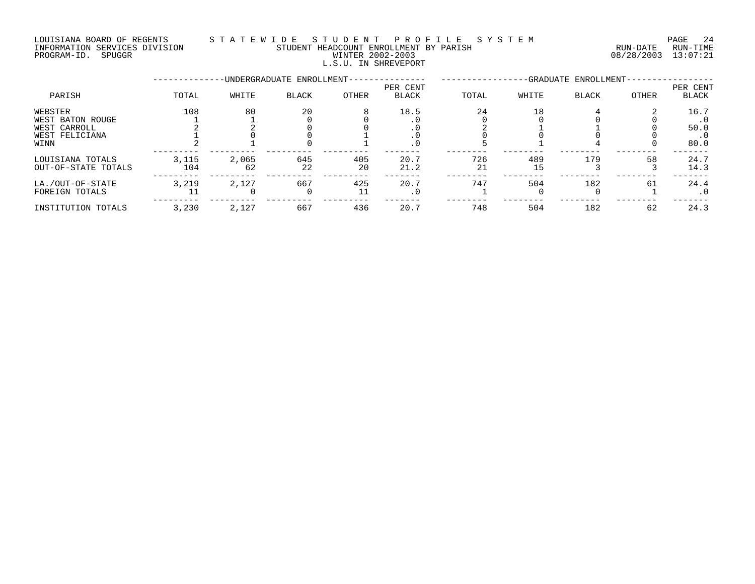LOUISIANA BOARD OF REGENTS
INFORMATION SERVICES DIVISION
PROGRAM-ID. SPUGGR

STATEWIDE STUDENT PROFILE SYSTEM
STUDENT HEADCOUNT ENROLLMENT BY PARISH
WINTER 2002-2003
L.S.U. IN SHREVEPORT

RUN-DATE 08/28/2003 RUN-TIME 13:07:21

| PARISH | UNDERGRADUATE ENROLLMENT TOTAL | WHITE | BLACK | OTHER | PER CENT BLACK | GRADUATE ENROLLMENT TOTAL | WHITE | BLACK | OTHER | PER CENT BLACK |
|---|---|---|---|---|---|---|---|---|---|---|
| WEBSTER | 108 | 80 | 20 | 8 | 18.5 | 24 | 18 | 4 | 2 | 16.7 |
| WEST BATON ROUGE | 1 | 1 | 0 | 0 | .0 | 0 | 0 | 0 | 0 | .0 |
| WEST CARROLL | 2 | 2 | 0 | 0 | .0 | 2 | 1 | 1 | 0 | 50.0 |
| WEST FELICIANA | 1 | 0 | 0 | 1 | .0 | 0 | 0 | 0 | 0 | .0 |
| WINN | 2 | 1 | 0 | 1 | .0 | 5 | 1 | 4 | 0 | 80.0 |
| LOUISIANA TOTALS | 3,115 | 2,065 | 645 | 405 | 20.7 | 726 | 489 | 179 | 58 | 24.7 |
| OUT-OF-STATE TOTALS | 104 | 62 | 22 | 20 | 21.2 | 21 | 15 | 3 | 3 | 14.3 |
| LA./OUT-OF-STATE | 3,219 | 2,127 | 667 | 425 | 20.7 | 747 | 504 | 182 | 61 | 24.4 |
| FOREIGN TOTALS | 11 | 0 | 0 | 11 | .0 | 1 | 0 | 0 | 1 | .0 |
| INSTITUTION TOTALS | 3,230 | 2,127 | 667 | 436 | 20.7 | 748 | 504 | 182 | 62 | 24.3 |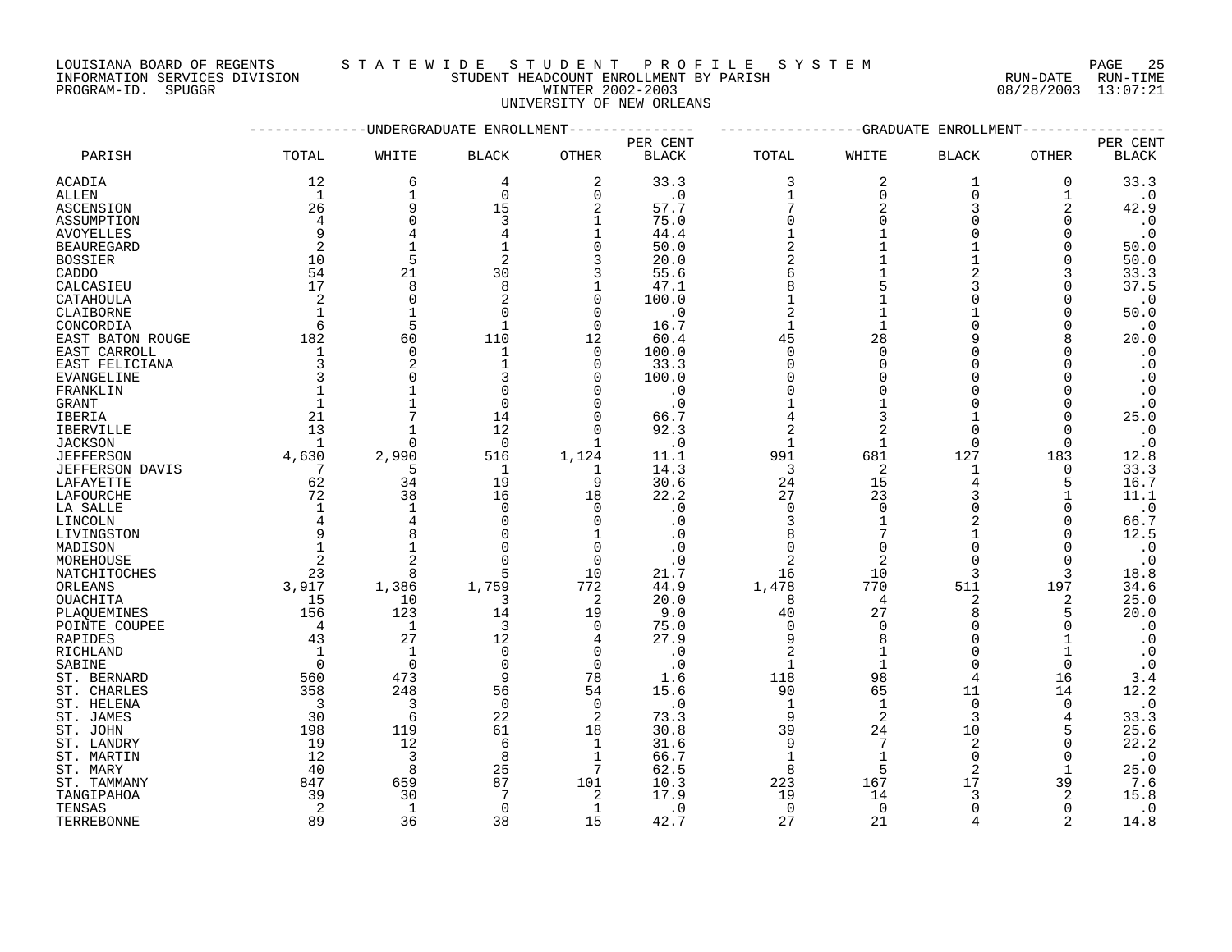LOUISIANA BOARD OF REGENTS — INFORMATION SERVICES DIVISION — PROGRAM-ID. SPUGGR

# STATEWIDE STUDENT PROFILE SYSTEM

## STUDENT HEADCOUNT ENROLLMENT BY PARISH

### WINTER 2002-2003

### UNIVERSITY OF NEW ORLEANS

RUN-DATE 08/28/2003 RUN-TIME 13:07:21

| PARISH | UNDERGRADUATE ENROLLMENT | | | | | GRADUATE ENROLLMENT | | | | |
|---|---|---|---|---|---|---|---|---|---|---|
| | TOTAL | WHITE | BLACK | OTHER | PER CENT BLACK | TOTAL | WHITE | BLACK | OTHER | PER CENT BLACK |
| ACADIA | 12 | 6 | 4 | 2 | 33.3 | 3 | 2 | 1 | 0 | 33.3 |
| ALLEN | 1 | 1 | 0 | 0 | .0 | 1 | 0 | 0 | 1 | .0 |
| ASCENSION | 26 | 9 | 15 | 2 | 57.7 | 7 | 2 | 3 | 2 | 42.9 |
| ASSUMPTION | 4 | 0 | 3 | 1 | 75.0 | 0 | 0 | 0 | 0 | .0 |
| AVOYELLES | 9 | 4 | 4 | 1 | 44.4 | 1 | 1 | 0 | 0 | .0 |
| BEAUREGARD | 2 | 1 | 1 | 0 | 50.0 | 2 | 1 | 1 | 0 | 50.0 |
| BOSSIER | 10 | 5 | 2 | 3 | 20.0 | 2 | 1 | 1 | 0 | 50.0 |
| CADDO | 54 | 21 | 30 | 3 | 55.6 | 6 | 1 | 2 | 3 | 33.3 |
| CALCASIEU | 17 | 8 | 8 | 1 | 47.1 | 8 | 5 | 3 | 0 | 37.5 |
| CATAHOULA | 2 | 0 | 2 | 0 | 100.0 | 1 | 1 | 0 | 0 | .0 |
| CLAIBORNE | 1 | 1 | 0 | 0 | .0 | 2 | 1 | 1 | 0 | 50.0 |
| CONCORDIA | 6 | 5 | 1 | 0 | 16.7 | 1 | 1 | 0 | 0 | .0 |
| EAST BATON ROUGE | 182 | 60 | 110 | 12 | 60.4 | 45 | 28 | 9 | 8 | 20.0 |
| EAST CARROLL | 1 | 0 | 1 | 0 | 100.0 | 0 | 0 | 0 | 0 | .0 |
| EAST FELICIANA | 3 | 2 | 1 | 0 | 33.3 | 0 | 0 | 0 | 0 | .0 |
| EVANGELINE | 3 | 0 | 3 | 0 | 100.0 | 0 | 0 | 0 | 0 | .0 |
| FRANKLIN | 1 | 1 | 0 | 0 | .0 | 0 | 0 | 0 | 0 | .0 |
| GRANT | 1 | 1 | 0 | 0 | .0 | 1 | 1 | 0 | 0 | .0 |
| IBERIA | 21 | 7 | 14 | 0 | 66.7 | 4 | 3 | 1 | 0 | 25.0 |
| IBERVILLE | 13 | 1 | 12 | 0 | 92.3 | 2 | 2 | 0 | 0 | .0 |
| JACKSON | 1 | 0 | 0 | 1 | .0 | 1 | 1 | 0 | 0 | .0 |
| JEFFERSON | 4,630 | 2,990 | 516 | 1,124 | 11.1 | 991 | 681 | 127 | 183 | 12.8 |
| JEFFERSON DAVIS | 7 | 5 | 1 | 1 | 14.3 | 3 | 2 | 1 | 0 | 33.3 |
| LAFAYETTE | 62 | 34 | 19 | 9 | 30.6 | 24 | 15 | 4 | 5 | 16.7 |
| LAFOURCHE | 72 | 38 | 16 | 18 | 22.2 | 27 | 23 | 3 | 1 | 11.1 |
| LA SALLE | 1 | 1 | 0 | 0 | .0 | 0 | 0 | 0 | 0 | .0 |
| LINCOLN | 4 | 4 | 0 | 0 | .0 | 3 | 1 | 2 | 0 | 66.7 |
| LIVINGSTON | 9 | 8 | 0 | 1 | .0 | 8 | 7 | 1 | 0 | 12.5 |
| MADISON | 1 | 1 | 0 | 0 | .0 | 0 | 0 | 0 | 0 | .0 |
| MOREHOUSE | 2 | 2 | 0 | 0 | .0 | 2 | 2 | 0 | 0 | .0 |
| NATCHITOCHES | 23 | 8 | 5 | 10 | 21.7 | 16 | 10 | 3 | 3 | 18.8 |
| ORLEANS | 3,917 | 1,386 | 1,759 | 772 | 44.9 | 1,478 | 770 | 511 | 197 | 34.6 |
| OUACHITA | 15 | 10 | 3 | 2 | 20.0 | 8 | 4 | 2 | 2 | 25.0 |
| PLAQUEMINES | 156 | 123 | 14 | 19 | 9.0 | 40 | 27 | 8 | 5 | 20.0 |
| POINTE COUPEE | 4 | 1 | 3 | 0 | 75.0 | 0 | 0 | 0 | 0 | .0 |
| RAPIDES | 43 | 27 | 12 | 4 | 27.9 | 9 | 8 | 0 | 1 | .0 |
| RICHLAND | 1 | 1 | 0 | 0 | .0 | 2 | 1 | 0 | 1 | .0 |
| SABINE | 0 | 0 | 0 | 0 | .0 | 1 | 1 | 0 | 0 | .0 |
| ST. BERNARD | 560 | 473 | 9 | 78 | 1.6 | 118 | 98 | 4 | 16 | 3.4 |
| ST. CHARLES | 358 | 248 | 56 | 54 | 15.6 | 90 | 65 | 11 | 14 | 12.2 |
| ST. HELENA | 3 | 3 | 0 | 0 | .0 | 1 | 1 | 0 | 0 | .0 |
| ST. JAMES | 30 | 6 | 22 | 2 | 73.3 | 9 | 2 | 3 | 4 | 33.3 |
| ST. JOHN | 198 | 119 | 61 | 18 | 30.8 | 39 | 24 | 10 | 5 | 25.6 |
| ST. LANDRY | 19 | 12 | 6 | 1 | 31.6 | 9 | 7 | 2 | 0 | 22.2 |
| ST. MARTIN | 12 | 3 | 8 | 1 | 66.7 | 1 | 1 | 0 | 0 | .0 |
| ST. MARY | 40 | 8 | 25 | 7 | 62.5 | 8 | 5 | 2 | 1 | 25.0 |
| ST. TAMMANY | 847 | 659 | 87 | 101 | 10.3 | 223 | 167 | 17 | 39 | 7.6 |
| TANGIPAHOA | 39 | 30 | 7 | 2 | 17.9 | 19 | 14 | 3 | 2 | 15.8 |
| TENSAS | 2 | 1 | 0 | 1 | .0 | 0 | 0 | 0 | 0 | .0 |
| TERREBONNE | 89 | 36 | 38 | 15 | 42.7 | 27 | 21 | 4 | 2 | 14.8 |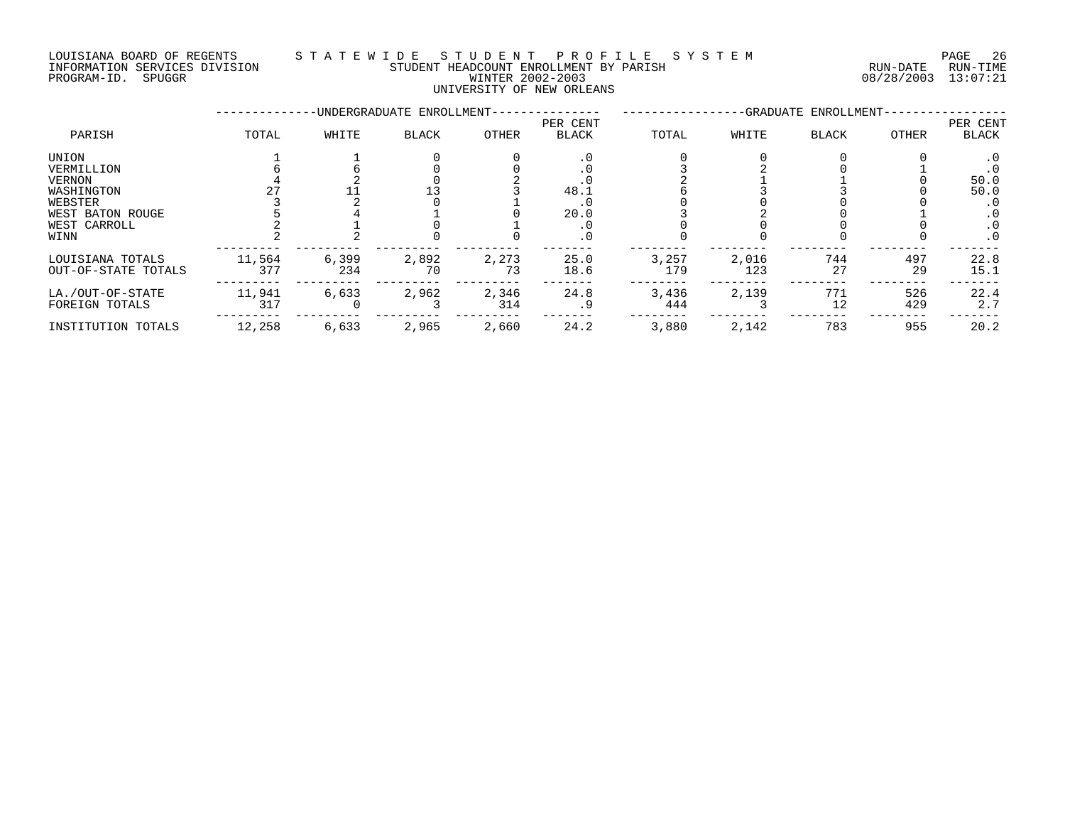LOUISIANA BOARD OF REGENTS — STATEWIDE STUDENT PROFILE SYSTEM
INFORMATION SERVICES DIVISION — STUDENT HEADCOUNT ENROLLMENT BY PARISH — RUN-DATE 08/28/2003 RUN-TIME 13:07:21
PROGRAM-ID. SPUGGR — WINTER 2002-2003

## UNIVERSITY OF NEW ORLEANS

| PARISH | UNDERGRADUATE ENROLLMENT TOTAL | WHITE | BLACK | OTHER | PER CENT BLACK | GRADUATE ENROLLMENT TOTAL | WHITE | BLACK | OTHER | PER CENT BLACK |
|---|---|---|---|---|---|---|---|---|---|---|
| UNION | 1 | 1 | 0 | 0 | .0 | 0 | 0 | 0 | 0 | .0 |
| VERMILLION | 6 | 6 | 0 | 0 | .0 | 3 | 2 | 0 | 1 | .0 |
| VERNON | 4 | 2 | 0 | 2 | .0 | 2 | 1 | 1 | 0 | 50.0 |
| WASHINGTON | 27 | 11 | 13 | 3 | 48.1 | 6 | 3 | 3 | 0 | 50.0 |
| WEBSTER | 3 | 2 | 0 | 1 | .0 | 0 | 0 | 0 | 0 | .0 |
| WEST BATON ROUGE | 5 | 4 | 1 | 0 | 20.0 | 3 | 2 | 0 | 1 | .0 |
| WEST CARROLL | 2 | 1 | 0 | 1 | .0 | 0 | 0 | 0 | 0 | .0 |
| WINN | 2 | 2 | 0 | 0 | .0 | 0 | 0 | 0 | 0 | .0 |
| LOUISIANA TOTALS | 11,564 | 6,399 | 2,892 | 2,273 | 25.0 | 3,257 | 2,016 | 744 | 497 | 22.8 |
| OUT-OF-STATE TOTALS | 377 | 234 | 70 | 73 | 18.6 | 179 | 123 | 27 | 29 | 15.1 |
| LA./OUT-OF-STATE | 11,941 | 6,633 | 2,962 | 2,346 | 24.8 | 3,436 | 2,139 | 771 | 526 | 22.4 |
| FOREIGN TOTALS | 317 | 0 | 3 | 314 | .9 | 444 | 3 | 12 | 429 | 2.7 |
| INSTITUTION TOTALS | 12,258 | 6,633 | 2,965 | 2,660 | 24.2 | 3,880 | 2,142 | 783 | 955 | 20.2 |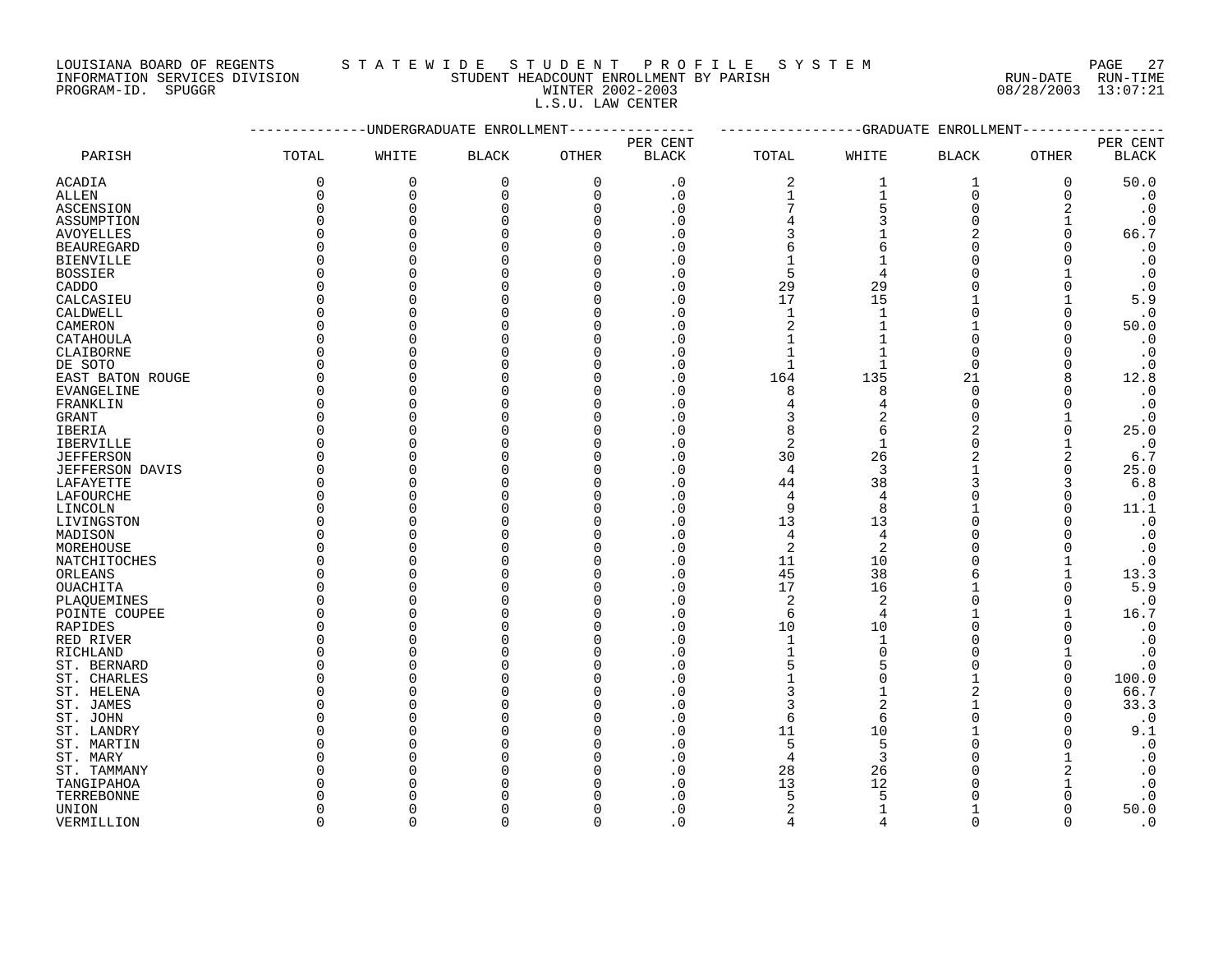LOUISIANA BOARD OF REGENTS — S T A T E W I D E   S T U D E N T   P R O F I L E   S Y S T E M

INFORMATION SERVICES DIVISION — STUDENT HEADCOUNT ENROLLMENT BY PARISH — RUN-DATE 08/28/2003 RUN-TIME 13:07:21

PROGRAM-ID. SPUGGR — WINTER 2002-2003

L.S.U. LAW CENTER

| PARISH | UNDERGRADUATE ENROLLMENT | | | | | GRADUATE ENROLLMENT | | | | |
|---|---|---|---|---|---|---|---|---|---|---|
| | TOTAL | WHITE | BLACK | OTHER | PER CENT BLACK | TOTAL | WHITE | BLACK | OTHER | PER CENT BLACK |
| ACADIA | 0 | 0 | 0 | 0 | .0 | 2 | 1 | 1 | 0 | 50.0 |
| ALLEN | 0 | 0 | 0 | 0 | .0 | 1 | 1 | 0 | 0 | .0 |
| ASCENSION | 0 | 0 | 0 | 0 | .0 | 7 | 5 | 0 | 2 | .0 |
| ASSUMPTION | 0 | 0 | 0 | 0 | .0 | 4 | 3 | 0 | 1 | .0 |
| AVOYELLES | 0 | 0 | 0 | 0 | .0 | 3 | 1 | 2 | 0 | 66.7 |
| BEAUREGARD | 0 | 0 | 0 | 0 | .0 | 6 | 6 | 0 | 0 | .0 |
| BIENVILLE | 0 | 0 | 0 | 0 | .0 | 1 | 1 | 0 | 0 | .0 |
| BOSSIER | 0 | 0 | 0 | 0 | .0 | 5 | 4 | 0 | 1 | .0 |
| CADDO | 0 | 0 | 0 | 0 | .0 | 29 | 29 | 0 | 0 | .0 |
| CALCASIEU | 0 | 0 | 0 | 0 | .0 | 17 | 15 | 1 | 1 | 5.9 |
| CALDWELL | 0 | 0 | 0 | 0 | .0 | 1 | 1 | 0 | 0 | .0 |
| CAMERON | 0 | 0 | 0 | 0 | .0 | 2 | 1 | 1 | 0 | 50.0 |
| CATAHOULA | 0 | 0 | 0 | 0 | .0 | 1 | 1 | 0 | 0 | .0 |
| CLAIBORNE | 0 | 0 | 0 | 0 | .0 | 1 | 1 | 0 | 0 | .0 |
| DE SOTO | 0 | 0 | 0 | 0 | .0 | 1 | 1 | 0 | 0 | .0 |
| EAST BATON ROUGE | 0 | 0 | 0 | 0 | .0 | 164 | 135 | 21 | 8 | 12.8 |
| EVANGELINE | 0 | 0 | 0 | 0 | .0 | 8 | 8 | 0 | 0 | .0 |
| FRANKLIN | 0 | 0 | 0 | 0 | .0 | 4 | 4 | 0 | 0 | .0 |
| GRANT | 0 | 0 | 0 | 0 | .0 | 3 | 2 | 0 | 1 | .0 |
| IBERIA | 0 | 0 | 0 | 0 | .0 | 8 | 6 | 2 | 0 | 25.0 |
| IBERVILLE | 0 | 0 | 0 | 0 | .0 | 2 | 1 | 0 | 1 | .0 |
| JEFFERSON | 0 | 0 | 0 | 0 | .0 | 30 | 26 | 2 | 2 | 6.7 |
| JEFFERSON DAVIS | 0 | 0 | 0 | 0 | .0 | 4 | 3 | 1 | 0 | 25.0 |
| LAFAYETTE | 0 | 0 | 0 | 0 | .0 | 44 | 38 | 3 | 3 | 6.8 |
| LAFOURCHE | 0 | 0 | 0 | 0 | .0 | 4 | 4 | 0 | 0 | .0 |
| LINCOLN | 0 | 0 | 0 | 0 | .0 | 9 | 8 | 1 | 0 | 11.1 |
| LIVINGSTON | 0 | 0 | 0 | 0 | .0 | 13 | 13 | 0 | 0 | .0 |
| MADISON | 0 | 0 | 0 | 0 | .0 | 4 | 4 | 0 | 0 | .0 |
| MOREHOUSE | 0 | 0 | 0 | 0 | .0 | 2 | 2 | 0 | 0 | .0 |
| NATCHITOCHES | 0 | 0 | 0 | 0 | .0 | 11 | 10 | 0 | 1 | .0 |
| ORLEANS | 0 | 0 | 0 | 0 | .0 | 45 | 38 | 6 | 1 | 13.3 |
| OUACHITA | 0 | 0 | 0 | 0 | .0 | 17 | 16 | 1 | 0 | 5.9 |
| PLAQUEMINES | 0 | 0 | 0 | 0 | .0 | 2 | 2 | 0 | 0 | .0 |
| POINTE COUPEE | 0 | 0 | 0 | 0 | .0 | 6 | 4 | 1 | 1 | 16.7 |
| RAPIDES | 0 | 0 | 0 | 0 | .0 | 10 | 10 | 0 | 0 | .0 |
| RED RIVER | 0 | 0 | 0 | 0 | .0 | 1 | 1 | 0 | 0 | .0 |
| RICHLAND | 0 | 0 | 0 | 0 | .0 | 1 | 0 | 0 | 1 | .0 |
| ST. BERNARD | 0 | 0 | 0 | 0 | .0 | 5 | 5 | 0 | 0 | .0 |
| ST. CHARLES | 0 | 0 | 0 | 0 | .0 | 1 | 0 | 1 | 0 | 100.0 |
| ST. HELENA | 0 | 0 | 0 | 0 | .0 | 3 | 1 | 2 | 0 | 66.7 |
| ST. JAMES | 0 | 0 | 0 | 0 | .0 | 3 | 2 | 1 | 0 | 33.3 |
| ST. JOHN | 0 | 0 | 0 | 0 | .0 | 6 | 6 | 0 | 0 | .0 |
| ST. LANDRY | 0 | 0 | 0 | 0 | .0 | 11 | 10 | 1 | 0 | 9.1 |
| ST. MARTIN | 0 | 0 | 0 | 0 | .0 | 5 | 5 | 0 | 0 | .0 |
| ST. MARY | 0 | 0 | 0 | 0 | .0 | 4 | 3 | 0 | 1 | .0 |
| ST. TAMMANY | 0 | 0 | 0 | 0 | .0 | 28 | 26 | 0 | 2 | .0 |
| TANGIPAHOA | 0 | 0 | 0 | 0 | .0 | 13 | 12 | 0 | 1 | .0 |
| TERREBONNE | 0 | 0 | 0 | 0 | .0 | 5 | 5 | 0 | 0 | .0 |
| UNION | 0 | 0 | 0 | 0 | .0 | 2 | 1 | 1 | 0 | 50.0 |
| VERMILLION | 0 | 0 | 0 | 0 | .0 | 4 | 4 | 0 | 0 | .0 |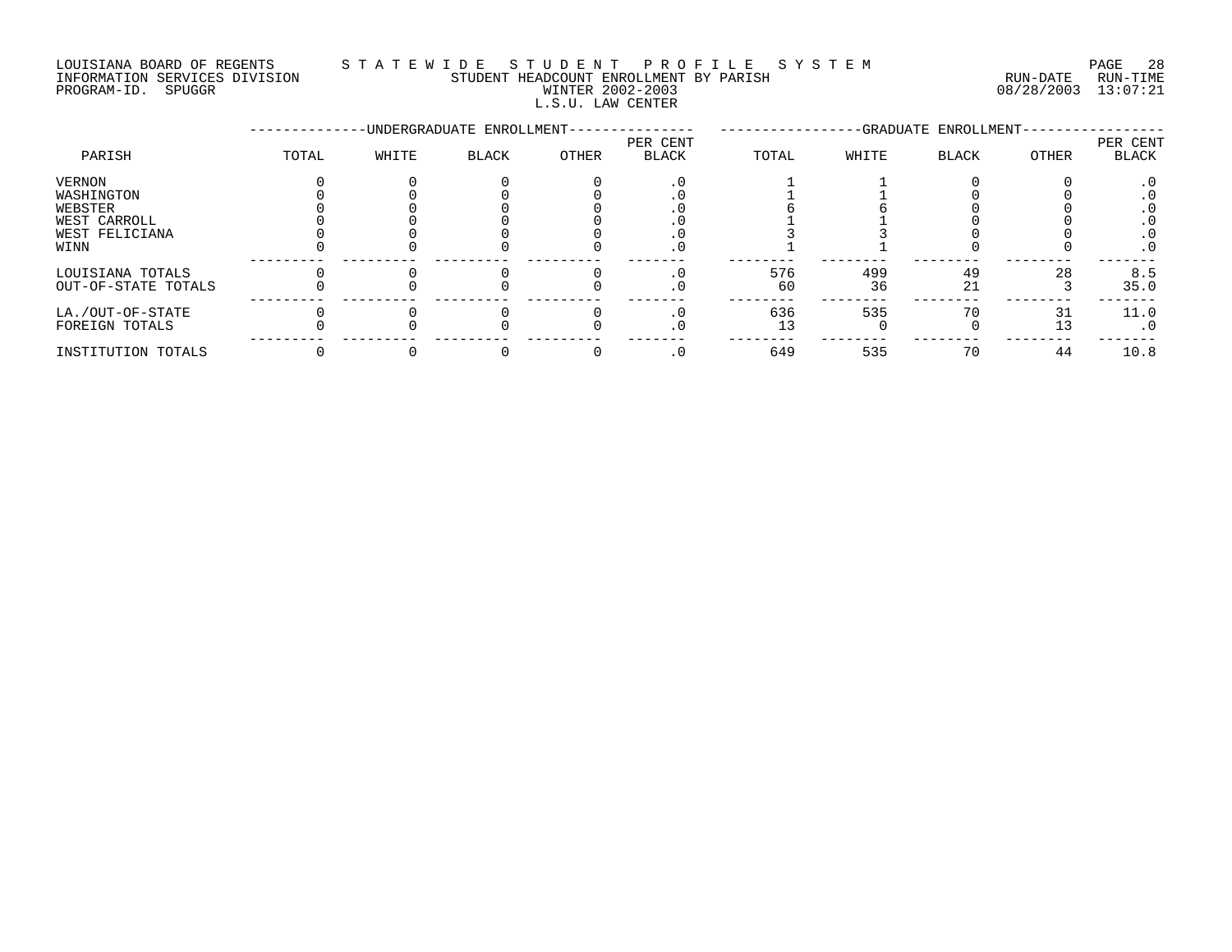LOUISIANA BOARD OF REGENTS
INFORMATION SERVICES DIVISION
PROGRAM-ID. SPUGGR

STATEWIDE STUDENT PROFILE SYSTEM
STUDENT HEADCOUNT ENROLLMENT BY PARISH
WINTER 2002-2003
L.S.U. LAW CENTER

RUN-DATE 08/28/2003 RUN-TIME 13:07:21

| PARISH | UNDERGRADUATE ENROLLMENT | | | | | GRADUATE ENROLLMENT | | | | |
|---|---|---|---|---|---|---|---|---|---|---|
| | TOTAL | WHITE | BLACK | OTHER | PER CENT BLACK | TOTAL | WHITE | BLACK | OTHER | PER CENT BLACK |
| VERNON | 0 | 0 | 0 | 0 | .0 | 1 | 1 | 0 | 0 | .0 |
| WASHINGTON | 0 | 0 | 0 | 0 | .0 | 1 | 1 | 0 | 0 | .0 |
| WEBSTER | 0 | 0 | 0 | 0 | .0 | 6 | 6 | 0 | 0 | .0 |
| WEST CARROLL | 0 | 0 | 0 | 0 | .0 | 1 | 1 | 0 | 0 | .0 |
| WEST FELICIANA | 0 | 0 | 0 | 0 | .0 | 3 | 3 | 0 | 0 | .0 |
| WINN | 0 | 0 | 0 | 0 | .0 | 1 | 1 | 0 | 0 | .0 |
| LOUISIANA TOTALS | 0 | 0 | 0 | 0 | .0 | 576 | 499 | 49 | 28 | 8.5 |
| OUT-OF-STATE TOTALS | 0 | 0 | 0 | 0 | .0 | 60 | 36 | 21 | 3 | 35.0 |
| LA./OUT-OF-STATE | 0 | 0 | 0 | 0 | .0 | 636 | 535 | 70 | 31 | 11.0 |
| FOREIGN TOTALS | 0 | 0 | 0 | 0 | .0 | 13 | 0 | 0 | 13 | .0 |
| INSTITUTION TOTALS | 0 | 0 | 0 | 0 | .0 | 649 | 535 | 70 | 44 | 10.8 |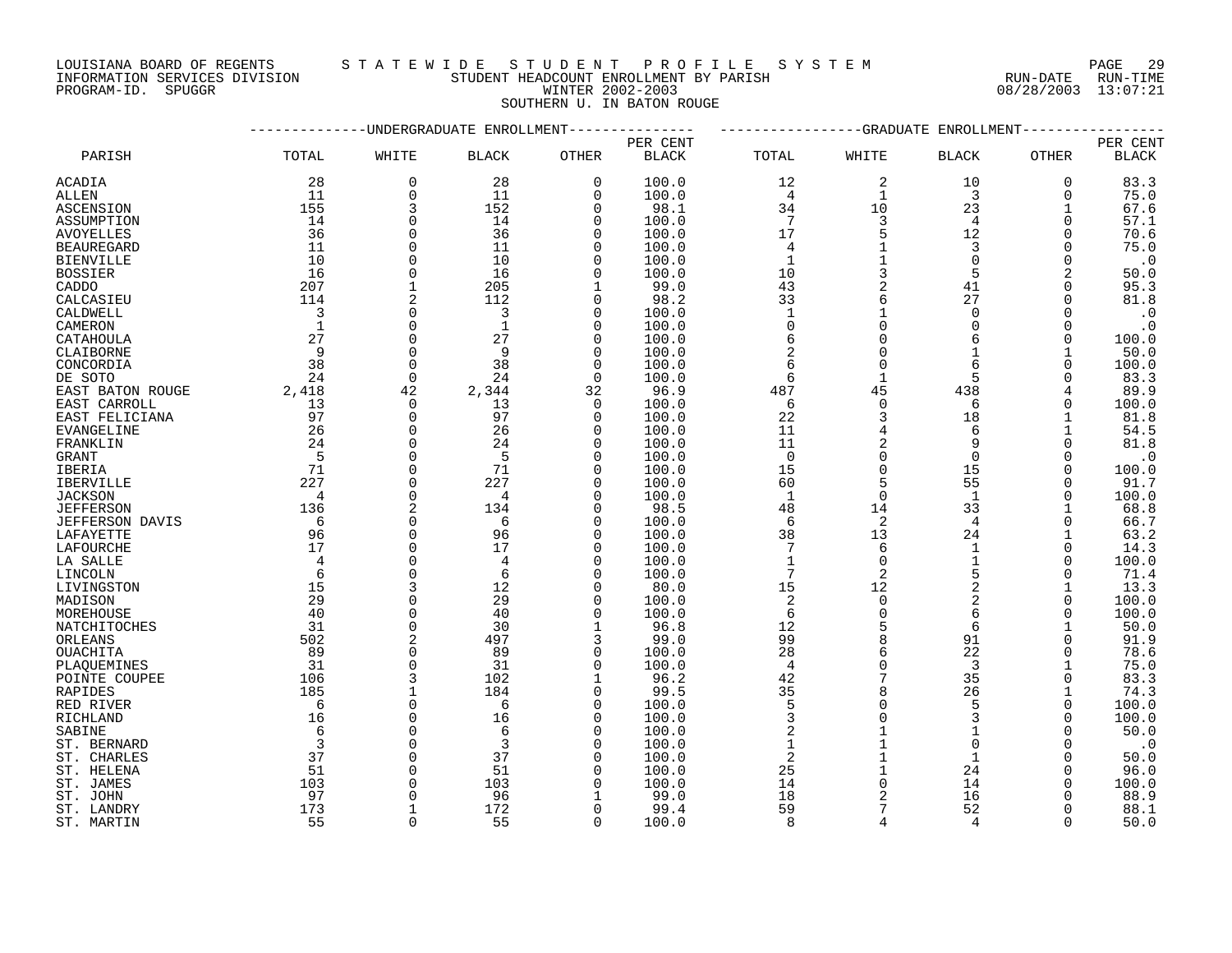LOUISIANA BOARD OF REGENTS — STATEWIDE STUDENT PROFILE SYSTEM
INFORMATION SERVICES DIVISION — STUDENT HEADCOUNT ENROLLMENT BY PARISH — RUN-DATE 08/28/2003 RUN-TIME 13:07:21
PROGRAM-ID. SPUGGR — WINTER 2002-2003

SOUTHERN U. IN BATON ROUGE

| PARISH | UNDERGRADUATE ENROLLMENT TOTAL | WHITE | BLACK | OTHER | PER CENT BLACK | GRADUATE ENROLLMENT TOTAL | WHITE | BLACK | OTHER | PER CENT BLACK |
|---|---|---|---|---|---|---|---|---|---|---|
| ACADIA | 28 | 0 | 28 | 0 | 100.0 | 12 | 2 | 10 | 0 | 83.3 |
| ALLEN | 11 | 0 | 11 | 0 | 100.0 | 4 | 1 | 3 | 0 | 75.0 |
| ASCENSION | 155 | 3 | 152 | 0 | 98.1 | 34 | 10 | 23 | 1 | 67.6 |
| ASSUMPTION | 14 | 0 | 14 | 0 | 100.0 | 7 | 3 | 4 | 0 | 57.1 |
| AVOYELLES | 36 | 0 | 36 | 0 | 100.0 | 17 | 5 | 12 | 0 | 70.6 |
| BEAUREGARD | 11 | 0 | 11 | 0 | 100.0 | 4 | 1 | 3 | 0 | 75.0 |
| BIENVILLE | 10 | 0 | 10 | 0 | 100.0 | 1 | 1 | 0 | 0 | .0 |
| BOSSIER | 16 | 0 | 16 | 0 | 100.0 | 10 | 3 | 5 | 2 | 50.0 |
| CADDO | 207 | 1 | 205 | 1 | 99.0 | 43 | 2 | 41 | 0 | 95.3 |
| CALCASIEU | 114 | 2 | 112 | 0 | 98.2 | 33 | 6 | 27 | 0 | 81.8 |
| CALDWELL | 3 | 0 | 3 | 0 | 100.0 | 1 | 1 | 0 | 0 | .0 |
| CAMERON | 1 | 0 | 1 | 0 | 100.0 | 0 | 0 | 0 | 0 | .0 |
| CATAHOULA | 27 | 0 | 27 | 0 | 100.0 | 6 | 0 | 6 | 0 | 100.0 |
| CLAIBORNE | 9 | 0 | 9 | 0 | 100.0 | 2 | 0 | 1 | 1 | 50.0 |
| CONCORDIA | 38 | 0 | 38 | 0 | 100.0 | 6 | 0 | 6 | 0 | 100.0 |
| DE SOTO | 24 | 0 | 24 | 0 | 100.0 | 6 | 1 | 5 | 0 | 83.3 |
| EAST BATON ROUGE | 2,418 | 42 | 2,344 | 32 | 96.9 | 487 | 45 | 438 | 4 | 89.9 |
| EAST CARROLL | 13 | 0 | 13 | 0 | 100.0 | 6 | 0 | 6 | 0 | 100.0 |
| EAST FELICIANA | 97 | 0 | 97 | 0 | 100.0 | 22 | 3 | 18 | 1 | 81.8 |
| EVANGELINE | 26 | 0 | 26 | 0 | 100.0 | 11 | 4 | 6 | 1 | 54.5 |
| FRANKLIN | 24 | 0 | 24 | 0 | 100.0 | 11 | 2 | 9 | 0 | 81.8 |
| GRANT | 5 | 0 | 5 | 0 | 100.0 | 0 | 0 | 0 | 0 | .0 |
| IBERIA | 71 | 0 | 71 | 0 | 100.0 | 15 | 0 | 15 | 0 | 100.0 |
| IBERVILLE | 227 | 0 | 227 | 0 | 100.0 | 60 | 5 | 55 | 0 | 91.7 |
| JACKSON | 4 | 0 | 4 | 0 | 100.0 | 1 | 0 | 1 | 0 | 100.0 |
| JEFFERSON | 136 | 2 | 134 | 0 | 98.5 | 48 | 14 | 33 | 1 | 68.8 |
| JEFFERSON DAVIS | 6 | 0 | 6 | 0 | 100.0 | 6 | 2 | 4 | 0 | 66.7 |
| LAFAYETTE | 96 | 0 | 96 | 0 | 100.0 | 38 | 13 | 24 | 1 | 63.2 |
| LAFOURCHE | 17 | 0 | 17 | 0 | 100.0 | 7 | 6 | 1 | 0 | 14.3 |
| LA SALLE | 4 | 0 | 4 | 0 | 100.0 | 1 | 0 | 1 | 0 | 100.0 |
| LINCOLN | 6 | 0 | 6 | 0 | 100.0 | 7 | 2 | 5 | 0 | 71.4 |
| LIVINGSTON | 15 | 3 | 12 | 0 | 80.0 | 15 | 12 | 2 | 1 | 13.3 |
| MADISON | 29 | 0 | 29 | 0 | 100.0 | 2 | 0 | 2 | 0 | 100.0 |
| MOREHOUSE | 40 | 0 | 40 | 0 | 100.0 | 6 | 0 | 6 | 0 | 100.0 |
| NATCHITOCHES | 31 | 0 | 30 | 1 | 96.8 | 12 | 5 | 6 | 1 | 50.0 |
| ORLEANS | 502 | 2 | 497 | 3 | 99.0 | 99 | 8 | 91 | 0 | 91.9 |
| OUACHITA | 89 | 0 | 89 | 0 | 100.0 | 28 | 6 | 22 | 0 | 78.6 |
| PLAQUEMINES | 31 | 0 | 31 | 0 | 100.0 | 4 | 0 | 3 | 1 | 75.0 |
| POINTE COUPEE | 106 | 3 | 102 | 1 | 96.2 | 42 | 7 | 35 | 0 | 83.3 |
| RAPIDES | 185 | 1 | 184 | 0 | 99.5 | 35 | 8 | 26 | 1 | 74.3 |
| RED RIVER | 6 | 0 | 6 | 0 | 100.0 | 5 | 0 | 5 | 0 | 100.0 |
| RICHLAND | 16 | 0 | 16 | 0 | 100.0 | 3 | 0 | 3 | 0 | 100.0 |
| SABINE | 6 | 0 | 6 | 0 | 100.0 | 2 | 1 | 1 | 0 | 50.0 |
| ST. BERNARD | 3 | 0 | 3 | 0 | 100.0 | 1 | 1 | 0 | 0 | .0 |
| ST. CHARLES | 37 | 0 | 37 | 0 | 100.0 | 2 | 1 | 1 | 0 | 50.0 |
| ST. HELENA | 51 | 0 | 51 | 0 | 100.0 | 25 | 1 | 24 | 0 | 96.0 |
| ST. JAMES | 103 | 0 | 103 | 0 | 100.0 | 14 | 0 | 14 | 0 | 100.0 |
| ST. JOHN | 97 | 0 | 96 | 1 | 99.0 | 18 | 2 | 16 | 0 | 88.9 |
| ST. LANDRY | 173 | 1 | 172 | 0 | 99.4 | 59 | 7 | 52 | 0 | 88.1 |
| ST. MARTIN | 55 | 0 | 55 | 0 | 100.0 | 8 | 4 | 4 | 0 | 50.0 |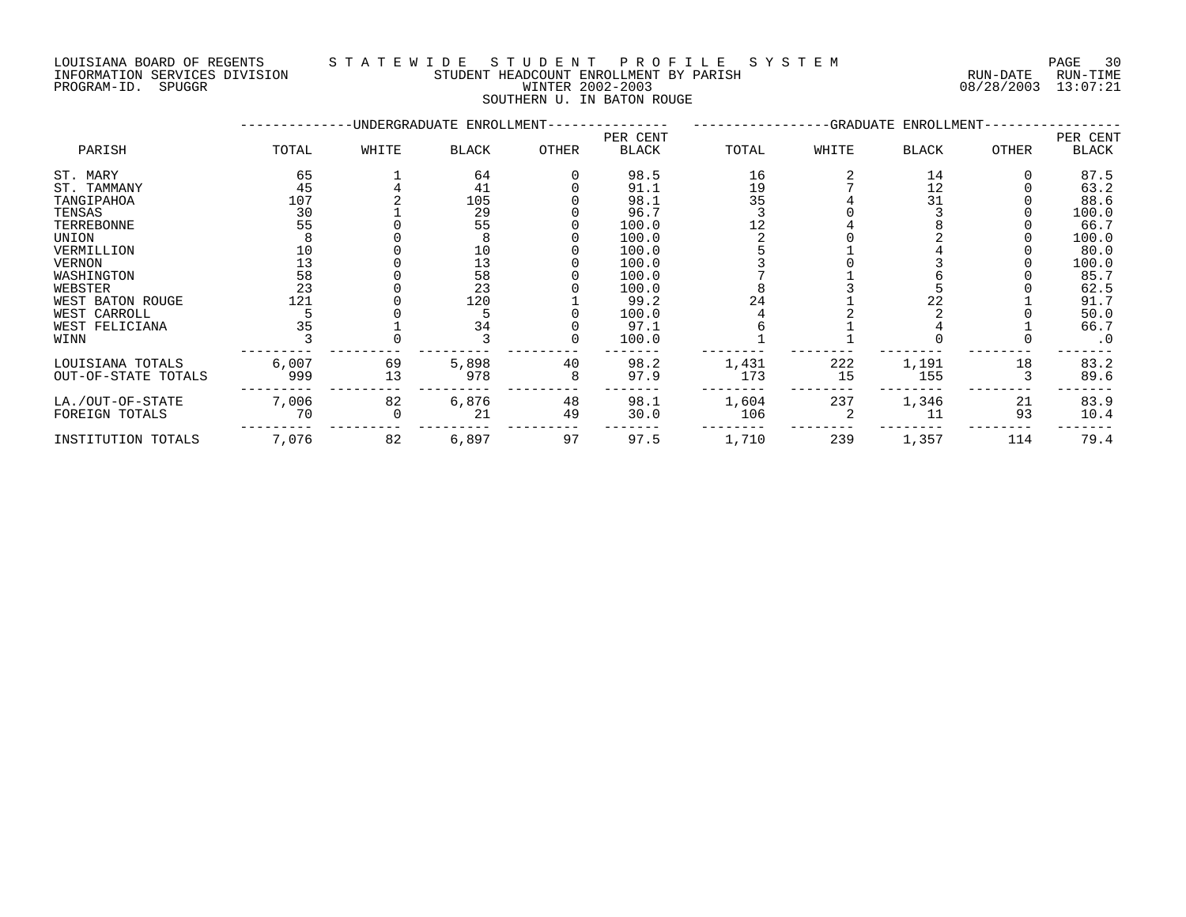LOUISIANA BOARD OF REGENTS — STATEWIDE STUDENT PROFILE SYSTEM
INFORMATION SERVICES DIVISION — STUDENT HEADCOUNT ENROLLMENT BY PARISH — RUN-DATE 08/28/2003 RUN-TIME 13:07:21
PROGRAM-ID. SPUGGR — WINTER 2002-2003

SOUTHERN U. IN BATON ROUGE

| PARISH | UNDERGRADUATE ENROLLMENT TOTAL | WHITE | BLACK | OTHER | PER CENT BLACK | GRADUATE ENROLLMENT TOTAL | WHITE | BLACK | OTHER | PER CENT BLACK |
|---|---|---|---|---|---|---|---|---|---|---|
| ST. MARY | 65 | 1 | 64 | 0 | 98.5 | 16 | 2 | 14 | 0 | 87.5 |
| ST. TAMMANY | 45 | 4 | 41 | 0 | 91.1 | 19 | 7 | 12 | 0 | 63.2 |
| TANGIPAHOA | 107 | 2 | 105 | 0 | 98.1 | 35 | 4 | 31 | 0 | 88.6 |
| TENSAS | 30 | 1 | 29 | 0 | 96.7 | 3 | 0 | 3 | 0 | 100.0 |
| TERREBONNE | 55 | 0 | 55 | 0 | 100.0 | 12 | 4 | 8 | 0 | 66.7 |
| UNION | 8 | 0 | 8 | 0 | 100.0 | 2 | 0 | 2 | 0 | 100.0 |
| VERMILLION | 10 | 0 | 10 | 0 | 100.0 | 5 | 1 | 4 | 0 | 80.0 |
| VERNON | 13 | 0 | 13 | 0 | 100.0 | 3 | 0 | 3 | 0 | 100.0 |
| WASHINGTON | 58 | 0 | 58 | 0 | 100.0 | 7 | 1 | 6 | 0 | 85.7 |
| WEBSTER | 23 | 0 | 23 | 0 | 100.0 | 8 | 3 | 5 | 0 | 62.5 |
| WEST BATON ROUGE | 121 | 0 | 120 | 1 | 99.2 | 24 | 1 | 22 | 1 | 91.7 |
| WEST CARROLL | 5 | 0 | 5 | 0 | 100.0 | 4 | 2 | 2 | 0 | 50.0 |
| WEST FELICIANA | 35 | 1 | 34 | 0 | 97.1 | 6 | 1 | 4 | 1 | 66.7 |
| WINN | 3 | 0 | 3 | 0 | 100.0 | 1 | 1 | 0 | 0 | .0 |
| LOUISIANA TOTALS | 6,007 | 69 | 5,898 | 40 | 98.2 | 1,431 | 222 | 1,191 | 18 | 83.2 |
| OUT-OF-STATE TOTALS | 999 | 13 | 978 | 8 | 97.9 | 173 | 15 | 155 | 3 | 89.6 |
| LA./OUT-OF-STATE | 7,006 | 82 | 6,876 | 48 | 98.1 | 1,604 | 237 | 1,346 | 21 | 83.9 |
| FOREIGN TOTALS | 70 | 0 | 21 | 49 | 30.0 | 106 | 2 | 11 | 93 | 10.4 |
| INSTITUTION TOTALS | 7,076 | 82 | 6,897 | 97 | 97.5 | 1,710 | 239 | 1,357 | 114 | 79.4 |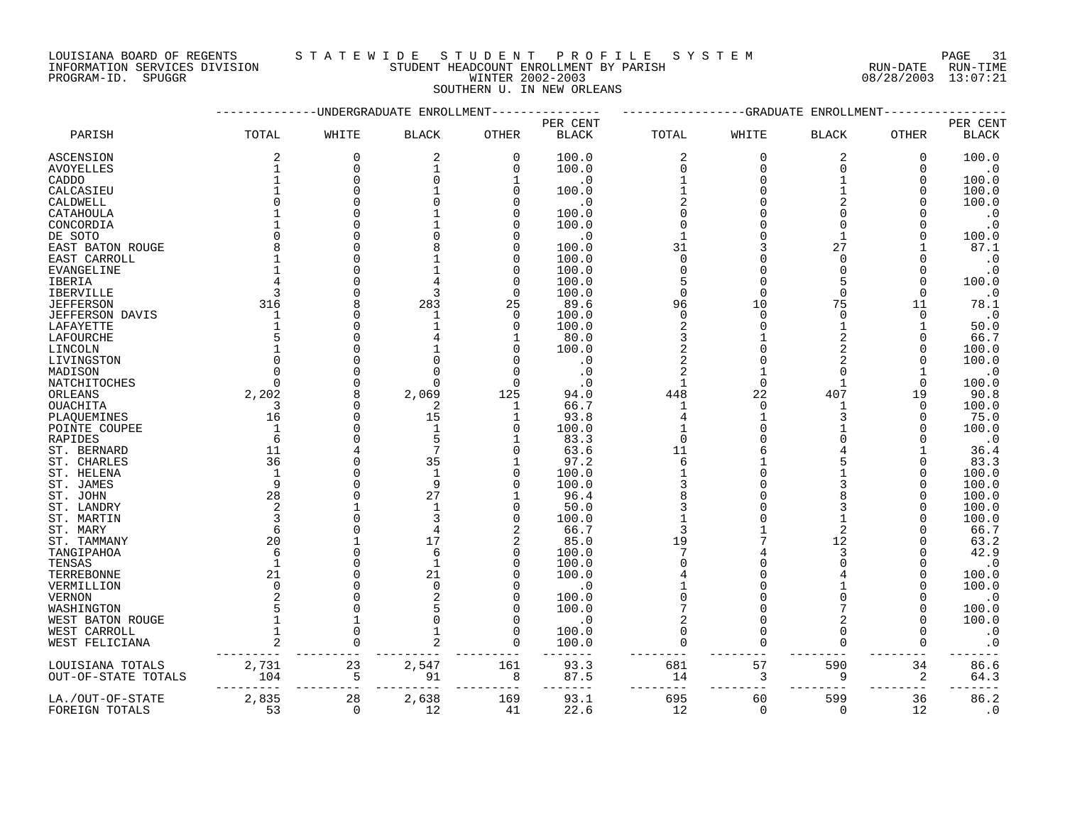LOUISIANA BOARD OF REGENTS — STATEWIDE STUDENT PROFILE SYSTEM
INFORMATION SERVICES DIVISION — STUDENT HEADCOUNT ENROLLMENT BY PARISH — RUN-DATE 08/28/2003 RUN-TIME 13:07:21
PROGRAM-ID. SPUGGR — WINTER 2002-2003

SOUTHERN U. IN NEW ORLEANS

| | UNDERGRADUATE ENROLLMENT | | | | | GRADUATE ENROLLMENT | | | | |
|---|---|---|---|---|---|---|---|---|---|---|
| PARISH | TOTAL | WHITE | BLACK | OTHER | PER CENT BLACK | TOTAL | WHITE | BLACK | OTHER | PER CENT BLACK |
| ASCENSION | 2 | 0 | 2 | 0 | 100.0 | 2 | 0 | 2 | 0 | 100.0 |
| AVOYELLES | 1 | 0 | 1 | 0 | 100.0 | 0 | 0 | 0 | 0 | .0 |
| CADDO | 1 | 0 | 0 | 1 | .0 | 1 | 0 | 1 | 0 | 100.0 |
| CALCASIEU | 1 | 0 | 1 | 0 | 100.0 | 1 | 0 | 1 | 0 | 100.0 |
| CALDWELL | 0 | 0 | 0 | 0 | .0 | 2 | 0 | 2 | 0 | 100.0 |
| CATAHOULA | 1 | 0 | 1 | 0 | 100.0 | 0 | 0 | 0 | 0 | .0 |
| CONCORDIA | 1 | 0 | 1 | 0 | 100.0 | 0 | 0 | 0 | 0 | .0 |
| DE SOTO | 0 | 0 | 0 | 0 | .0 | 1 | 0 | 1 | 0 | 100.0 |
| EAST BATON ROUGE | 8 | 0 | 8 | 0 | 100.0 | 31 | 3 | 27 | 1 | 87.1 |
| EAST CARROLL | 1 | 0 | 1 | 0 | 100.0 | 0 | 0 | 0 | 0 | .0 |
| EVANGELINE | 1 | 0 | 1 | 0 | 100.0 | 0 | 0 | 0 | 0 | .0 |
| IBERIA | 4 | 0 | 4 | 0 | 100.0 | 5 | 0 | 5 | 0 | 100.0 |
| IBERVILLE | 3 | 0 | 3 | 0 | 100.0 | 0 | 0 | 0 | 0 | .0 |
| JEFFERSON | 316 | 8 | 283 | 25 | 89.6 | 96 | 10 | 75 | 11 | 78.1 |
| JEFFERSON DAVIS | 1 | 0 | 1 | 0 | 100.0 | 0 | 0 | 0 | 0 | .0 |
| LAFAYETTE | 1 | 0 | 1 | 0 | 100.0 | 2 | 0 | 1 | 1 | 50.0 |
| LAFOURCHE | 5 | 0 | 4 | 1 | 80.0 | 3 | 1 | 2 | 0 | 66.7 |
| LINCOLN | 1 | 0 | 1 | 0 | 100.0 | 2 | 0 | 2 | 0 | 100.0 |
| LIVINGSTON | 0 | 0 | 0 | 0 | .0 | 2 | 0 | 2 | 0 | 100.0 |
| MADISON | 0 | 0 | 0 | 0 | .0 | 2 | 1 | 0 | 1 | .0 |
| NATCHITOCHES | 0 | 0 | 0 | 0 | .0 | 1 | 0 | 1 | 0 | 100.0 |
| ORLEANS | 2,202 | 8 | 2,069 | 125 | 94.0 | 448 | 22 | 407 | 19 | 90.8 |
| OUACHITA | 3 | 0 | 2 | 1 | 66.7 | 1 | 0 | 1 | 0 | 100.0 |
| PLAQUEMINES | 16 | 0 | 15 | 1 | 93.8 | 4 | 1 | 3 | 0 | 75.0 |
| POINTE COUPEE | 1 | 0 | 1 | 0 | 100.0 | 1 | 0 | 1 | 0 | 100.0 |
| RAPIDES | 6 | 0 | 5 | 1 | 83.3 | 0 | 0 | 0 | 0 | .0 |
| ST. BERNARD | 11 | 4 | 7 | 0 | 63.6 | 11 | 6 | 4 | 1 | 36.4 |
| ST. CHARLES | 36 | 0 | 35 | 1 | 97.2 | 6 | 1 | 5 | 0 | 83.3 |
| ST. HELENA | 1 | 0 | 1 | 0 | 100.0 | 1 | 0 | 1 | 0 | 100.0 |
| ST. JAMES | 9 | 0 | 9 | 0 | 100.0 | 3 | 0 | 3 | 0 | 100.0 |
| ST. JOHN | 28 | 0 | 27 | 1 | 96.4 | 8 | 0 | 8 | 0 | 100.0 |
| ST. LANDRY | 2 | 1 | 1 | 0 | 50.0 | 3 | 0 | 3 | 0 | 100.0 |
| ST. MARTIN | 3 | 0 | 3 | 0 | 100.0 | 1 | 0 | 1 | 0 | 100.0 |
| ST. MARY | 6 | 0 | 4 | 2 | 66.7 | 3 | 1 | 2 | 0 | 66.7 |
| ST. TAMMANY | 20 | 1 | 17 | 2 | 85.0 | 19 | 7 | 12 | 0 | 63.2 |
| TANGIPAHOA | 6 | 0 | 6 | 0 | 100.0 | 7 | 4 | 3 | 0 | 42.9 |
| TENSAS | 1 | 0 | 1 | 0 | 100.0 | 0 | 0 | 0 | 0 | .0 |
| TERREBONNE | 21 | 0 | 21 | 0 | 100.0 | 4 | 0 | 4 | 0 | 100.0 |
| VERMILLION | 0 | 0 | 0 | 0 | .0 | 1 | 0 | 1 | 0 | 100.0 |
| VERNON | 2 | 0 | 2 | 0 | 100.0 | 0 | 0 | 0 | 0 | .0 |
| WASHINGTON | 5 | 0 | 5 | 0 | 100.0 | 7 | 0 | 7 | 0 | 100.0 |
| WEST BATON ROUGE | 1 | 1 | 0 | 0 | .0 | 2 | 0 | 2 | 0 | 100.0 |
| WEST CARROLL | 1 | 0 | 1 | 0 | 100.0 | 0 | 0 | 0 | 0 | .0 |
| WEST FELICIANA | 2 | 0 | 2 | 0 | 100.0 | 0 | 0 | 0 | 0 | .0 |
| LOUISIANA TOTALS | 2,731 | 23 | 2,547 | 161 | 93.3 | 681 | 57 | 590 | 34 | 86.6 |
| OUT-OF-STATE TOTALS | 104 | 5 | 91 | 8 | 87.5 | 14 | 3 | 9 | 2 | 64.3 |
| LA./OUT-OF-STATE | 2,835 | 28 | 2,638 | 169 | 93.1 | 695 | 60 | 599 | 36 | 86.2 |
| FOREIGN TOTALS | 53 | 0 | 12 | 41 | 22.6 | 12 | 0 | 0 | 12 | .0 |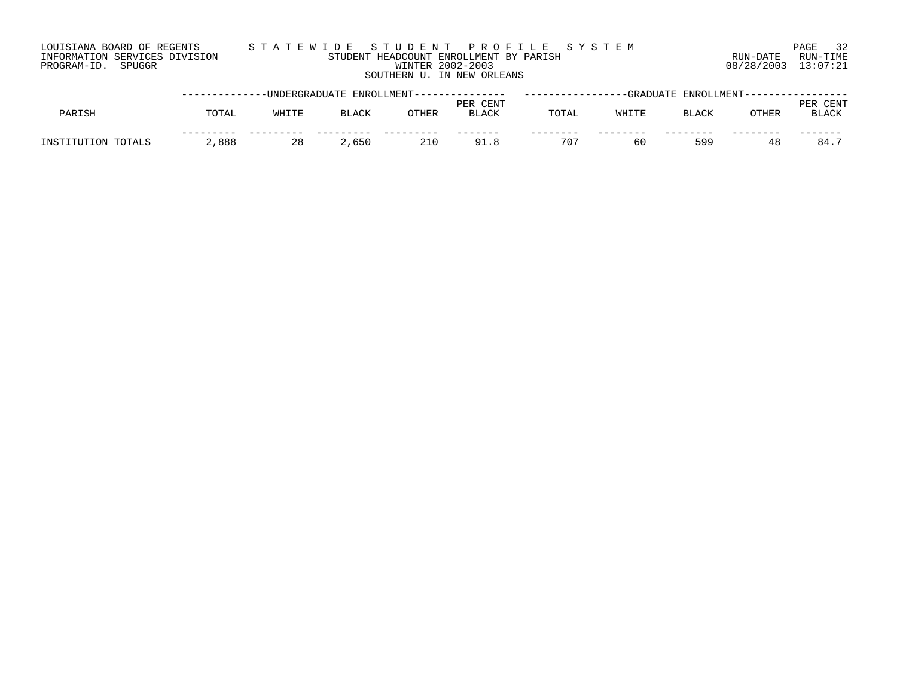LOUISIANA BOARD OF REGENTS
INFORMATION SERVICES DIVISION
PROGRAM-ID. SPUGGR

# S T A T E W I D E   S T U D E N T   P R O F I L E   S Y S T E M

## STUDENT HEADCOUNT ENROLLMENT BY PARISH

WINTER 2002-2003

SOUTHERN U. IN NEW ORLEANS

RUN-DATE 08/28/2003 RUN-TIME 13:07:21

| | UNDERGRADUATE ENROLLMENT | | | | | GRADUATE ENROLLMENT | | | | |
|---|---|---|---|---|---|---|---|---|---|---|
| PARISH | TOTAL | WHITE | BLACK | OTHER | PER CENT BLACK | TOTAL | WHITE | BLACK | OTHER | PER CENT BLACK |
| INSTITUTION TOTALS | 2,888 | 28 | 2,650 | 210 | 91.8 | 707 | 60 | 599 | 48 | 84.7 |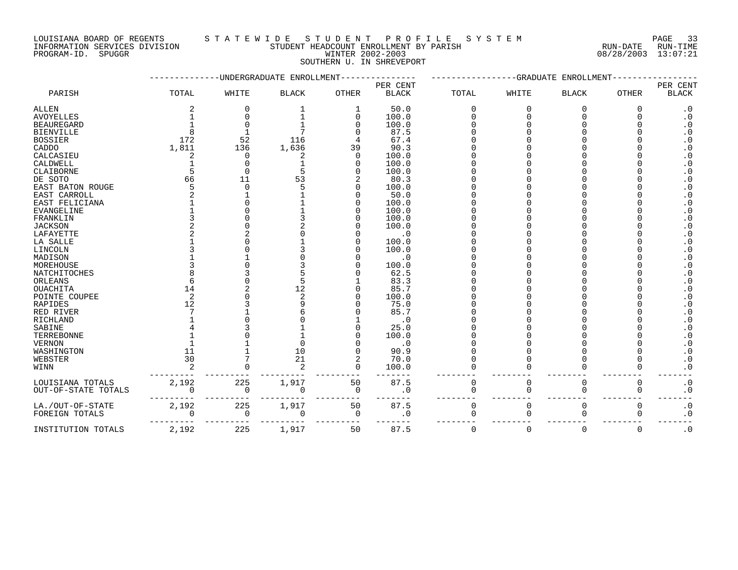LOUISIANA BOARD OF REGENTS — STATEWIDE STUDENT PROFILE SYSTEM
INFORMATION SERVICES DIVISION — STUDENT HEADCOUNT ENROLLMENT BY PARISH — RUN-DATE 08/28/2003 RUN-TIME 13:07:21
PROGRAM-ID. SPUGGR — WINTER 2002-2003

SOUTHERN U. IN SHREVEPORT

| PARISH | UNDERGRADUATE ENROLLMENT | | | | | GRADUATE ENROLLMENT | | | | |
|---|---|---|---|---|---|---|---|---|---|---|
| | TOTAL | WHITE | BLACK | OTHER | PER CENT BLACK | TOTAL | WHITE | BLACK | OTHER | PER CENT BLACK |
| ALLEN | 2 | 0 | 1 | 1 | 50.0 | 0 | 0 | 0 | 0 | .0 |
| AVOYELLES | 1 | 0 | 1 | 0 | 100.0 | 0 | 0 | 0 | 0 | .0 |
| BEAUREGARD | 1 | 0 | 1 | 0 | 100.0 | 0 | 0 | 0 | 0 | .0 |
| BIENVILLE | 8 | 1 | 7 | 0 | 87.5 | 0 | 0 | 0 | 0 | .0 |
| BOSSIER | 172 | 52 | 116 | 4 | 67.4 | 0 | 0 | 0 | 0 | .0 |
| CADDO | 1,811 | 136 | 1,636 | 39 | 90.3 | 0 | 0 | 0 | 0 | .0 |
| CALCASIEU | 2 | 0 | 2 | 0 | 100.0 | 0 | 0 | 0 | 0 | .0 |
| CALDWELL | 1 | 0 | 1 | 0 | 100.0 | 0 | 0 | 0 | 0 | .0 |
| CLAIBORNE | 5 | 0 | 5 | 0 | 100.0 | 0 | 0 | 0 | 0 | .0 |
| DE SOTO | 66 | 11 | 53 | 2 | 80.3 | 0 | 0 | 0 | 0 | .0 |
| EAST BATON ROUGE | 5 | 0 | 5 | 0 | 100.0 | 0 | 0 | 0 | 0 | .0 |
| EAST CARROLL | 2 | 1 | 1 | 0 | 50.0 | 0 | 0 | 0 | 0 | .0 |
| EAST FELICIANA | 1 | 0 | 1 | 0 | 100.0 | 0 | 0 | 0 | 0 | .0 |
| EVANGELINE | 1 | 0 | 1 | 0 | 100.0 | 0 | 0 | 0 | 0 | .0 |
| FRANKLIN | 3 | 0 | 3 | 0 | 100.0 | 0 | 0 | 0 | 0 | .0 |
| JACKSON | 2 | 0 | 2 | 0 | 100.0 | 0 | 0 | 0 | 0 | .0 |
| LAFAYETTE | 2 | 2 | 0 | 0 | .0 | 0 | 0 | 0 | 0 | .0 |
| LA SALLE | 1 | 0 | 1 | 0 | 100.0 | 0 | 0 | 0 | 0 | .0 |
| LINCOLN | 3 | 0 | 3 | 0 | 100.0 | 0 | 0 | 0 | 0 | .0 |
| MADISON | 1 | 1 | 0 | 0 | .0 | 0 | 0 | 0 | 0 | .0 |
| MOREHOUSE | 3 | 0 | 3 | 0 | 100.0 | 0 | 0 | 0 | 0 | .0 |
| NATCHITOCHES | 8 | 3 | 5 | 0 | 62.5 | 0 | 0 | 0 | 0 | .0 |
| ORLEANS | 6 | 0 | 5 | 1 | 83.3 | 0 | 0 | 0 | 0 | .0 |
| OUACHITA | 14 | 2 | 12 | 0 | 85.7 | 0 | 0 | 0 | 0 | .0 |
| POINTE COUPEE | 2 | 0 | 2 | 0 | 100.0 | 0 | 0 | 0 | 0 | .0 |
| RAPIDES | 12 | 3 | 9 | 0 | 75.0 | 0 | 0 | 0 | 0 | .0 |
| RED RIVER | 7 | 1 | 6 | 0 | 85.7 | 0 | 0 | 0 | 0 | .0 |
| RICHLAND | 1 | 0 | 0 | 1 | .0 | 0 | 0 | 0 | 0 | .0 |
| SABINE | 4 | 3 | 1 | 0 | 25.0 | 0 | 0 | 0 | 0 | .0 |
| TERREBONNE | 1 | 0 | 1 | 0 | 100.0 | 0 | 0 | 0 | 0 | .0 |
| VERNON | 1 | 1 | 0 | 0 | .0 | 0 | 0 | 0 | 0 | .0 |
| WASHINGTON | 11 | 1 | 10 | 0 | 90.9 | 0 | 0 | 0 | 0 | .0 |
| WEBSTER | 30 | 7 | 21 | 2 | 70.0 | 0 | 0 | 0 | 0 | .0 |
| WINN | 2 | 0 | 2 | 0 | 100.0 | 0 | 0 | 0 | 0 | .0 |
| LOUISIANA TOTALS | 2,192 | 225 | 1,917 | 50 | 87.5 | 0 | 0 | 0 | 0 | .0 |
| OUT-OF-STATE TOTALS | 0 | 0 | 0 | 0 | .0 | 0 | 0 | 0 | 0 | .0 |
| LA./OUT-OF-STATE | 2,192 | 225 | 1,917 | 50 | 87.5 | 0 | 0 | 0 | 0 | .0 |
| FOREIGN TOTALS | 0 | 0 | 0 | 0 | .0 | 0 | 0 | 0 | 0 | .0 |
| INSTITUTION TOTALS | 2,192 | 225 | 1,917 | 50 | 87.5 | 0 | 0 | 0 | 0 | .0 |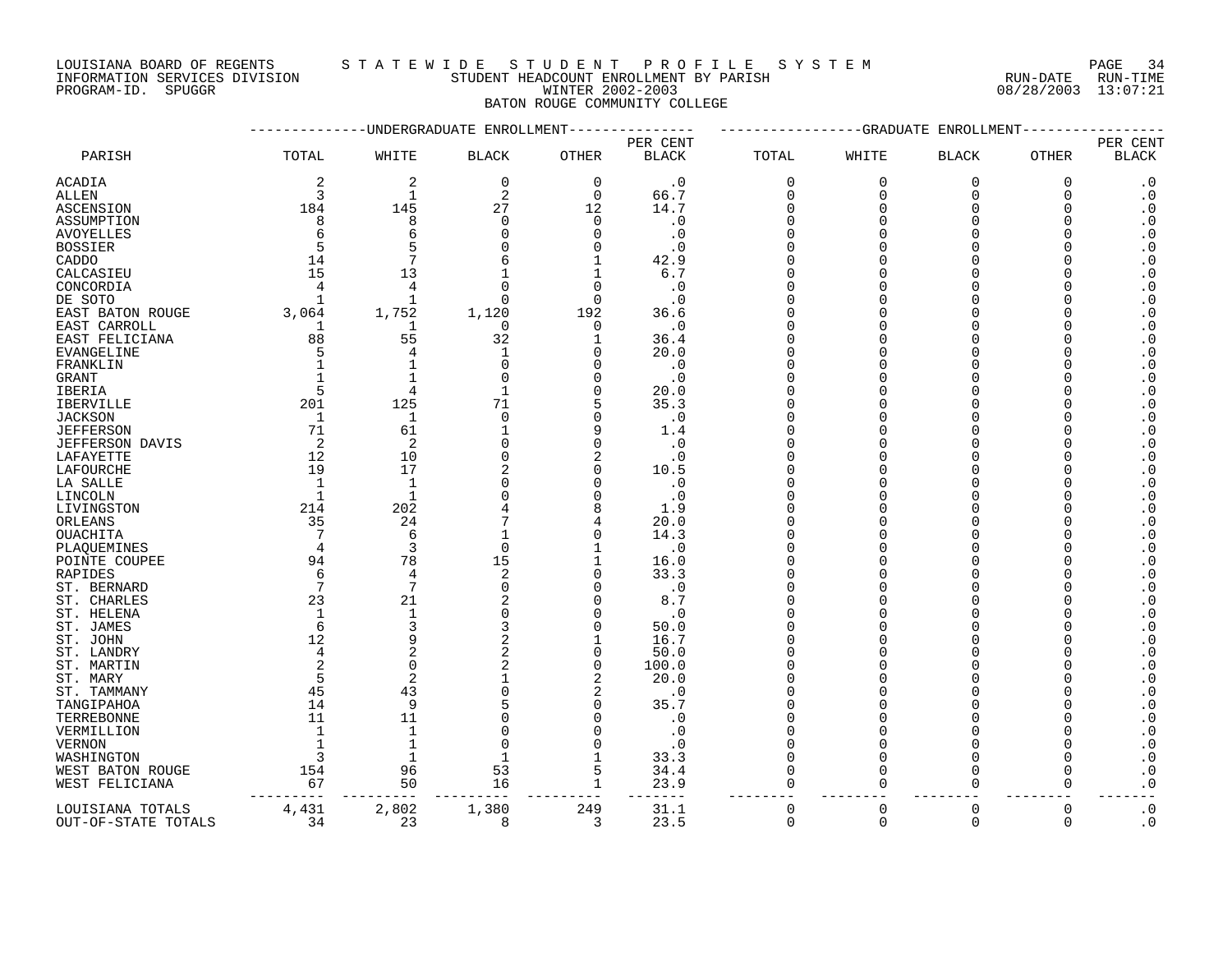LOUISIANA BOARD OF REGENTS — STATEWIDE STUDENT PROFILE SYSTEM
INFORMATION SERVICES DIVISION — STUDENT HEADCOUNT ENROLLMENT BY PARISH — RUN-DATE 08/28/2003 RUN-TIME 13:07:21
PROGRAM-ID. SPUGGR — WINTER 2002-2003

# BATON ROUGE COMMUNITY COLLEGE

| PARISH | UNDERGRADUATE ENROLLMENT TOTAL | WHITE | BLACK | OTHER | PER CENT BLACK | GRADUATE ENROLLMENT TOTAL | WHITE | BLACK | OTHER | PER CENT BLACK |
|---|---|---|---|---|---|---|---|---|---|---|
| ACADIA | 2 | 2 | 0 | 0 | .0 | 0 | 0 | 0 | 0 | .0 |
| ALLEN | 3 | 1 | 2 | 0 | 66.7 | 0 | 0 | 0 | 0 | .0 |
| ASCENSION | 184 | 145 | 27 | 12 | 14.7 | 0 | 0 | 0 | 0 | .0 |
| ASSUMPTION | 8 | 8 | 0 | 0 | .0 | 0 | 0 | 0 | 0 | .0 |
| AVOYELLES | 6 | 6 | 0 | 0 | .0 | 0 | 0 | 0 | 0 | .0 |
| BOSSIER | 5 | 5 | 0 | 0 | .0 | 0 | 0 | 0 | 0 | .0 |
| CADDO | 14 | 7 | 6 | 1 | 42.9 | 0 | 0 | 0 | 0 | .0 |
| CALCASIEU | 15 | 13 | 1 | 1 | 6.7 | 0 | 0 | 0 | 0 | .0 |
| CONCORDIA | 4 | 4 | 0 | 0 | .0 | 0 | 0 | 0 | 0 | .0 |
| DE SOTO | 1 | 1 | 0 | 0 | .0 | 0 | 0 | 0 | 0 | .0 |
| EAST BATON ROUGE | 3,064 | 1,752 | 1,120 | 192 | 36.6 | 0 | 0 | 0 | 0 | .0 |
| EAST CARROLL | 1 | 1 | 0 | 0 | .0 | 0 | 0 | 0 | 0 | .0 |
| EAST FELICIANA | 88 | 55 | 32 | 1 | 36.4 | 0 | 0 | 0 | 0 | .0 |
| EVANGELINE | 5 | 4 | 1 | 0 | 20.0 | 0 | 0 | 0 | 0 | .0 |
| FRANKLIN | 1 | 1 | 0 | 0 | .0 | 0 | 0 | 0 | 0 | .0 |
| GRANT | 1 | 1 | 0 | 0 | .0 | 0 | 0 | 0 | 0 | .0 |
| IBERIA | 5 | 4 | 1 | 0 | 20.0 | 0 | 0 | 0 | 0 | .0 |
| IBERVILLE | 201 | 125 | 71 | 5 | 35.3 | 0 | 0 | 0 | 0 | .0 |
| JACKSON | 1 | 1 | 0 | 0 | .0 | 0 | 0 | 0 | 0 | .0 |
| JEFFERSON | 71 | 61 | 1 | 9 | 1.4 | 0 | 0 | 0 | 0 | .0 |
| JEFFERSON DAVIS | 2 | 2 | 0 | 0 | .0 | 0 | 0 | 0 | 0 | .0 |
| LAFAYETTE | 12 | 10 | 0 | 2 | .0 | 0 | 0 | 0 | 0 | .0 |
| LAFOURCHE | 19 | 17 | 2 | 0 | 10.5 | 0 | 0 | 0 | 0 | .0 |
| LA SALLE | 1 | 1 | 0 | 0 | .0 | 0 | 0 | 0 | 0 | .0 |
| LINCOLN | 1 | 1 | 0 | 0 | .0 | 0 | 0 | 0 | 0 | .0 |
| LIVINGSTON | 214 | 202 | 4 | 8 | 1.9 | 0 | 0 | 0 | 0 | .0 |
| ORLEANS | 35 | 24 | 7 | 4 | 20.0 | 0 | 0 | 0 | 0 | .0 |
| OUACHITA | 7 | 6 | 1 | 0 | 14.3 | 0 | 0 | 0 | 0 | .0 |
| PLAQUEMINES | 4 | 3 | 0 | 1 | .0 | 0 | 0 | 0 | 0 | .0 |
| POINTE COUPEE | 94 | 78 | 15 | 1 | 16.0 | 0 | 0 | 0 | 0 | .0 |
| RAPIDES | 6 | 4 | 2 | 0 | 33.3 | 0 | 0 | 0 | 0 | .0 |
| ST. BERNARD | 7 | 7 | 0 | 0 | .0 | 0 | 0 | 0 | 0 | .0 |
| ST. CHARLES | 23 | 21 | 2 | 0 | 8.7 | 0 | 0 | 0 | 0 | .0 |
| ST. HELENA | 1 | 1 | 0 | 0 | .0 | 0 | 0 | 0 | 0 | .0 |
| ST. JAMES | 6 | 3 | 3 | 0 | 50.0 | 0 | 0 | 0 | 0 | .0 |
| ST. JOHN | 12 | 9 | 2 | 1 | 16.7 | 0 | 0 | 0 | 0 | .0 |
| ST. LANDRY | 4 | 2 | 2 | 0 | 50.0 | 0 | 0 | 0 | 0 | .0 |
| ST. MARTIN | 2 | 0 | 2 | 0 | 100.0 | 0 | 0 | 0 | 0 | .0 |
| ST. MARY | 5 | 2 | 1 | 2 | 20.0 | 0 | 0 | 0 | 0 | .0 |
| ST. TAMMANY | 45 | 43 | 0 | 2 | .0 | 0 | 0 | 0 | 0 | .0 |
| TANGIPAHOA | 14 | 9 | 5 | 0 | 35.7 | 0 | 0 | 0 | 0 | .0 |
| TERREBONNE | 11 | 11 | 0 | 0 | .0 | 0 | 0 | 0 | 0 | .0 |
| VERMILLION | 1 | 1 | 0 | 0 | .0 | 0 | 0 | 0 | 0 | .0 |
| VERNON | 1 | 1 | 0 | 0 | .0 | 0 | 0 | 0 | 0 | .0 |
| WASHINGTON | 3 | 1 | 1 | 1 | 33.3 | 0 | 0 | 0 | 0 | .0 |
| WEST BATON ROUGE | 154 | 96 | 53 | 5 | 34.4 | 0 | 0 | 0 | 0 | .0 |
| WEST FELICIANA | 67 | 50 | 16 | 1 | 23.9 | 0 | 0 | 0 | 0 | .0 |
| LOUISIANA TOTALS | 4,431 | 2,802 | 1,380 | 249 | 31.1 | 0 | 0 | 0 | 0 | .0 |
| OUT-OF-STATE TOTALS | 34 | 23 | 8 | 3 | 23.5 | 0 | 0 | 0 | 0 | .0 |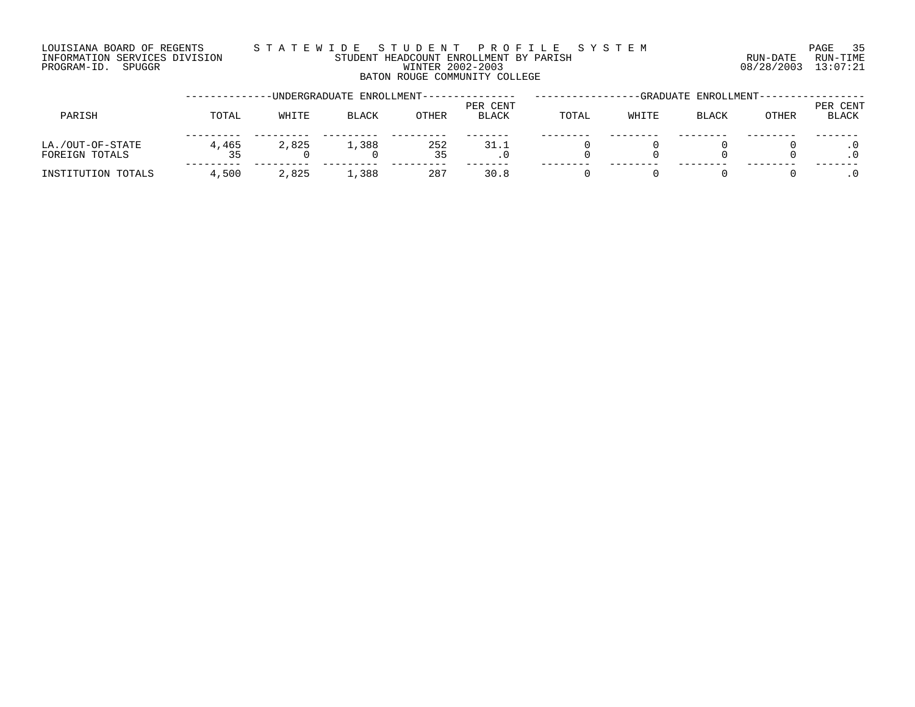LOUISIANA BOARD OF REGENTS
INFORMATION SERVICES DIVISION
PROGRAM-ID. SPUGGR

# STATEWIDE STUDENT PROFILE SYSTEM

STUDENT HEADCOUNT ENROLLMENT BY PARISH
WINTER 2002-2003
BATON ROUGE COMMUNITY COLLEGE

RUN-DATE 08/28/2003 RUN-TIME 13:07:21

| PARISH | UNDERGRADUATE ENROLLMENT | | | | | GRADUATE ENROLLMENT | | | | |
|---|---|---|---|---|---|---|---|---|---|---|
| | TOTAL | WHITE | BLACK | OTHER | PER CENT BLACK | TOTAL | WHITE | BLACK | OTHER | PER CENT BLACK |
| LA./OUT-OF-STATE | 4,465 | 2,825 | 1,388 | 252 | 31.1 | 0 | 0 | 0 | 0 | .0 |
| FOREIGN TOTALS | 35 | 0 | 0 | 35 | .0 | 0 | 0 | 0 | 0 | .0 |
| INSTITUTION TOTALS | 4,500 | 2,825 | 1,388 | 287 | 30.8 | 0 | 0 | 0 | 0 | .0 |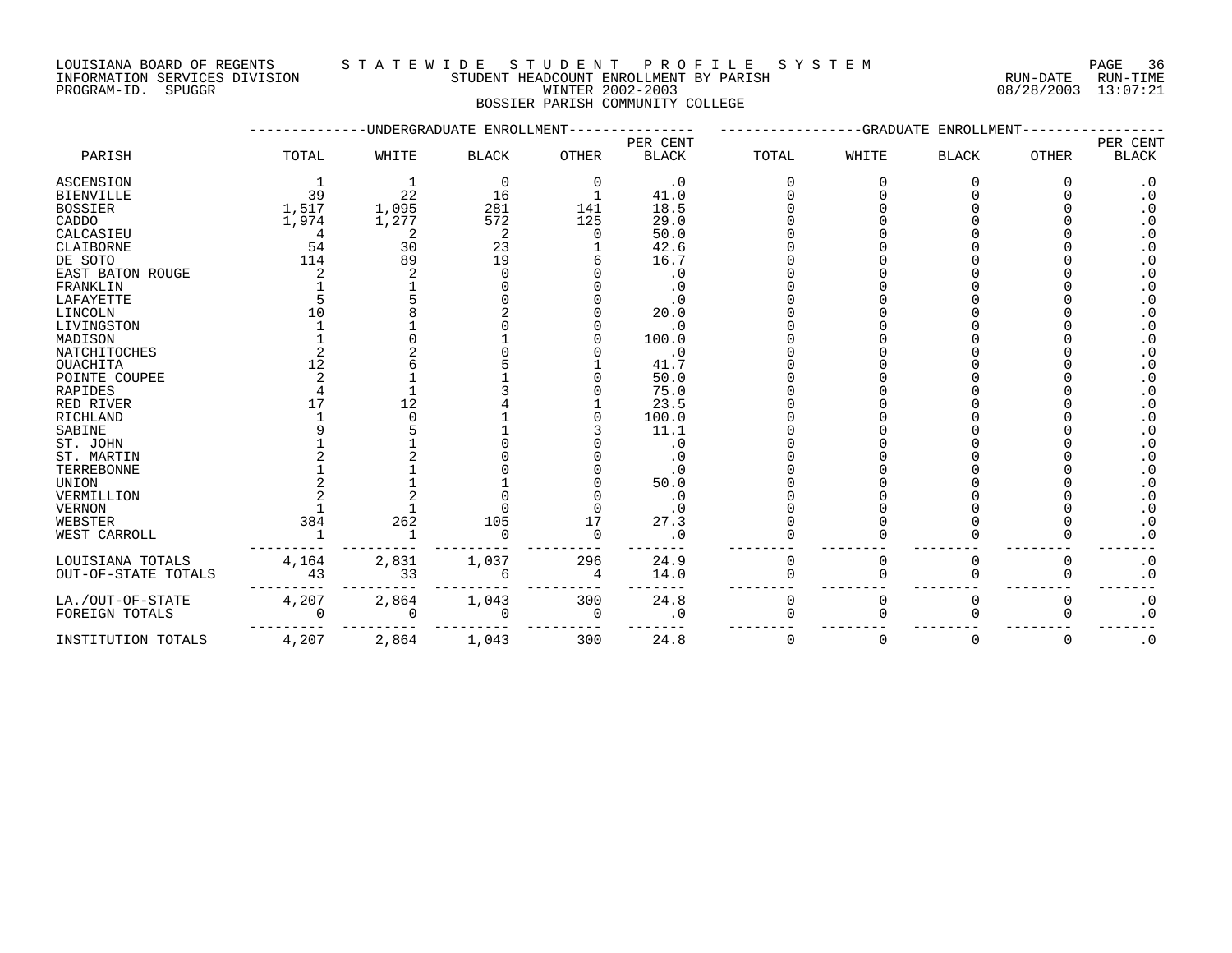LOUISIANA BOARD OF REGENTS — STATEWIDE STUDENT PROFILE SYSTEM
INFORMATION SERVICES DIVISION — STUDENT HEADCOUNT ENROLLMENT BY PARISH — RUN-DATE 08/28/2003 RUN-TIME 13:07:21
PROGRAM-ID. SPUGGR — WINTER 2002-2003

## BOSSIER PARISH COMMUNITY COLLEGE

| PARISH | UNDERGRADUATE ENROLLMENT TOTAL | WHITE | BLACK | OTHER | PER CENT BLACK | GRADUATE ENROLLMENT TOTAL | WHITE | BLACK | OTHER | PER CENT BLACK |
|---|---|---|---|---|---|---|---|---|---|---|
| ASCENSION | 1 | 1 | 0 | 0 | .0 | 0 | 0 | 0 | 0 | .0 |
| BIENVILLE | 39 | 22 | 16 | 1 | 41.0 | 0 | 0 | 0 | 0 | .0 |
| BOSSIER | 1,517 | 1,095 | 281 | 141 | 18.5 | 0 | 0 | 0 | 0 | .0 |
| CADDO | 1,974 | 1,277 | 572 | 125 | 29.0 | 0 | 0 | 0 | 0 | .0 |
| CALCASIEU | 4 | 2 | 2 | 0 | 50.0 | 0 | 0 | 0 | 0 | .0 |
| CLAIBORNE | 54 | 30 | 23 | 1 | 42.6 | 0 | 0 | 0 | 0 | .0 |
| DE SOTO | 114 | 89 | 19 | 6 | 16.7 | 0 | 0 | 0 | 0 | .0 |
| EAST BATON ROUGE | 2 | 2 | 0 | 0 | .0 | 0 | 0 | 0 | 0 | .0 |
| FRANKLIN | 1 | 1 | 0 | 0 | .0 | 0 | 0 | 0 | 0 | .0 |
| LAFAYETTE | 5 | 5 | 0 | 0 | .0 | 0 | 0 | 0 | 0 | .0 |
| LINCOLN | 10 | 8 | 2 | 0 | 20.0 | 0 | 0 | 0 | 0 | .0 |
| LIVINGSTON | 1 | 1 | 0 | 0 | .0 | 0 | 0 | 0 | 0 | .0 |
| MADISON | 1 | 0 | 1 | 0 | 100.0 | 0 | 0 | 0 | 0 | .0 |
| NATCHITOCHES | 2 | 2 | 0 | 0 | .0 | 0 | 0 | 0 | 0 | .0 |
| OUACHITA | 12 | 6 | 5 | 1 | 41.7 | 0 | 0 | 0 | 0 | .0 |
| POINTE COUPEE | 2 | 1 | 1 | 0 | 50.0 | 0 | 0 | 0 | 0 | .0 |
| RAPIDES | 4 | 1 | 3 | 0 | 75.0 | 0 | 0 | 0 | 0 | .0 |
| RED RIVER | 17 | 12 | 4 | 1 | 23.5 | 0 | 0 | 0 | 0 | .0 |
| RICHLAND | 1 | 0 | 1 | 0 | 100.0 | 0 | 0 | 0 | 0 | .0 |
| SABINE | 9 | 5 | 1 | 3 | 11.1 | 0 | 0 | 0 | 0 | .0 |
| ST. JOHN | 1 | 1 | 0 | 0 | .0 | 0 | 0 | 0 | 0 | .0 |
| ST. MARTIN | 2 | 2 | 0 | 0 | .0 | 0 | 0 | 0 | 0 | .0 |
| TERREBONNE | 1 | 1 | 0 | 0 | .0 | 0 | 0 | 0 | 0 | .0 |
| UNION | 2 | 1 | 1 | 0 | 50.0 | 0 | 0 | 0 | 0 | .0 |
| VERMILLION | 2 | 2 | 0 | 0 | .0 | 0 | 0 | 0 | 0 | .0 |
| VERNON | 1 | 1 | 0 | 0 | .0 | 0 | 0 | 0 | 0 | .0 |
| WEBSTER | 384 | 262 | 105 | 17 | 27.3 | 0 | 0 | 0 | 0 | .0 |
| WEST CARROLL | 1 | 1 | 0 | 0 | .0 | 0 | 0 | 0 | 0 | .0 |
| LOUISIANA TOTALS | 4,164 | 2,831 | 1,037 | 296 | 24.9 | 0 | 0 | 0 | 0 | .0 |
| OUT-OF-STATE TOTALS | 43 | 33 | 6 | 4 | 14.0 | 0 | 0 | 0 | 0 | .0 |
| LA./OUT-OF-STATE | 4,207 | 2,864 | 1,043 | 300 | 24.8 | 0 | 0 | 0 | 0 | .0 |
| FOREIGN TOTALS | 0 | 0 | 0 | 0 | .0 | 0 | 0 | 0 | 0 | .0 |
| INSTITUTION TOTALS | 4,207 | 2,864 | 1,043 | 300 | 24.8 | 0 | 0 | 0 | 0 | .0 |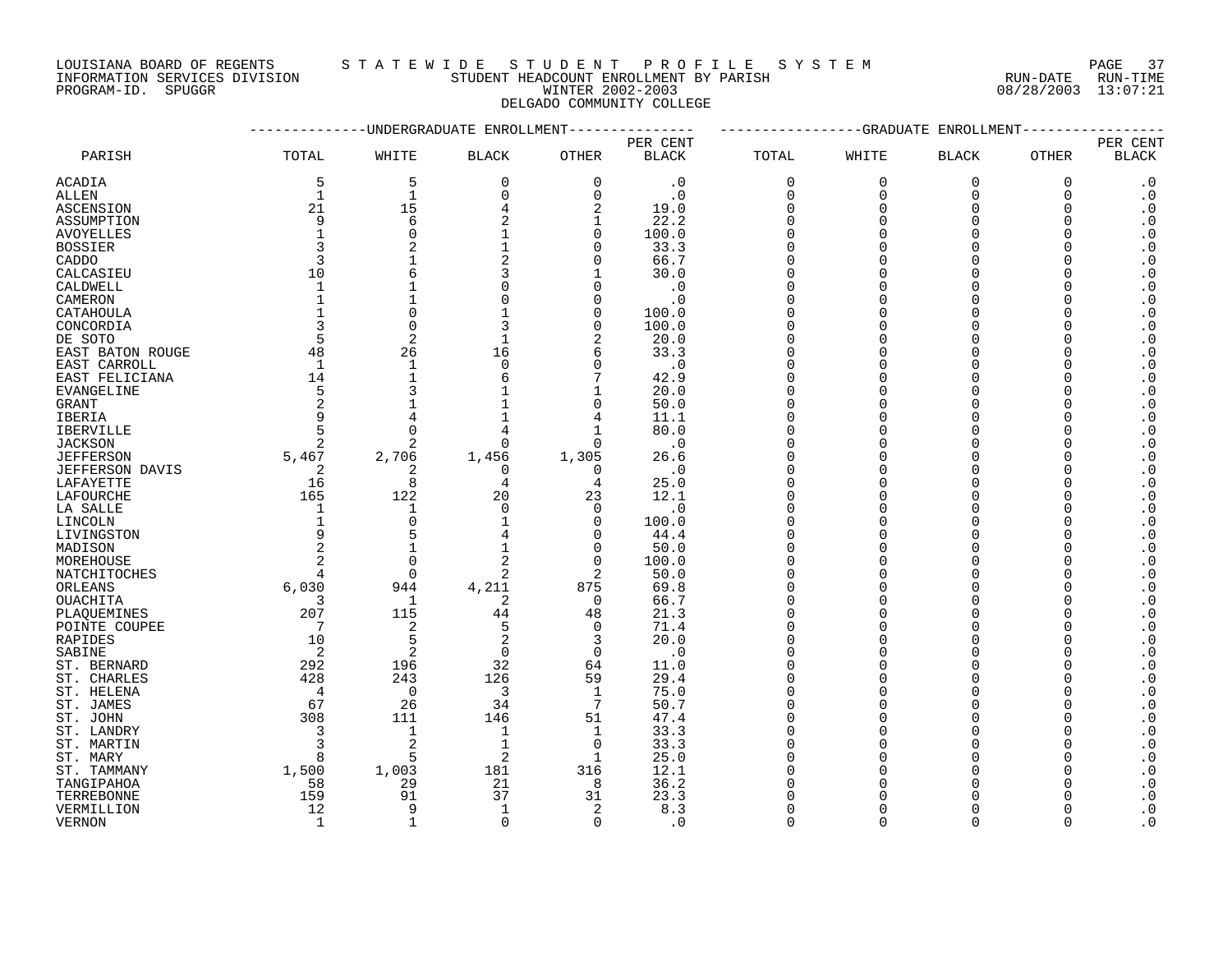LOUISIANA BOARD OF REGENTS — STATEWIDE STUDENT PROFILE SYSTEM
INFORMATION SERVICES DIVISION — STUDENT HEADCOUNT ENROLLMENT BY PARISH — RUN-DATE 08/28/2003 RUN-TIME 13:07:21
PROGRAM-ID. SPUGGR — WINTER 2002-2003

DELGADO COMMUNITY COLLEGE

| PARISH | UNDERGRADUATE ENROLLMENT | | | | | GRADUATE ENROLLMENT | | | | |
|---|---|---|---|---|---|---|---|---|---|---|
| | TOTAL | WHITE | BLACK | OTHER | PER CENT BLACK | TOTAL | WHITE | BLACK | OTHER | PER CENT BLACK |
| ACADIA | 5 | 5 | 0 | 0 | .0 | 0 | 0 | 0 | 0 | .0 |
| ALLEN | 1 | 1 | 0 | 0 | .0 | 0 | 0 | 0 | 0 | .0 |
| ASCENSION | 21 | 15 | 4 | 2 | 19.0 | 0 | 0 | 0 | 0 | .0 |
| ASSUMPTION | 9 | 6 | 2 | 1 | 22.2 | 0 | 0 | 0 | 0 | .0 |
| AVOYELLES | 1 | 0 | 1 | 0 | 100.0 | 0 | 0 | 0 | 0 | .0 |
| BOSSIER | 3 | 2 | 1 | 0 | 33.3 | 0 | 0 | 0 | 0 | .0 |
| CADDO | 3 | 1 | 2 | 0 | 66.7 | 0 | 0 | 0 | 0 | .0 |
| CALCASIEU | 10 | 6 | 3 | 1 | 30.0 | 0 | 0 | 0 | 0 | .0 |
| CALDWELL | 1 | 1 | 0 | 0 | .0 | 0 | 0 | 0 | 0 | .0 |
| CAMERON | 1 | 1 | 0 | 0 | .0 | 0 | 0 | 0 | 0 | .0 |
| CATAHOULA | 1 | 0 | 1 | 0 | 100.0 | 0 | 0 | 0 | 0 | .0 |
| CONCORDIA | 3 | 0 | 3 | 0 | 100.0 | 0 | 0 | 0 | 0 | .0 |
| DE SOTO | 5 | 2 | 1 | 2 | 20.0 | 0 | 0 | 0 | 0 | .0 |
| EAST BATON ROUGE | 48 | 26 | 16 | 6 | 33.3 | 0 | 0 | 0 | 0 | .0 |
| EAST CARROLL | 1 | 1 | 0 | 0 | .0 | 0 | 0 | 0 | 0 | .0 |
| EAST FELICIANA | 14 | 1 | 6 | 7 | 42.9 | 0 | 0 | 0 | 0 | .0 |
| EVANGELINE | 5 | 3 | 1 | 1 | 20.0 | 0 | 0 | 0 | 0 | .0 |
| GRANT | 2 | 1 | 1 | 0 | 50.0 | 0 | 0 | 0 | 0 | .0 |
| IBERIA | 9 | 4 | 1 | 4 | 11.1 | 0 | 0 | 0 | 0 | .0 |
| IBERVILLE | 5 | 0 | 4 | 1 | 80.0 | 0 | 0 | 0 | 0 | .0 |
| JACKSON | 2 | 2 | 0 | 0 | .0 | 0 | 0 | 0 | 0 | .0 |
| JEFFERSON | 5,467 | 2,706 | 1,456 | 1,305 | 26.6 | 0 | 0 | 0 | 0 | .0 |
| JEFFERSON DAVIS | 2 | 2 | 0 | 0 | .0 | 0 | 0 | 0 | 0 | .0 |
| LAFAYETTE | 16 | 8 | 4 | 4 | 25.0 | 0 | 0 | 0 | 0 | .0 |
| LAFOURCHE | 165 | 122 | 20 | 23 | 12.1 | 0 | 0 | 0 | 0 | .0 |
| LA SALLE | 1 | 1 | 0 | 0 | .0 | 0 | 0 | 0 | 0 | .0 |
| LINCOLN | 1 | 0 | 1 | 0 | 100.0 | 0 | 0 | 0 | 0 | .0 |
| LIVINGSTON | 9 | 5 | 4 | 0 | 44.4 | 0 | 0 | 0 | 0 | .0 |
| MADISON | 2 | 1 | 1 | 0 | 50.0 | 0 | 0 | 0 | 0 | .0 |
| MOREHOUSE | 2 | 0 | 2 | 0 | 100.0 | 0 | 0 | 0 | 0 | .0 |
| NATCHITOCHES | 4 | 0 | 2 | 2 | 50.0 | 0 | 0 | 0 | 0 | .0 |
| ORLEANS | 6,030 | 944 | 4,211 | 875 | 69.8 | 0 | 0 | 0 | 0 | .0 |
| OUACHITA | 3 | 1 | 2 | 0 | 66.7 | 0 | 0 | 0 | 0 | .0 |
| PLAQUEMINES | 207 | 115 | 44 | 48 | 21.3 | 0 | 0 | 0 | 0 | .0 |
| POINTE COUPEE | 7 | 2 | 5 | 0 | 71.4 | 0 | 0 | 0 | 0 | .0 |
| RAPIDES | 10 | 5 | 2 | 3 | 20.0 | 0 | 0 | 0 | 0 | .0 |
| SABINE | 2 | 2 | 0 | 0 | .0 | 0 | 0 | 0 | 0 | .0 |
| ST. BERNARD | 292 | 196 | 32 | 64 | 11.0 | 0 | 0 | 0 | 0 | .0 |
| ST. CHARLES | 428 | 243 | 126 | 59 | 29.4 | 0 | 0 | 0 | 0 | .0 |
| ST. HELENA | 4 | 0 | 3 | 1 | 75.0 | 0 | 0 | 0 | 0 | .0 |
| ST. JAMES | 67 | 26 | 34 | 7 | 50.7 | 0 | 0 | 0 | 0 | .0 |
| ST. JOHN | 308 | 111 | 146 | 51 | 47.4 | 0 | 0 | 0 | 0 | .0 |
| ST. LANDRY | 3 | 1 | 1 | 1 | 33.3 | 0 | 0 | 0 | 0 | .0 |
| ST. MARTIN | 3 | 2 | 1 | 0 | 33.3 | 0 | 0 | 0 | 0 | .0 |
| ST. MARY | 8 | 5 | 2 | 1 | 25.0 | 0 | 0 | 0 | 0 | .0 |
| ST. TAMMANY | 1,500 | 1,003 | 181 | 316 | 12.1 | 0 | 0 | 0 | 0 | .0 |
| TANGIPAHOA | 58 | 29 | 21 | 8 | 36.2 | 0 | 0 | 0 | 0 | .0 |
| TERREBONNE | 159 | 91 | 37 | 31 | 23.3 | 0 | 0 | 0 | 0 | .0 |
| VERMILLION | 12 | 9 | 1 | 2 | 8.3 | 0 | 0 | 0 | 0 | .0 |
| VERNON | 1 | 1 | 0 | 0 | .0 | 0 | 0 | 0 | 0 | .0 |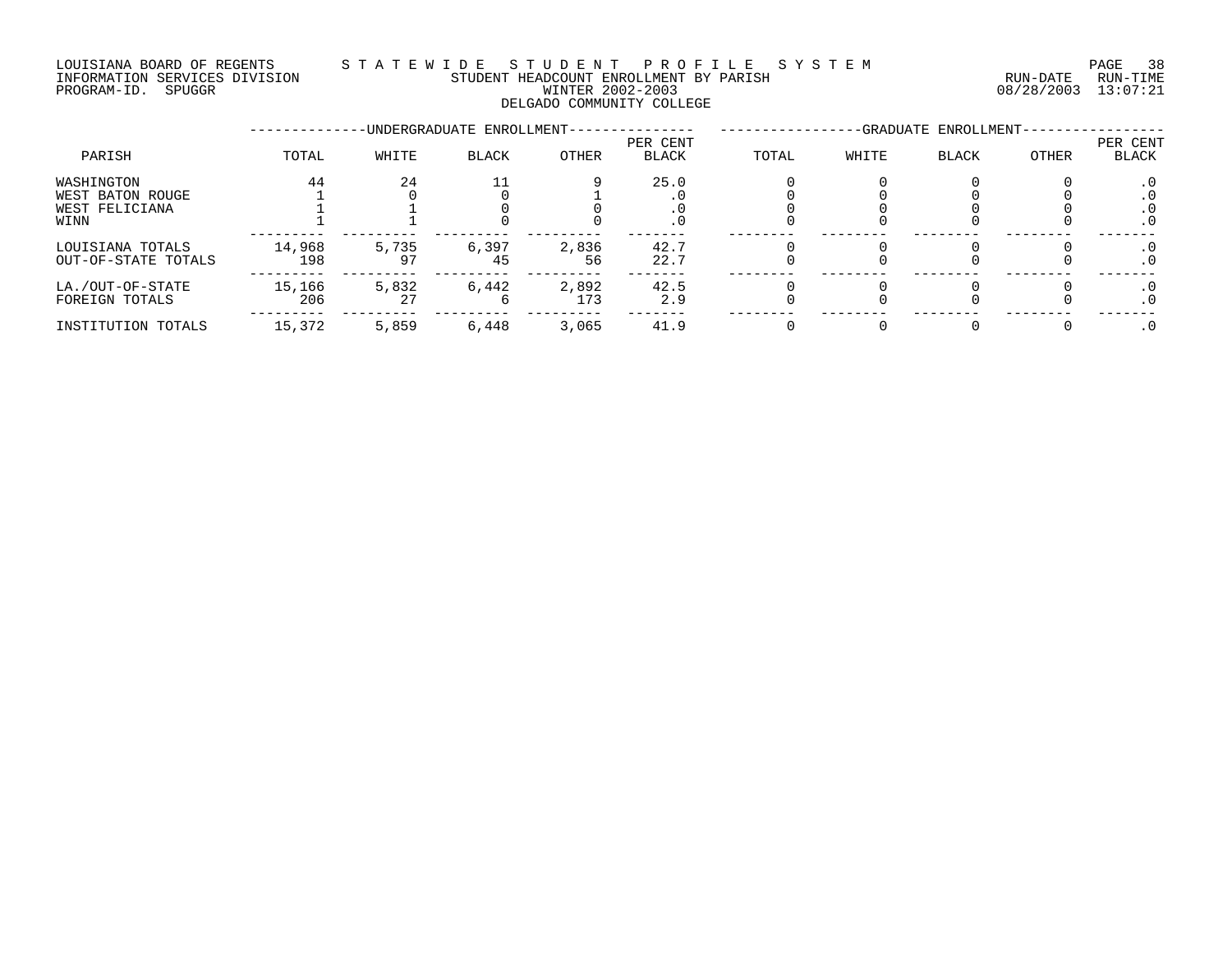LOUISIANA BOARD OF REGENTS — STATEWIDE STUDENT PROFILE SYSTEM
INFORMATION SERVICES DIVISION — STUDENT HEADCOUNT ENROLLMENT BY PARISH — RUN-DATE 08/28/2003 RUN-TIME 13:07:21
PROGRAM-ID. SPUGGR — WINTER 2002-2003

DELGADO COMMUNITY COLLEGE

| PARISH | UNDERGRADUATE ENROLLMENT TOTAL | WHITE | BLACK | OTHER | PER CENT BLACK | GRADUATE ENROLLMENT TOTAL | WHITE | BLACK | OTHER | PER CENT BLACK |
|---|---|---|---|---|---|---|---|---|---|---|
| WASHINGTON | 44 | 24 | 11 | 9 | 25.0 | 0 | 0 | 0 | 0 | .0 |
| WEST BATON ROUGE | 1 | 0 | 0 | 1 | .0 | 0 | 0 | 0 | 0 | .0 |
| WEST FELICIANA | 1 | 1 | 0 | 0 | .0 | 0 | 0 | 0 | 0 | .0 |
| WINN | 1 | 1 | 0 | 0 | .0 | 0 | 0 | 0 | 0 | .0 |
| LOUISIANA TOTALS | 14,968 | 5,735 | 6,397 | 2,836 | 42.7 | 0 | 0 | 0 | 0 | .0 |
| OUT-OF-STATE TOTALS | 198 | 97 | 45 | 56 | 22.7 | 0 | 0 | 0 | 0 | .0 |
| LA./OUT-OF-STATE | 15,166 | 5,832 | 6,442 | 2,892 | 42.5 | 0 | 0 | 0 | 0 | .0 |
| FOREIGN TOTALS | 206 | 27 | 6 | 173 | 2.9 | 0 | 0 | 0 | 0 | .0 |
| INSTITUTION TOTALS | 15,372 | 5,859 | 6,448 | 3,065 | 41.9 | 0 | 0 | 0 | 0 | .0 |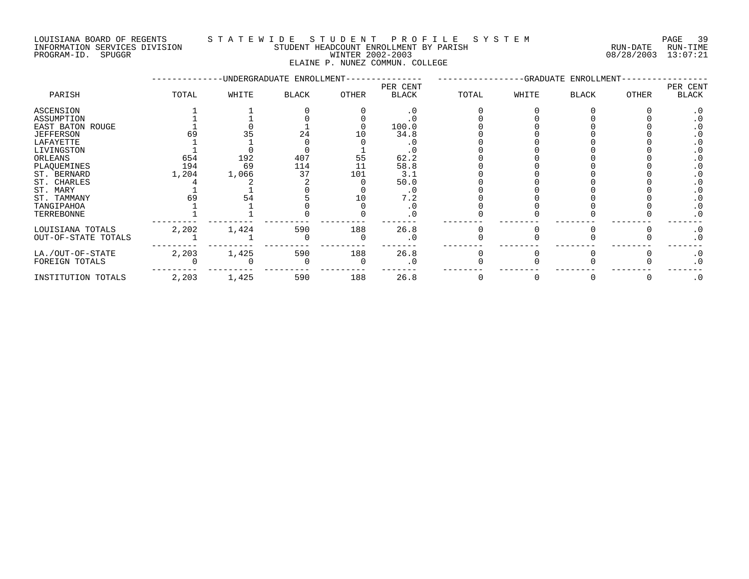LOUISIANA BOARD OF REGENTS — STATEWIDE STUDENT PROFILE SYSTEM
INFORMATION SERVICES DIVISION — STUDENT HEADCOUNT ENROLLMENT BY PARISH — RUN-DATE 08/28/2003 RUN-TIME 13:07:21
PROGRAM-ID. SPUGGR — WINTER 2002-2003

## ELAINE P. NUNEZ COMMUN. COLLEGE

| PARISH | UNDERGRADUATE ENROLLMENT TOTAL | WHITE | BLACK | OTHER | PER CENT BLACK | GRADUATE ENROLLMENT TOTAL | WHITE | BLACK | OTHER | PER CENT BLACK |
|---|---|---|---|---|---|---|---|---|---|---|
| ASCENSION | 1 | 1 | 0 | 0 | .0 | 0 | 0 | 0 | 0 | .0 |
| ASSUMPTION | 1 | 1 | 0 | 0 | .0 | 0 | 0 | 0 | 0 | .0 |
| EAST BATON ROUGE | 1 | 0 | 1 | 0 | 100.0 | 0 | 0 | 0 | 0 | .0 |
| JEFFERSON | 69 | 35 | 24 | 10 | 34.8 | 0 | 0 | 0 | 0 | .0 |
| LAFAYETTE | 1 | 1 | 0 | 0 | .0 | 0 | 0 | 0 | 0 | .0 |
| LIVINGSTON | 1 | 0 | 0 | 1 | .0 | 0 | 0 | 0 | 0 | .0 |
| ORLEANS | 654 | 192 | 407 | 55 | 62.2 | 0 | 0 | 0 | 0 | .0 |
| PLAQUEMINES | 194 | 69 | 114 | 11 | 58.8 | 0 | 0 | 0 | 0 | .0 |
| ST. BERNARD | 1,204 | 1,066 | 37 | 101 | 3.1 | 0 | 0 | 0 | 0 | .0 |
| ST. CHARLES | 4 | 2 | 2 | 0 | 50.0 | 0 | 0 | 0 | 0 | .0 |
| ST. MARY | 1 | 1 | 0 | 0 | .0 | 0 | 0 | 0 | 0 | .0 |
| ST. TAMMANY | 69 | 54 | 5 | 10 | 7.2 | 0 | 0 | 0 | 0 | .0 |
| TANGIPAHOA | 1 | 1 | 0 | 0 | .0 | 0 | 0 | 0 | 0 | .0 |
| TERREBONNE | 1 | 1 | 0 | 0 | .0 | 0 | 0 | 0 | 0 | .0 |
| LOUISIANA TOTALS | 2,202 | 1,424 | 590 | 188 | 26.8 | 0 | 0 | 0 | 0 | .0 |
| OUT-OF-STATE TOTALS | 1 | 1 | 0 | 0 | .0 | 0 | 0 | 0 | 0 | .0 |
| LA./OUT-OF-STATE | 2,203 | 1,425 | 590 | 188 | 26.8 | 0 | 0 | 0 | 0 | .0 |
| FOREIGN TOTALS | 0 | 0 | 0 | 0 | .0 | 0 | 0 | 0 | 0 | .0 |
| INSTITUTION TOTALS | 2,203 | 1,425 | 590 | 188 | 26.8 | 0 | 0 | 0 | 0 | .0 |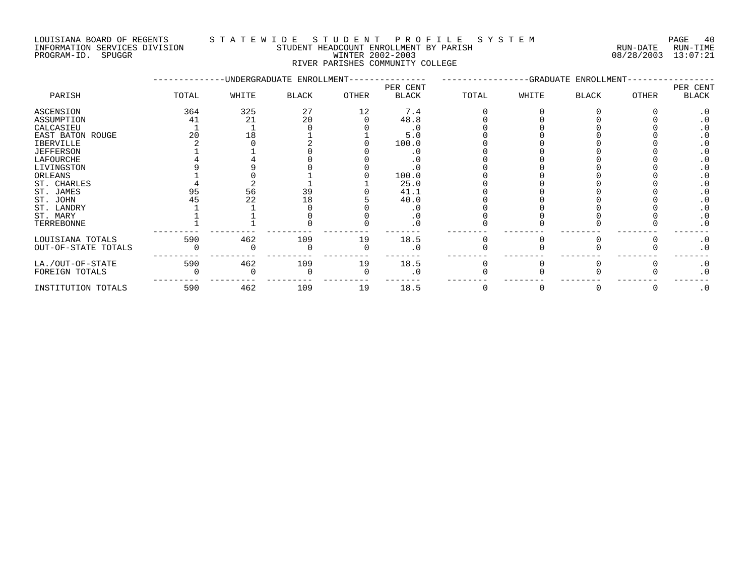LOUISIANA BOARD OF REGENTS — STATEWIDE STUDENT PROFILE SYSTEM
INFORMATION SERVICES DIVISION — STUDENT HEADCOUNT ENROLLMENT BY PARISH — RUN-DATE 08/28/2003 RUN-TIME 13:07:21
PROGRAM-ID. SPUGGR — WINTER 2002-2003

## RIVER PARISHES COMMUNITY COLLEGE

| PARISH | UNDERGRADUATE ENROLLMENT | | | | | GRADUATE ENROLLMENT | | | | |
|---|---|---|---|---|---|---|---|---|---|---|
| | TOTAL | WHITE | BLACK | OTHER | PER CENT BLACK | TOTAL | WHITE | BLACK | OTHER | PER CENT BLACK |
| ASCENSION | 364 | 325 | 27 | 12 | 7.4 | 0 | 0 | 0 | 0 | .0 |
| ASSUMPTION | 41 | 21 | 20 | 0 | 48.8 | 0 | 0 | 0 | 0 | .0 |
| CALCASIEU | 1 | 1 | 0 | 0 | .0 | 0 | 0 | 0 | 0 | .0 |
| EAST BATON ROUGE | 20 | 18 | 1 | 1 | 5.0 | 0 | 0 | 0 | 0 | .0 |
| IBERVILLE | 2 | 0 | 2 | 0 | 100.0 | 0 | 0 | 0 | 0 | .0 |
| JEFFERSON | 1 | 1 | 0 | 0 | .0 | 0 | 0 | 0 | 0 | .0 |
| LAFOURCHE | 4 | 4 | 0 | 0 | .0 | 0 | 0 | 0 | 0 | .0 |
| LIVINGSTON | 9 | 9 | 0 | 0 | .0 | 0 | 0 | 0 | 0 | .0 |
| ORLEANS | 1 | 0 | 1 | 0 | 100.0 | 0 | 0 | 0 | 0 | .0 |
| ST. CHARLES | 4 | 2 | 1 | 1 | 25.0 | 0 | 0 | 0 | 0 | .0 |
| ST. JAMES | 95 | 56 | 39 | 0 | 41.1 | 0 | 0 | 0 | 0 | .0 |
| ST. JOHN | 45 | 22 | 18 | 5 | 40.0 | 0 | 0 | 0 | 0 | .0 |
| ST. LANDRY | 1 | 1 | 0 | 0 | .0 | 0 | 0 | 0 | 0 | .0 |
| ST. MARY | 1 | 1 | 0 | 0 | .0 | 0 | 0 | 0 | 0 | .0 |
| TERREBONNE | 1 | 1 | 0 | 0 | .0 | 0 | 0 | 0 | 0 | .0 |
| LOUISIANA TOTALS | 590 | 462 | 109 | 19 | 18.5 | 0 | 0 | 0 | 0 | .0 |
| OUT-OF-STATE TOTALS | 0 | 0 | 0 | 0 | .0 | 0 | 0 | 0 | 0 | .0 |
| LA./OUT-OF-STATE | 590 | 462 | 109 | 19 | 18.5 | 0 | 0 | 0 | 0 | .0 |
| FOREIGN TOTALS | 0 | 0 | 0 | 0 | .0 | 0 | 0 | 0 | 0 | .0 |
| INSTITUTION TOTALS | 590 | 462 | 109 | 19 | 18.5 | 0 | 0 | 0 | 0 | .0 |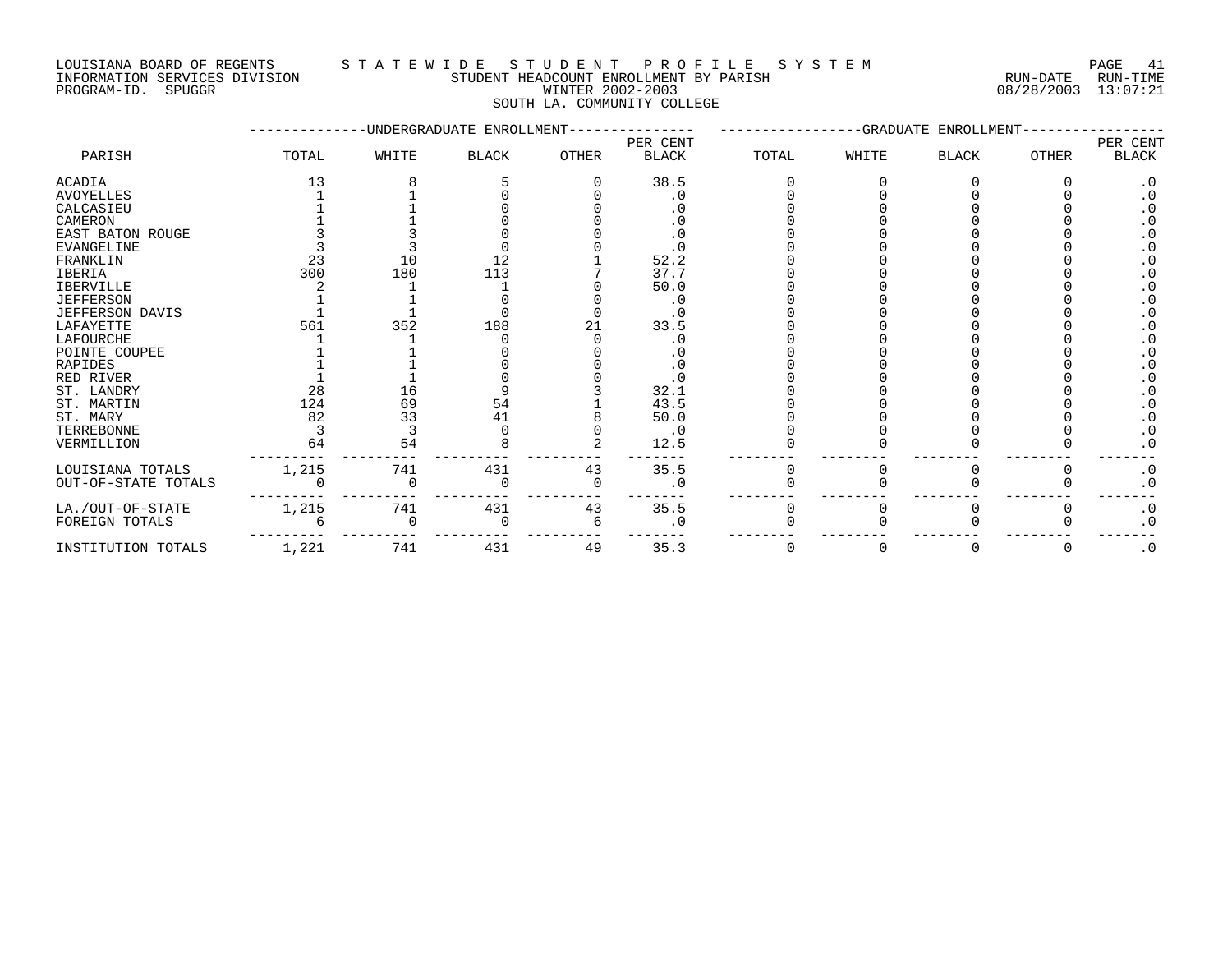LOUISIANA BOARD OF REGENTS — STATEWIDE STUDENT PROFILE SYSTEM
INFORMATION SERVICES DIVISION — STUDENT HEADCOUNT ENROLLMENT BY PARISH — RUN-DATE 08/28/2003 RUN-TIME 13:07:21
PROGRAM-ID. SPUGGR — WINTER 2002-2003

SOUTH LA. COMMUNITY COLLEGE

| PARISH | UNDERGRADUATE ENROLLMENT TOTAL | WHITE | BLACK | OTHER | PER CENT BLACK | GRADUATE ENROLLMENT TOTAL | WHITE | BLACK | OTHER | PER CENT BLACK |
|---|---|---|---|---|---|---|---|---|---|---|
| ACADIA | 13 | 8 | 5 | 0 | 38.5 | 0 | 0 | 0 | 0 | .0 |
| AVOYELLES | 1 | 1 | 0 | 0 | .0 | 0 | 0 | 0 | 0 | .0 |
| CALCASIEU | 1 | 1 | 0 | 0 | .0 | 0 | 0 | 0 | 0 | .0 |
| CAMERON | 1 | 1 | 0 | 0 | .0 | 0 | 0 | 0 | 0 | .0 |
| EAST BATON ROUGE | 3 | 3 | 0 | 0 | .0 | 0 | 0 | 0 | 0 | .0 |
| EVANGELINE | 3 | 3 | 0 | 0 | .0 | 0 | 0 | 0 | 0 | .0 |
| FRANKLIN | 23 | 10 | 12 | 1 | 52.2 | 0 | 0 | 0 | 0 | .0 |
| IBERIA | 300 | 180 | 113 | 7 | 37.7 | 0 | 0 | 0 | 0 | .0 |
| IBERVILLE | 2 | 1 | 1 | 0 | 50.0 | 0 | 0 | 0 | 0 | .0 |
| JEFFERSON | 1 | 1 | 0 | 0 | .0 | 0 | 0 | 0 | 0 | .0 |
| JEFFERSON DAVIS | 1 | 1 | 0 | 0 | .0 | 0 | 0 | 0 | 0 | .0 |
| LAFAYETTE | 561 | 352 | 188 | 21 | 33.5 | 0 | 0 | 0 | 0 | .0 |
| LAFOURCHE | 1 | 1 | 0 | 0 | .0 | 0 | 0 | 0 | 0 | .0 |
| POINTE COUPEE | 1 | 1 | 0 | 0 | .0 | 0 | 0 | 0 | 0 | .0 |
| RAPIDES | 1 | 1 | 0 | 0 | .0 | 0 | 0 | 0 | 0 | .0 |
| RED RIVER | 1 | 1 | 0 | 0 | .0 | 0 | 0 | 0 | 0 | .0 |
| ST. LANDRY | 28 | 16 | 9 | 3 | 32.1 | 0 | 0 | 0 | 0 | .0 |
| ST. MARTIN | 124 | 69 | 54 | 1 | 43.5 | 0 | 0 | 0 | 0 | .0 |
| ST. MARY | 82 | 33 | 41 | 8 | 50.0 | 0 | 0 | 0 | 0 | .0 |
| TERREBONNE | 3 | 3 | 0 | 0 | .0 | 0 | 0 | 0 | 0 | .0 |
| VERMILLION | 64 | 54 | 8 | 2 | 12.5 | 0 | 0 | 0 | 0 | .0 |
| LOUISIANA TOTALS | 1,215 | 741 | 431 | 43 | 35.5 | 0 | 0 | 0 | 0 | .0 |
| OUT-OF-STATE TOTALS | 0 | 0 | 0 | 0 | .0 | 0 | 0 | 0 | 0 | .0 |
| LA./OUT-OF-STATE | 1,215 | 741 | 431 | 43 | 35.5 | 0 | 0 | 0 | 0 | .0 |
| FOREIGN TOTALS | 6 | 0 | 0 | 6 | .0 | 0 | 0 | 0 | 0 | .0 |
| INSTITUTION TOTALS | 1,221 | 741 | 431 | 49 | 35.3 | 0 | 0 | 0 | 0 | .0 |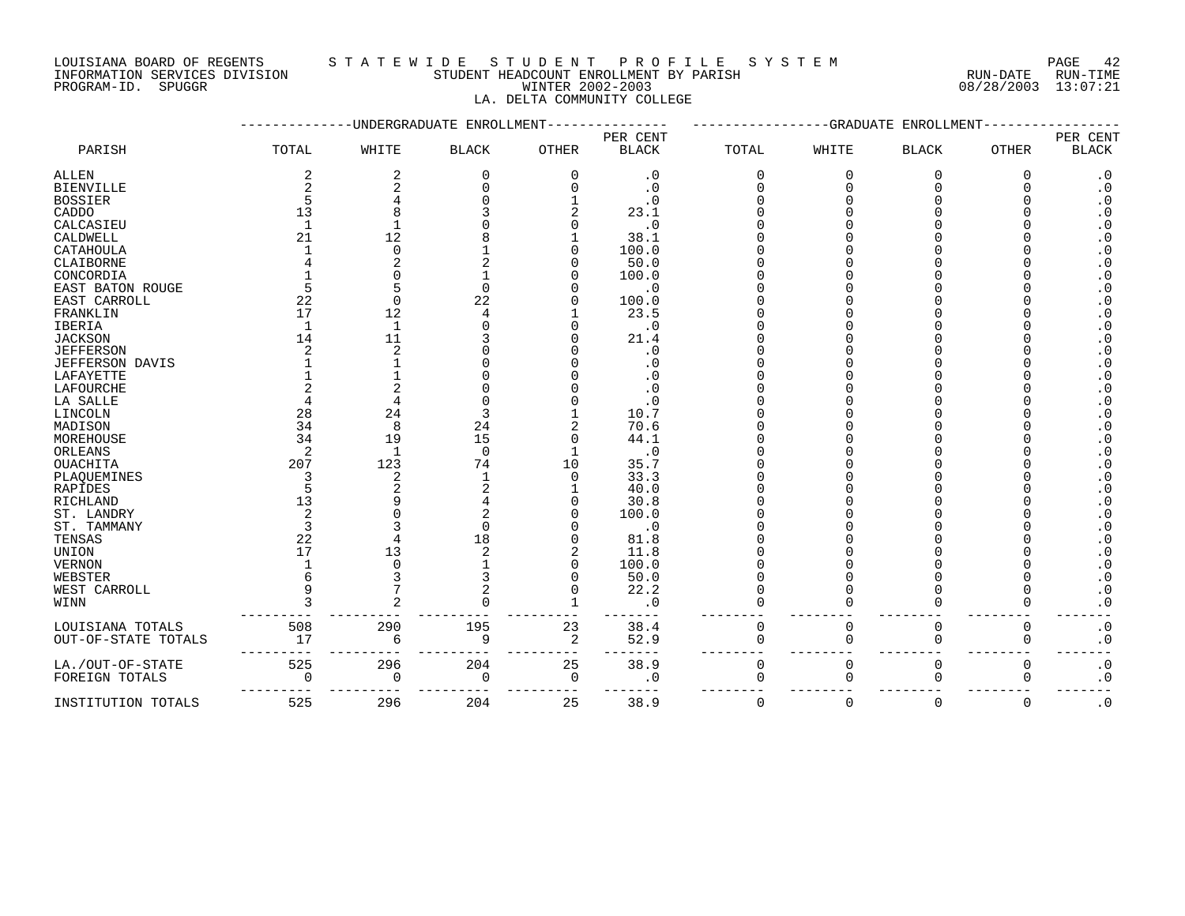LOUISIANA BOARD OF REGENTS — STATEWIDE STUDENT PROFILE SYSTEM
INFORMATION SERVICES DIVISION — STUDENT HEADCOUNT ENROLLMENT BY PARISH — RUN-DATE 08/28/2003 RUN-TIME 13:07:21
PROGRAM-ID. SPUGGR — WINTER 2002-2003

LA. DELTA COMMUNITY COLLEGE

| PARISH | UNDERGRADUATE ENROLLMENT TOTAL | WHITE | BLACK | OTHER | PER CENT BLACK | GRADUATE ENROLLMENT TOTAL | WHITE | BLACK | OTHER | PER CENT BLACK |
|---|---|---|---|---|---|---|---|---|---|---|
| ALLEN | 2 | 2 | 0 | 0 | .0 | 0 | 0 | 0 | 0 | .0 |
| BIENVILLE | 2 | 2 | 0 | 0 | .0 | 0 | 0 | 0 | 0 | .0 |
| BOSSIER | 5 | 4 | 0 | 1 | .0 | 0 | 0 | 0 | 0 | .0 |
| CADDO | 13 | 8 | 3 | 2 | 23.1 | 0 | 0 | 0 | 0 | .0 |
| CALCASIEU | 1 | 1 | 0 | 0 | .0 | 0 | 0 | 0 | 0 | .0 |
| CALDWELL | 21 | 12 | 8 | 1 | 38.1 | 0 | 0 | 0 | 0 | .0 |
| CATAHOULA | 1 | 0 | 1 | 0 | 100.0 | 0 | 0 | 0 | 0 | .0 |
| CLAIBORNE | 4 | 2 | 2 | 0 | 50.0 | 0 | 0 | 0 | 0 | .0 |
| CONCORDIA | 1 | 0 | 1 | 0 | 100.0 | 0 | 0 | 0 | 0 | .0 |
| EAST BATON ROUGE | 5 | 5 | 0 | 0 | .0 | 0 | 0 | 0 | 0 | .0 |
| EAST CARROLL | 22 | 0 | 22 | 0 | 100.0 | 0 | 0 | 0 | 0 | .0 |
| FRANKLIN | 17 | 12 | 4 | 1 | 23.5 | 0 | 0 | 0 | 0 | .0 |
| IBERIA | 1 | 1 | 0 | 0 | .0 | 0 | 0 | 0 | 0 | .0 |
| JACKSON | 14 | 11 | 3 | 0 | 21.4 | 0 | 0 | 0 | 0 | .0 |
| JEFFERSON | 2 | 2 | 0 | 0 | .0 | 0 | 0 | 0 | 0 | .0 |
| JEFFERSON DAVIS | 1 | 1 | 0 | 0 | .0 | 0 | 0 | 0 | 0 | .0 |
| LAFAYETTE | 1 | 1 | 0 | 0 | .0 | 0 | 0 | 0 | 0 | .0 |
| LAFOURCHE | 2 | 2 | 0 | 0 | .0 | 0 | 0 | 0 | 0 | .0 |
| LA SALLE | 4 | 4 | 0 | 0 | .0 | 0 | 0 | 0 | 0 | .0 |
| LINCOLN | 28 | 24 | 3 | 1 | 10.7 | 0 | 0 | 0 | 0 | .0 |
| MADISON | 34 | 8 | 24 | 2 | 70.6 | 0 | 0 | 0 | 0 | .0 |
| MOREHOUSE | 34 | 19 | 15 | 0 | 44.1 | 0 | 0 | 0 | 0 | .0 |
| ORLEANS | 2 | 1 | 0 | 1 | .0 | 0 | 0 | 0 | 0 | .0 |
| OUACHITA | 207 | 123 | 74 | 10 | 35.7 | 0 | 0 | 0 | 0 | .0 |
| PLAQUEMINES | 3 | 2 | 1 | 0 | 33.3 | 0 | 0 | 0 | 0 | .0 |
| RAPIDES | 5 | 2 | 2 | 1 | 40.0 | 0 | 0 | 0 | 0 | .0 |
| RICHLAND | 13 | 9 | 4 | 0 | 30.8 | 0 | 0 | 0 | 0 | .0 |
| ST. LANDRY | 2 | 0 | 2 | 0 | 100.0 | 0 | 0 | 0 | 0 | .0 |
| ST. TAMMANY | 3 | 3 | 0 | 0 | .0 | 0 | 0 | 0 | 0 | .0 |
| TENSAS | 22 | 4 | 18 | 0 | 81.8 | 0 | 0 | 0 | 0 | .0 |
| UNION | 17 | 13 | 2 | 2 | 11.8 | 0 | 0 | 0 | 0 | .0 |
| VERNON | 1 | 0 | 1 | 0 | 100.0 | 0 | 0 | 0 | 0 | .0 |
| WEBSTER | 6 | 3 | 3 | 0 | 50.0 | 0 | 0 | 0 | 0 | .0 |
| WEST CARROLL | 9 | 7 | 2 | 0 | 22.2 | 0 | 0 | 0 | 0 | .0 |
| WINN | 3 | 2 | 0 | 1 | .0 | 0 | 0 | 0 | 0 | .0 |
| LOUISIANA TOTALS | 508 | 290 | 195 | 23 | 38.4 | 0 | 0 | 0 | 0 | .0 |
| OUT-OF-STATE TOTALS | 17 | 6 | 9 | 2 | 52.9 | 0 | 0 | 0 | 0 | .0 |
| LA./OUT-OF-STATE | 525 | 296 | 204 | 25 | 38.9 | 0 | 0 | 0 | 0 | .0 |
| FOREIGN TOTALS | 0 | 0 | 0 | 0 | .0 | 0 | 0 | 0 | 0 | .0 |
| INSTITUTION TOTALS | 525 | 296 | 204 | 25 | 38.9 | 0 | 0 | 0 | 0 | .0 |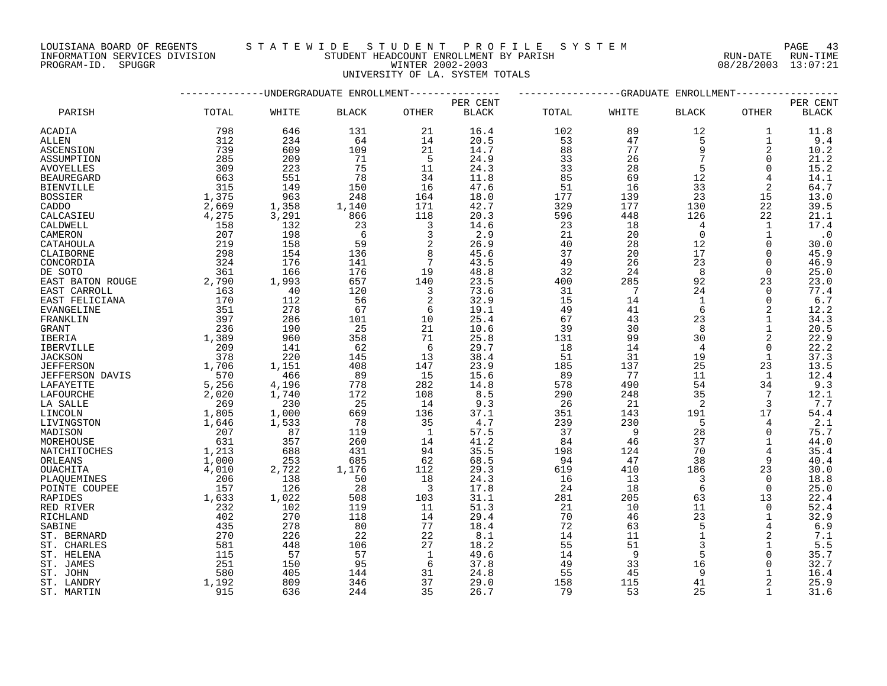LOUISIANA BOARD OF REGENTS — STATEWIDE STUDENT PROFILE SYSTEM
INFORMATION SERVICES DIVISION — STUDENT HEADCOUNT ENROLLMENT BY PARISH — RUN-DATE 08/28/2003 RUN-TIME 13:07:21
PROGRAM-ID. SPUGGR — WINTER 2002-2003

UNIVERSITY OF LA. SYSTEM TOTALS

| PARISH | UNDERGRADUATE ENROLLMENT TOTAL | WHITE | BLACK | OTHER | PER CENT BLACK | GRADUATE ENROLLMENT TOTAL | WHITE | BLACK | OTHER | PER CENT BLACK |
|---|---|---|---|---|---|---|---|---|---|---|
| ACADIA | 798 | 646 | 131 | 21 | 16.4 | 102 | 89 | 12 | 1 | 11.8 |
| ALLEN | 312 | 234 | 64 | 14 | 20.5 | 53 | 47 | 5 | 1 | 9.4 |
| ASCENSION | 739 | 609 | 109 | 21 | 14.7 | 88 | 77 | 9 | 2 | 10.2 |
| ASSUMPTION | 285 | 209 | 71 | 5 | 24.9 | 33 | 26 | 7 | 0 | 21.2 |
| AVOYELLES | 309 | 223 | 75 | 11 | 24.3 | 33 | 28 | 5 | 0 | 15.2 |
| BEAUREGARD | 663 | 551 | 78 | 34 | 11.8 | 85 | 69 | 12 | 4 | 14.1 |
| BIENVILLE | 315 | 149 | 150 | 16 | 47.6 | 51 | 16 | 33 | 2 | 64.7 |
| BOSSIER | 1,375 | 963 | 248 | 164 | 18.0 | 177 | 139 | 23 | 15 | 13.0 |
| CADDO | 2,669 | 1,358 | 1,140 | 171 | 42.7 | 329 | 177 | 130 | 22 | 39.5 |
| CALCASIEU | 4,275 | 3,291 | 866 | 118 | 20.3 | 596 | 448 | 126 | 22 | 21.1 |
| CALDWELL | 158 | 132 | 23 | 3 | 14.6 | 23 | 18 | 4 | 1 | 17.4 |
| CAMERON | 207 | 198 | 6 | 3 | 2.9 | 21 | 20 | 0 | 1 | .0 |
| CATAHOULA | 219 | 158 | 59 | 2 | 26.9 | 40 | 28 | 12 | 0 | 30.0 |
| CLAIBORNE | 298 | 154 | 136 | 8 | 45.6 | 37 | 20 | 17 | 0 | 45.9 |
| CONCORDIA | 324 | 176 | 141 | 7 | 43.5 | 49 | 26 | 23 | 0 | 46.9 |
| DE SOTO | 361 | 166 | 176 | 19 | 48.8 | 32 | 24 | 8 | 0 | 25.0 |
| EAST BATON ROUGE | 2,790 | 1,993 | 657 | 140 | 23.5 | 400 | 285 | 92 | 23 | 23.0 |
| EAST CARROLL | 163 | 40 | 120 | 3 | 73.6 | 31 | 7 | 24 | 0 | 77.4 |
| EAST FELICIANA | 170 | 112 | 56 | 2 | 32.9 | 15 | 14 | 1 | 0 | 6.7 |
| EVANGELINE | 351 | 278 | 67 | 6 | 19.1 | 49 | 41 | 6 | 2 | 12.2 |
| FRANKLIN | 397 | 286 | 101 | 10 | 25.4 | 67 | 43 | 23 | 1 | 34.3 |
| GRANT | 236 | 190 | 25 | 21 | 10.6 | 39 | 30 | 8 | 1 | 20.5 |
| IBERIA | 1,389 | 960 | 358 | 71 | 25.8 | 131 | 99 | 30 | 2 | 22.9 |
| IBERVILLE | 209 | 141 | 62 | 6 | 29.7 | 18 | 14 | 4 | 0 | 22.2 |
| JACKSON | 378 | 220 | 145 | 13 | 38.4 | 51 | 31 | 19 | 1 | 37.3 |
| JEFFERSON | 1,706 | 1,151 | 408 | 147 | 23.9 | 185 | 137 | 25 | 23 | 13.5 |
| JEFFERSON DAVIS | 570 | 466 | 89 | 15 | 15.6 | 89 | 77 | 11 | 1 | 12.4 |
| LAFAYETTE | 5,256 | 4,196 | 778 | 282 | 14.8 | 578 | 490 | 54 | 34 | 9.3 |
| LAFOURCHE | 2,020 | 1,740 | 172 | 108 | 8.5 | 290 | 248 | 35 | 7 | 12.1 |
| LA SALLE | 269 | 230 | 25 | 14 | 9.3 | 26 | 21 | 2 | 3 | 7.7 |
| LINCOLN | 1,805 | 1,000 | 669 | 136 | 37.1 | 351 | 143 | 191 | 17 | 54.4 |
| LIVINGSTON | 1,646 | 1,533 | 78 | 35 | 4.7 | 239 | 230 | 5 | 4 | 2.1 |
| MADISON | 207 | 87 | 119 | 1 | 57.5 | 37 | 9 | 28 | 0 | 75.7 |
| MOREHOUSE | 631 | 357 | 260 | 14 | 41.2 | 84 | 46 | 37 | 1 | 44.0 |
| NATCHITOCHES | 1,213 | 688 | 431 | 94 | 35.5 | 198 | 124 | 70 | 4 | 35.4 |
| ORLEANS | 1,000 | 253 | 685 | 62 | 68.5 | 94 | 47 | 38 | 9 | 40.4 |
| OUACHITA | 4,010 | 2,722 | 1,176 | 112 | 29.3 | 619 | 410 | 186 | 23 | 30.0 |
| PLAQUEMINES | 206 | 138 | 50 | 18 | 24.3 | 16 | 13 | 3 | 0 | 18.8 |
| POINTE COUPEE | 157 | 126 | 28 | 3 | 17.8 | 24 | 18 | 6 | 0 | 25.0 |
| RAPIDES | 1,633 | 1,022 | 508 | 103 | 31.1 | 281 | 205 | 63 | 13 | 22.4 |
| RED RIVER | 232 | 102 | 119 | 11 | 51.3 | 21 | 10 | 11 | 0 | 52.4 |
| RICHLAND | 402 | 270 | 118 | 14 | 29.4 | 70 | 46 | 23 | 1 | 32.9 |
| SABINE | 435 | 278 | 80 | 77 | 18.4 | 72 | 63 | 5 | 4 | 6.9 |
| ST. BERNARD | 270 | 226 | 22 | 22 | 8.1 | 14 | 11 | 1 | 2 | 7.1 |
| ST. CHARLES | 581 | 448 | 106 | 27 | 18.2 | 55 | 51 | 3 | 1 | 5.5 |
| ST. HELENA | 115 | 57 | 57 | 1 | 49.6 | 14 | 9 | 5 | 0 | 35.7 |
| ST. JAMES | 251 | 150 | 95 | 6 | 37.8 | 49 | 33 | 16 | 0 | 32.7 |
| ST. JOHN | 580 | 405 | 144 | 31 | 24.8 | 55 | 45 | 9 | 1 | 16.4 |
| ST. LANDRY | 1,192 | 809 | 346 | 37 | 29.0 | 158 | 115 | 41 | 2 | 25.9 |
| ST. MARTIN | 915 | 636 | 244 | 35 | 26.7 | 79 | 53 | 25 | 1 | 31.6 |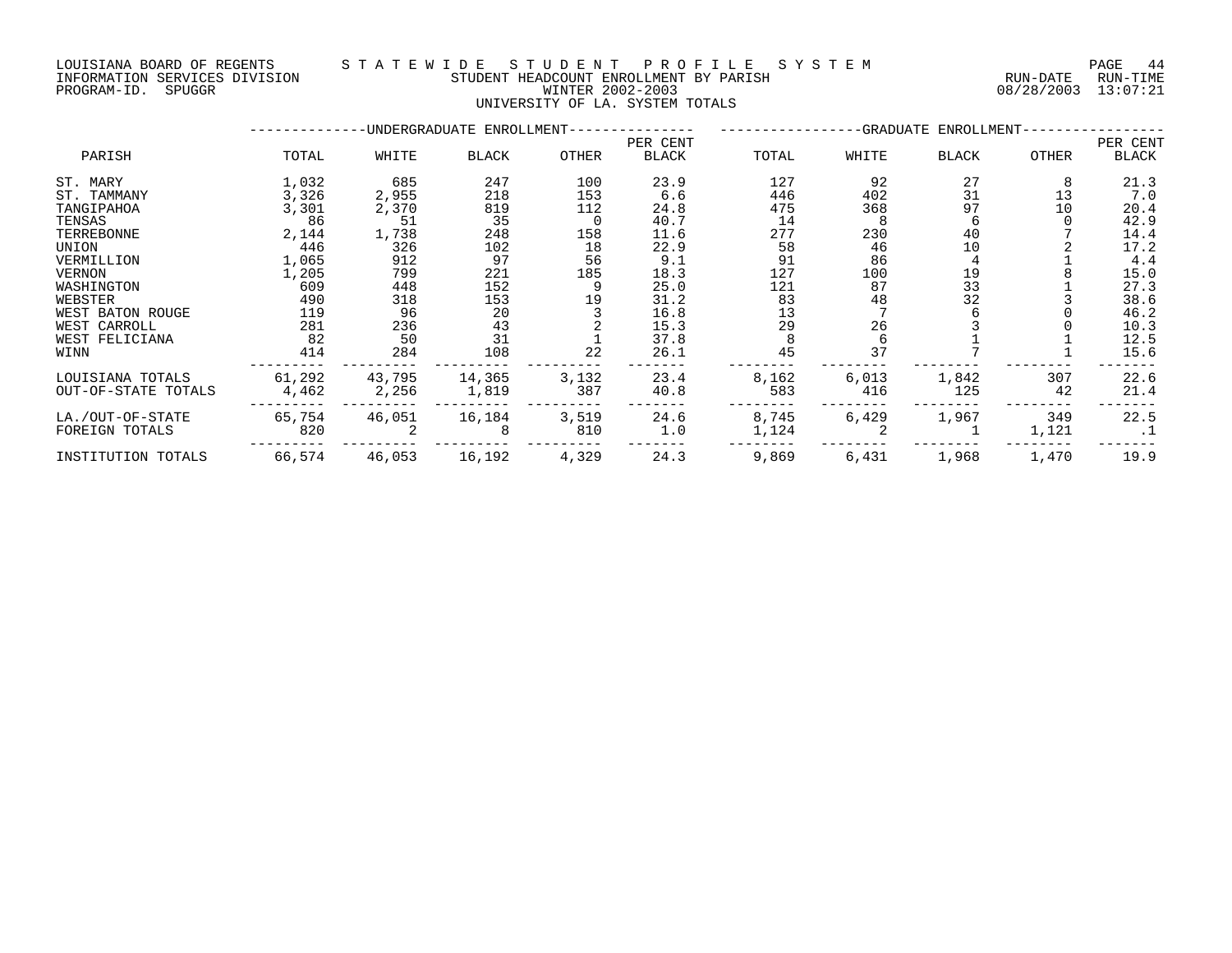LOUISIANA BOARD OF REGENTS
INFORMATION SERVICES DIVISION
PROGRAM-ID. SPUGGR

# STATEWIDE STUDENT PROFILE SYSTEM
## STUDENT HEADCOUNT ENROLLMENT BY PARISH
### WINTER 2002-2003
### UNIVERSITY OF LA. SYSTEM TOTALS

RUN-DATE 08/28/2003 RUN-TIME 13:07:21

| PARISH | UNDERGRADUATE ENROLLMENT | | | | | GRADUATE ENROLLMENT | | | | |
|---|---|---|---|---|---|---|---|---|---|---|
| | TOTAL | WHITE | BLACK | OTHER | PER CENT BLACK | TOTAL | WHITE | BLACK | OTHER | PER CENT BLACK |
| ST. MARY | 1,032 | 685 | 247 | 100 | 23.9 | 127 | 92 | 27 | 8 | 21.3 |
| ST. TAMMANY | 3,326 | 2,955 | 218 | 153 | 6.6 | 446 | 402 | 31 | 13 | 7.0 |
| TANGIPAHOA | 3,301 | 2,370 | 819 | 112 | 24.8 | 475 | 368 | 97 | 10 | 20.4 |
| TENSAS | 86 | 51 | 35 | 0 | 40.7 | 14 | 8 | 6 | 0 | 42.9 |
| TERREBONNE | 2,144 | 1,738 | 248 | 158 | 11.6 | 277 | 230 | 40 | 7 | 14.4 |
| UNION | 446 | 326 | 102 | 18 | 22.9 | 58 | 46 | 10 | 2 | 17.2 |
| VERMILLION | 1,065 | 912 | 97 | 56 | 9.1 | 91 | 86 | 4 | 1 | 4.4 |
| VERNON | 1,205 | 799 | 221 | 185 | 18.3 | 127 | 100 | 19 | 8 | 15.0 |
| WASHINGTON | 609 | 448 | 152 | 9 | 25.0 | 121 | 87 | 33 | 1 | 27.3 |
| WEBSTER | 490 | 318 | 153 | 19 | 31.2 | 83 | 48 | 32 | 3 | 38.6 |
| WEST BATON ROUGE | 119 | 96 | 20 | 3 | 16.8 | 13 | 7 | 6 | 0 | 46.2 |
| WEST CARROLL | 281 | 236 | 43 | 2 | 15.3 | 29 | 26 | 3 | 0 | 10.3 |
| WEST FELICIANA | 82 | 50 | 31 | 1 | 37.8 | 8 | 6 | 1 | 1 | 12.5 |
| WINN | 414 | 284 | 108 | 22 | 26.1 | 45 | 37 | 7 | 1 | 15.6 |
| LOUISIANA TOTALS | 61,292 | 43,795 | 14,365 | 3,132 | 23.4 | 8,162 | 6,013 | 1,842 | 307 | 22.6 |
| OUT-OF-STATE TOTALS | 4,462 | 2,256 | 1,819 | 387 | 40.8 | 583 | 416 | 125 | 42 | 21.4 |
| LA./OUT-OF-STATE | 65,754 | 46,051 | 16,184 | 3,519 | 24.6 | 8,745 | 6,429 | 1,967 | 349 | 22.5 |
| FOREIGN TOTALS | 820 | 2 | 8 | 810 | 1.0 | 1,124 | 2 | 1 | 1,121 | .1 |
| INSTITUTION TOTALS | 66,574 | 46,053 | 16,192 | 4,329 | 24.3 | 9,869 | 6,431 | 1,968 | 1,470 | 19.9 |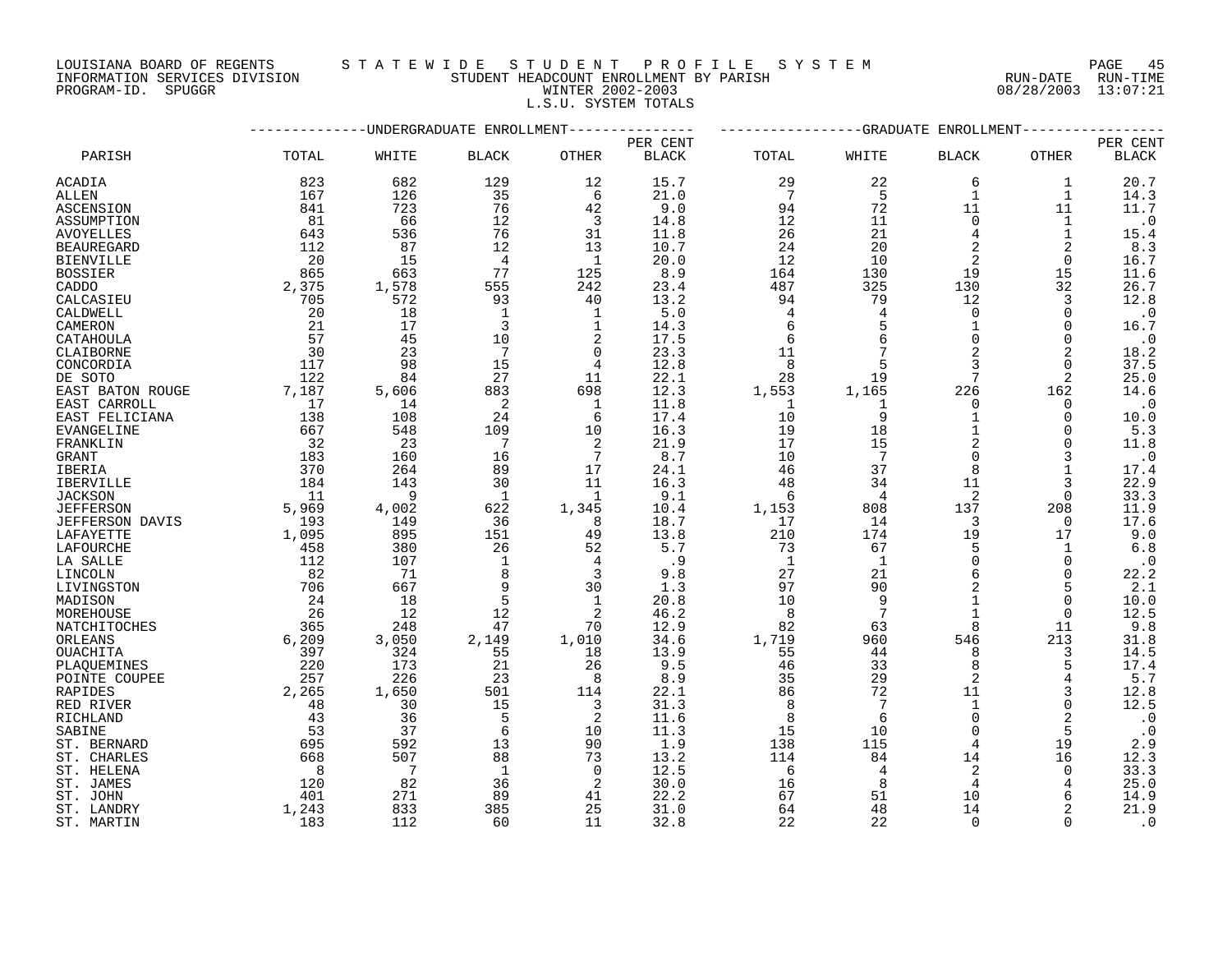LOUISIANA BOARD OF REGENTS — STATEWIDE STUDENT PROFILE SYSTEM
INFORMATION SERVICES DIVISION — STUDENT HEADCOUNT ENROLLMENT BY PARISH — RUN-DATE 08/28/2003 RUN-TIME 13:07:21
PROGRAM-ID. SPUGGR — WINTER 2002-2003

L.S.U. SYSTEM TOTALS

| PARISH | UNDERGRADUATE ENROLLMENT TOTAL | WHITE | BLACK | OTHER | PER CENT BLACK | GRADUATE ENROLLMENT TOTAL | WHITE | BLACK | OTHER | PER CENT BLACK |
|---|---|---|---|---|---|---|---|---|---|---|
| ACADIA | 823 | 682 | 129 | 12 | 15.7 | 29 | 22 | 6 | 1 | 20.7 |
| ALLEN | 167 | 126 | 35 | 6 | 21.0 | 7 | 5 | 1 | 1 | 14.3 |
| ASCENSION | 841 | 723 | 76 | 42 | 9.0 | 94 | 72 | 11 | 11 | 11.7 |
| ASSUMPTION | 81 | 66 | 12 | 3 | 14.8 | 12 | 11 | 0 | 1 | .0 |
| AVOYELLES | 643 | 536 | 76 | 31 | 11.8 | 26 | 21 | 4 | 1 | 15.4 |
| BEAUREGARD | 112 | 87 | 12 | 13 | 10.7 | 24 | 20 | 2 | 2 | 8.3 |
| BIENVILLE | 20 | 15 | 4 | 1 | 20.0 | 12 | 10 | 2 | 0 | 16.7 |
| BOSSIER | 865 | 663 | 77 | 125 | 8.9 | 164 | 130 | 19 | 15 | 11.6 |
| CADDO | 2,375 | 1,578 | 555 | 242 | 23.4 | 487 | 325 | 130 | 32 | 26.7 |
| CALCASIEU | 705 | 572 | 93 | 40 | 13.2 | 94 | 79 | 12 | 3 | 12.8 |
| CALDWELL | 20 | 18 | 1 | 1 | 5.0 | 4 | 4 | 0 | 0 | .0 |
| CAMERON | 21 | 17 | 3 | 1 | 14.3 | 6 | 5 | 1 | 0 | 16.7 |
| CATAHOULA | 57 | 45 | 10 | 2 | 17.5 | 6 | 6 | 0 | 0 | .0 |
| CLAIBORNE | 30 | 23 | 7 | 0 | 23.3 | 11 | 7 | 2 | 2 | 18.2 |
| CONCORDIA | 117 | 98 | 15 | 4 | 12.8 | 8 | 5 | 3 | 0 | 37.5 |
| DE SOTO | 122 | 84 | 27 | 11 | 22.1 | 28 | 19 | 7 | 2 | 25.0 |
| EAST BATON ROUGE | 7,187 | 5,606 | 883 | 698 | 12.3 | 1,553 | 1,165 | 226 | 162 | 14.6 |
| EAST CARROLL | 17 | 14 | 2 | 1 | 11.8 | 1 | 1 | 0 | 0 | .0 |
| EAST FELICIANA | 138 | 108 | 24 | 6 | 17.4 | 10 | 9 | 1 | 0 | 10.0 |
| EVANGELINE | 667 | 548 | 109 | 10 | 16.3 | 19 | 18 | 1 | 0 | 5.3 |
| FRANKLIN | 32 | 23 | 7 | 2 | 21.9 | 17 | 15 | 2 | 0 | 11.8 |
| GRANT | 183 | 160 | 16 | 7 | 8.7 | 10 | 7 | 0 | 3 | .0 |
| IBERIA | 370 | 264 | 89 | 17 | 24.1 | 46 | 37 | 8 | 1 | 17.4 |
| IBERVILLE | 184 | 143 | 30 | 11 | 16.3 | 48 | 34 | 11 | 3 | 22.9 |
| JACKSON | 11 | 9 | 1 | 1 | 9.1 | 6 | 4 | 2 | 0 | 33.3 |
| JEFFERSON | 5,969 | 4,002 | 622 | 1,345 | 10.4 | 1,153 | 808 | 137 | 208 | 11.9 |
| JEFFERSON DAVIS | 193 | 149 | 36 | 8 | 18.7 | 17 | 14 | 3 | 0 | 17.6 |
| LAFAYETTE | 1,095 | 895 | 151 | 49 | 13.8 | 210 | 174 | 19 | 17 | 9.0 |
| LAFOURCHE | 458 | 380 | 26 | 52 | 5.7 | 73 | 67 | 5 | 1 | 6.8 |
| LA SALLE | 112 | 107 | 1 | 4 | .9 | 1 | 1 | 0 | 0 | .0 |
| LINCOLN | 82 | 71 | 8 | 3 | 9.8 | 27 | 21 | 6 | 0 | 22.2 |
| LIVINGSTON | 706 | 667 | 9 | 30 | 1.3 | 97 | 90 | 2 | 5 | 2.1 |
| MADISON | 24 | 18 | 5 | 1 | 20.8 | 10 | 9 | 1 | 0 | 10.0 |
| MOREHOUSE | 26 | 12 | 12 | 2 | 46.2 | 8 | 7 | 1 | 0 | 12.5 |
| NATCHITOCHES | 365 | 248 | 47 | 70 | 12.9 | 82 | 63 | 8 | 11 | 9.8 |
| ORLEANS | 6,209 | 3,050 | 2,149 | 1,010 | 34.6 | 1,719 | 960 | 546 | 213 | 31.8 |
| OUACHITA | 397 | 324 | 55 | 18 | 13.9 | 55 | 44 | 8 | 3 | 14.5 |
| PLAQUEMINES | 220 | 173 | 21 | 26 | 9.5 | 46 | 33 | 8 | 5 | 17.4 |
| POINTE COUPEE | 257 | 226 | 23 | 8 | 8.9 | 35 | 29 | 2 | 4 | 5.7 |
| RAPIDES | 2,265 | 1,650 | 501 | 114 | 22.1 | 86 | 72 | 11 | 3 | 12.8 |
| RED RIVER | 48 | 30 | 15 | 3 | 31.3 | 8 | 7 | 1 | 0 | 12.5 |
| RICHLAND | 43 | 36 | 5 | 2 | 11.6 | 8 | 6 | 0 | 2 | .0 |
| SABINE | 53 | 37 | 6 | 10 | 11.3 | 15 | 10 | 0 | 5 | .0 |
| ST. BERNARD | 695 | 592 | 13 | 90 | 1.9 | 138 | 115 | 4 | 19 | 2.9 |
| ST. CHARLES | 668 | 507 | 88 | 73 | 13.2 | 114 | 84 | 14 | 16 | 12.3 |
| ST. HELENA | 8 | 7 | 1 | 0 | 12.5 | 6 | 4 | 2 | 0 | 33.3 |
| ST. JAMES | 120 | 82 | 36 | 2 | 30.0 | 16 | 8 | 4 | 4 | 25.0 |
| ST. JOHN | 401 | 271 | 89 | 41 | 22.2 | 67 | 51 | 10 | 6 | 14.9 |
| ST. LANDRY | 1,243 | 833 | 385 | 25 | 31.0 | 64 | 48 | 14 | 2 | 21.9 |
| ST. MARTIN | 183 | 112 | 60 | 11 | 32.8 | 22 | 22 | 0 | 0 | .0 |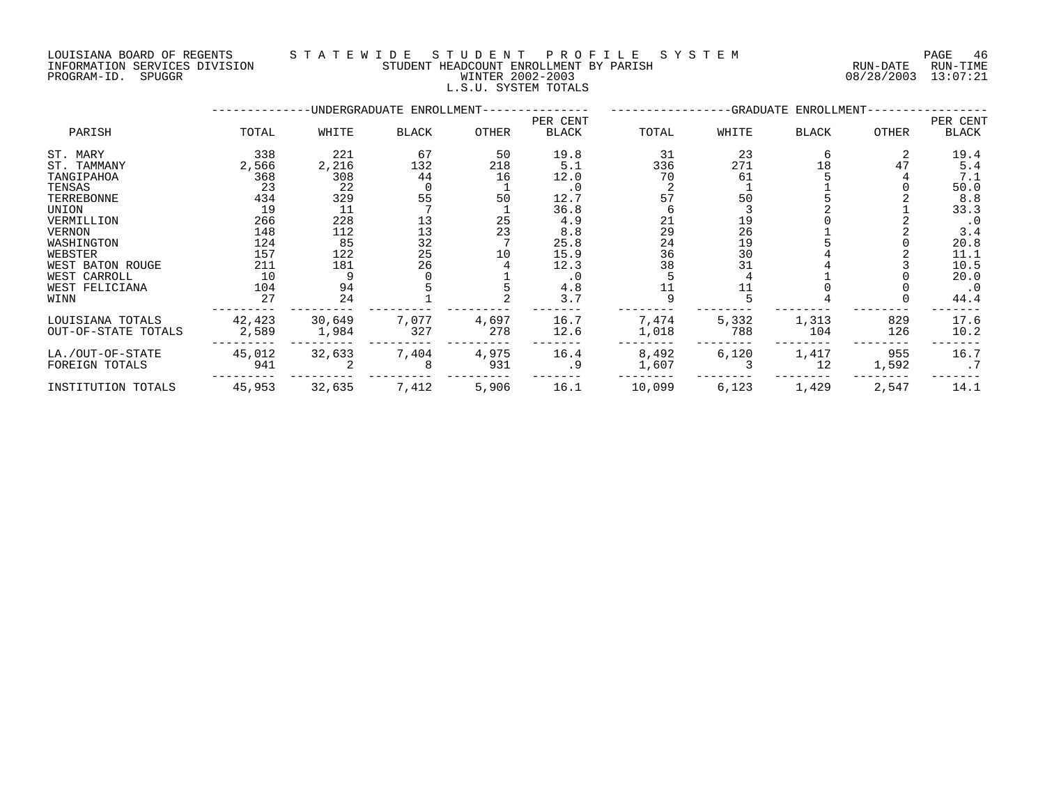LOUISIANA BOARD OF REGENTS
INFORMATION SERVICES DIVISION
PROGRAM-ID. SPUGGR

# STATEWIDE STUDENT PROFILE SYSTEM
## STUDENT HEADCOUNT ENROLLMENT BY PARISH
### WINTER 2002-2003
### L.S.U. SYSTEM TOTALS

RUN-DATE 08/28/2003 RUN-TIME 13:07:21

| PARISH | UNDERGRADUATE ENROLLMENT TOTAL | WHITE | BLACK | OTHER | PER CENT BLACK | GRADUATE ENROLLMENT TOTAL | WHITE | BLACK | OTHER | PER CENT BLACK |
|---|---|---|---|---|---|---|---|---|---|---|
| ST. MARY | 338 | 221 | 67 | 50 | 19.8 | 31 | 23 | 6 | 2 | 19.4 |
| ST. TAMMANY | 2,566 | 2,216 | 132 | 218 | 5.1 | 336 | 271 | 18 | 47 | 5.4 |
| TANGIPAHOA | 368 | 308 | 44 | 16 | 12.0 | 70 | 61 | 5 | 4 | 7.1 |
| TENSAS | 23 | 22 | 0 | 1 | .0 | 2 | 1 | 1 | 0 | 50.0 |
| TERREBONNE | 434 | 329 | 55 | 50 | 12.7 | 57 | 50 | 5 | 2 | 8.8 |
| UNION | 19 | 11 | 7 | 1 | 36.8 | 6 | 3 | 2 | 1 | 33.3 |
| VERMILLION | 266 | 228 | 13 | 25 | 4.9 | 21 | 19 | 0 | 2 | .0 |
| VERNON | 148 | 112 | 13 | 23 | 8.8 | 29 | 26 | 1 | 2 | 3.4 |
| WASHINGTON | 124 | 85 | 32 | 7 | 25.8 | 24 | 19 | 5 | 0 | 20.8 |
| WEBSTER | 157 | 122 | 25 | 10 | 15.9 | 36 | 30 | 4 | 2 | 11.1 |
| WEST BATON ROUGE | 211 | 181 | 26 | 4 | 12.3 | 38 | 31 | 4 | 3 | 10.5 |
| WEST CARROLL | 10 | 9 | 0 | 1 | .0 | 5 | 4 | 1 | 0 | 20.0 |
| WEST FELICIANA | 104 | 94 | 5 | 5 | 4.8 | 11 | 11 | 0 | 0 | .0 |
| WINN | 27 | 24 | 1 | 2 | 3.7 | 9 | 5 | 4 | 0 | 44.4 |
| LOUISIANA TOTALS | 42,423 | 30,649 | 7,077 | 4,697 | 16.7 | 7,474 | 5,332 | 1,313 | 829 | 17.6 |
| OUT-OF-STATE TOTALS | 2,589 | 1,984 | 327 | 278 | 12.6 | 1,018 | 788 | 104 | 126 | 10.2 |
| LA./OUT-OF-STATE | 45,012 | 32,633 | 7,404 | 4,975 | 16.4 | 8,492 | 6,120 | 1,417 | 955 | 16.7 |
| FOREIGN TOTALS | 941 | 2 | 8 | 931 | .9 | 1,607 | 3 | 12 | 1,592 | .7 |
| INSTITUTION TOTALS | 45,953 | 32,635 | 7,412 | 5,906 | 16.1 | 10,099 | 6,123 | 1,429 | 2,547 | 14.1 |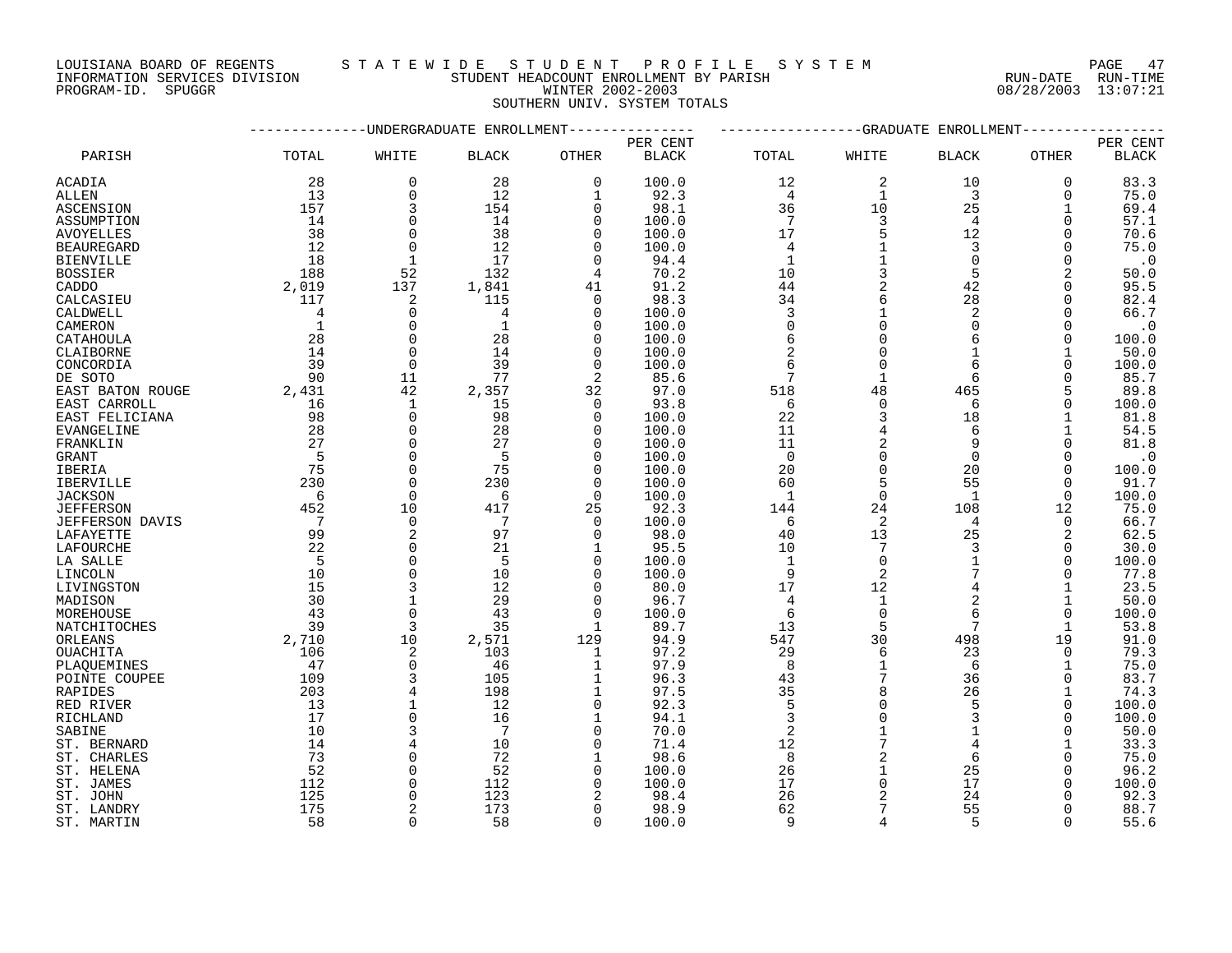LOUISIANA BOARD OF REGENTS — STATEWIDE STUDENT PROFILE SYSTEM
INFORMATION SERVICES DIVISION — STUDENT HEADCOUNT ENROLLMENT BY PARISH
PROGRAM-ID. SPUGGR — WINTER 2002-2003
RUN-DATE 08/28/2003 RUN-TIME 13:07:21

SOUTHERN UNIV. SYSTEM TOTALS

| PARISH | UNDERGRADUATE ENROLLMENT TOTAL | WHITE | BLACK | OTHER | PER CENT BLACK | GRADUATE ENROLLMENT TOTAL | WHITE | BLACK | OTHER | PER CENT BLACK |
|---|---|---|---|---|---|---|---|---|---|---|
| ACADIA | 28 | 0 | 28 | 0 | 100.0 | 12 | 2 | 10 | 0 | 83.3 |
| ALLEN | 13 | 0 | 12 | 1 | 92.3 | 4 | 1 | 3 | 0 | 75.0 |
| ASCENSION | 157 | 3 | 154 | 0 | 98.1 | 36 | 10 | 25 | 1 | 69.4 |
| ASSUMPTION | 14 | 0 | 14 | 0 | 100.0 | 7 | 3 | 4 | 0 | 57.1 |
| AVOYELLES | 38 | 0 | 38 | 0 | 100.0 | 17 | 5 | 12 | 0 | 70.6 |
| BEAUREGARD | 12 | 0 | 12 | 0 | 100.0 | 4 | 1 | 3 | 0 | 75.0 |
| BIENVILLE | 18 | 1 | 17 | 0 | 94.4 | 1 | 1 | 0 | 0 | .0 |
| BOSSIER | 188 | 52 | 132 | 4 | 70.2 | 10 | 3 | 5 | 2 | 50.0 |
| CADDO | 2,019 | 137 | 1,841 | 41 | 91.2 | 44 | 2 | 42 | 0 | 95.5 |
| CALCASIEU | 117 | 2 | 115 | 0 | 98.3 | 34 | 6 | 28 | 0 | 82.4 |
| CALDWELL | 4 | 0 | 4 | 0 | 100.0 | 3 | 1 | 2 | 0 | 66.7 |
| CAMERON | 1 | 0 | 1 | 0 | 100.0 | 0 | 0 | 0 | 0 | .0 |
| CATAHOULA | 28 | 0 | 28 | 0 | 100.0 | 6 | 0 | 6 | 0 | 100.0 |
| CLAIBORNE | 14 | 0 | 14 | 0 | 100.0 | 2 | 0 | 1 | 1 | 50.0 |
| CONCORDIA | 39 | 0 | 39 | 0 | 100.0 | 6 | 0 | 6 | 0 | 100.0 |
| DE SOTO | 90 | 11 | 77 | 2 | 85.6 | 7 | 1 | 6 | 0 | 85.7 |
| EAST BATON ROUGE | 2,431 | 42 | 2,357 | 32 | 97.0 | 518 | 48 | 465 | 5 | 89.8 |
| EAST CARROLL | 16 | 1 | 15 | 0 | 93.8 | 6 | 0 | 6 | 0 | 100.0 |
| EAST FELICIANA | 98 | 0 | 98 | 0 | 100.0 | 22 | 3 | 18 | 1 | 81.8 |
| EVANGELINE | 28 | 0 | 28 | 0 | 100.0 | 11 | 4 | 6 | 1 | 54.5 |
| FRANKLIN | 27 | 0 | 27 | 0 | 100.0 | 11 | 2 | 9 | 0 | 81.8 |
| GRANT | 5 | 0 | 5 | 0 | 100.0 | 0 | 0 | 0 | 0 | .0 |
| IBERIA | 75 | 0 | 75 | 0 | 100.0 | 20 | 0 | 20 | 0 | 100.0 |
| IBERVILLE | 230 | 0 | 230 | 0 | 100.0 | 60 | 5 | 55 | 0 | 91.7 |
| JACKSON | 6 | 0 | 6 | 0 | 100.0 | 1 | 0 | 1 | 0 | 100.0 |
| JEFFERSON | 452 | 10 | 417 | 25 | 92.3 | 144 | 24 | 108 | 12 | 75.0 |
| JEFFERSON DAVIS | 7 | 0 | 7 | 0 | 100.0 | 6 | 2 | 4 | 0 | 66.7 |
| LAFAYETTE | 99 | 2 | 97 | 0 | 98.0 | 40 | 13 | 25 | 2 | 62.5 |
| LAFOURCHE | 22 | 0 | 21 | 1 | 95.5 | 10 | 7 | 3 | 0 | 30.0 |
| LA SALLE | 5 | 0 | 5 | 0 | 100.0 | 1 | 0 | 1 | 0 | 100.0 |
| LINCOLN | 10 | 0 | 10 | 0 | 100.0 | 9 | 2 | 7 | 0 | 77.8 |
| LIVINGSTON | 15 | 3 | 12 | 0 | 80.0 | 17 | 12 | 4 | 1 | 23.5 |
| MADISON | 30 | 1 | 29 | 0 | 96.7 | 4 | 1 | 2 | 1 | 50.0 |
| MOREHOUSE | 43 | 0 | 43 | 0 | 100.0 | 6 | 0 | 6 | 0 | 100.0 |
| NATCHITOCHES | 39 | 3 | 35 | 1 | 89.7 | 13 | 5 | 7 | 1 | 53.8 |
| ORLEANS | 2,710 | 10 | 2,571 | 129 | 94.9 | 547 | 30 | 498 | 19 | 91.0 |
| OUACHITA | 106 | 2 | 103 | 1 | 97.2 | 29 | 6 | 23 | 0 | 79.3 |
| PLAQUEMINES | 47 | 0 | 46 | 1 | 97.9 | 8 | 1 | 6 | 1 | 75.0 |
| POINTE COUPEE | 109 | 3 | 105 | 1 | 96.3 | 43 | 7 | 36 | 0 | 83.7 |
| RAPIDES | 203 | 4 | 198 | 1 | 97.5 | 35 | 8 | 26 | 1 | 74.3 |
| RED RIVER | 13 | 1 | 12 | 0 | 92.3 | 5 | 0 | 5 | 0 | 100.0 |
| RICHLAND | 17 | 0 | 16 | 1 | 94.1 | 3 | 0 | 3 | 0 | 100.0 |
| SABINE | 10 | 3 | 7 | 0 | 70.0 | 2 | 1 | 1 | 0 | 50.0 |
| ST. BERNARD | 14 | 4 | 10 | 0 | 71.4 | 12 | 7 | 4 | 1 | 33.3 |
| ST. CHARLES | 73 | 0 | 72 | 1 | 98.6 | 8 | 2 | 6 | 0 | 75.0 |
| ST. HELENA | 52 | 0 | 52 | 0 | 100.0 | 26 | 1 | 25 | 0 | 96.2 |
| ST. JAMES | 112 | 0 | 112 | 0 | 100.0 | 17 | 0 | 17 | 0 | 100.0 |
| ST. JOHN | 125 | 0 | 123 | 2 | 98.4 | 26 | 2 | 24 | 0 | 92.3 |
| ST. LANDRY | 175 | 2 | 173 | 0 | 98.9 | 62 | 7 | 55 | 0 | 88.7 |
| ST. MARTIN | 58 | 0 | 58 | 0 | 100.0 | 9 | 4 | 5 | 0 | 55.6 |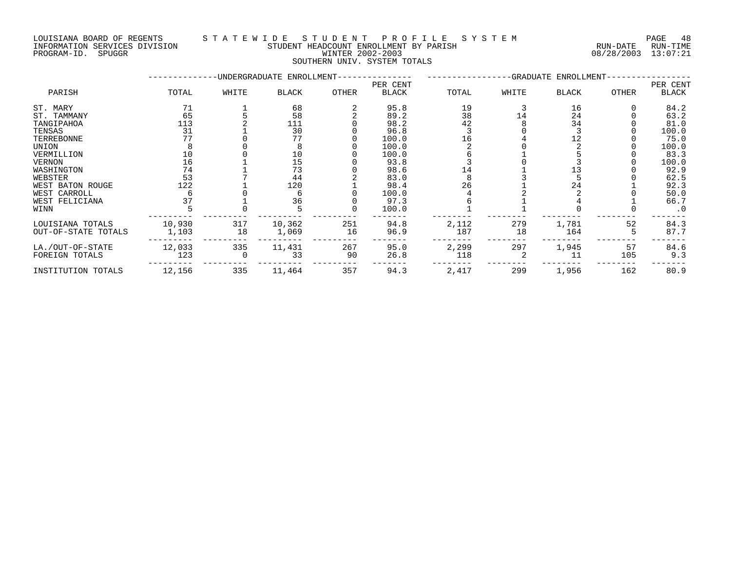LOUISIANA BOARD OF REGENTS — STATEWIDE STUDENT PROFILE SYSTEM
INFORMATION SERVICES DIVISION — STUDENT HEADCOUNT ENROLLMENT BY PARISH — RUN-DATE 08/28/2003 RUN-TIME 13:07:21
PROGRAM-ID. SPUGGR — WINTER 2002-2003

SOUTHERN UNIV. SYSTEM TOTALS

| PARISH | UNDERGRADUATE ENROLLMENT TOTAL | WHITE | BLACK | OTHER | PER CENT BLACK | GRADUATE ENROLLMENT TOTAL | WHITE | BLACK | OTHER | PER CENT BLACK |
|---|---|---|---|---|---|---|---|---|---|---|
| ST. MARY | 71 | 1 | 68 | 2 | 95.8 | 19 | 3 | 16 | 0 | 84.2 |
| ST. TAMMANY | 65 | 5 | 58 | 2 | 89.2 | 38 | 14 | 24 | 0 | 63.2 |
| TANGIPAHOA | 113 | 2 | 111 | 0 | 98.2 | 42 | 8 | 34 | 0 | 81.0 |
| TENSAS | 31 | 1 | 30 | 0 | 96.8 | 3 | 0 | 3 | 0 | 100.0 |
| TERREBONNE | 77 | 0 | 77 | 0 | 100.0 | 16 | 4 | 12 | 0 | 75.0 |
| UNION | 8 | 0 | 8 | 0 | 100.0 | 2 | 0 | 2 | 0 | 100.0 |
| VERMILLION | 10 | 0 | 10 | 0 | 100.0 | 6 | 1 | 5 | 0 | 83.3 |
| VERNON | 16 | 1 | 15 | 0 | 93.8 | 3 | 0 | 3 | 0 | 100.0 |
| WASHINGTON | 74 | 1 | 73 | 0 | 98.6 | 14 | 1 | 13 | 0 | 92.9 |
| WEBSTER | 53 | 7 | 44 | 2 | 83.0 | 8 | 3 | 5 | 0 | 62.5 |
| WEST BATON ROUGE | 122 | 1 | 120 | 1 | 98.4 | 26 | 1 | 24 | 1 | 92.3 |
| WEST CARROLL | 6 | 0 | 6 | 0 | 100.0 | 4 | 2 | 2 | 0 | 50.0 |
| WEST FELICIANA | 37 | 1 | 36 | 0 | 97.3 | 6 | 1 | 4 | 1 | 66.7 |
| WINN | 5 | 0 | 5 | 0 | 100.0 | 1 | 1 | 0 | 0 | .0 |
| LOUISIANA TOTALS | 10,930 | 317 | 10,362 | 251 | 94.8 | 2,112 | 279 | 1,781 | 52 | 84.3 |
| OUT-OF-STATE TOTALS | 1,103 | 18 | 1,069 | 16 | 96.9 | 187 | 18 | 164 | 5 | 87.7 |
| LA./OUT-OF-STATE | 12,033 | 335 | 11,431 | 267 | 95.0 | 2,299 | 297 | 1,945 | 57 | 84.6 |
| FOREIGN TOTALS | 123 | 0 | 33 | 90 | 26.8 | 118 | 2 | 11 | 105 | 9.3 |
| INSTITUTION TOTALS | 12,156 | 335 | 11,464 | 357 | 94.3 | 2,417 | 299 | 1,956 | 162 | 80.9 |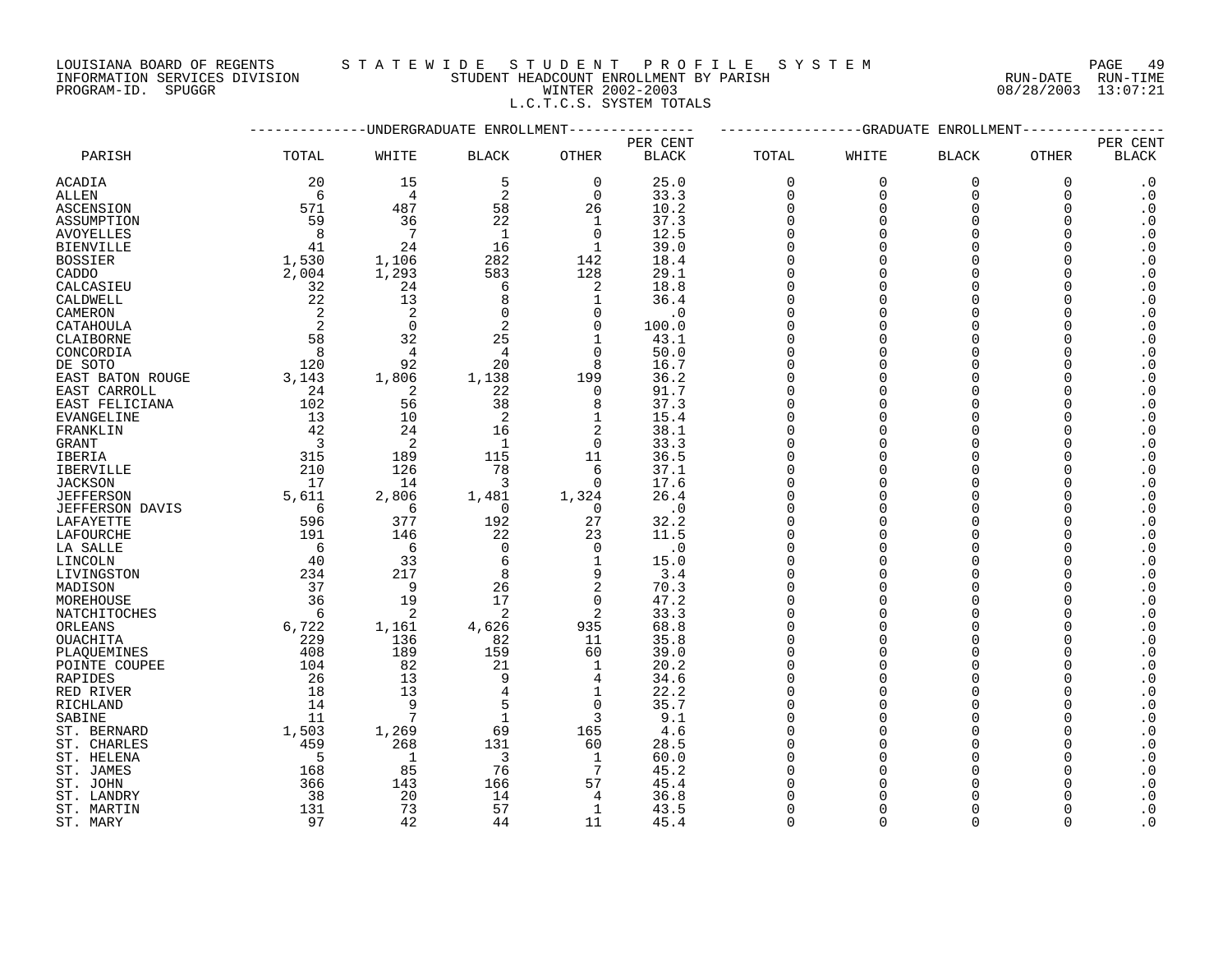LOUISIANA BOARD OF REGENTS — STATEWIDE STUDENT PROFILE SYSTEM
INFORMATION SERVICES DIVISION — STUDENT HEADCOUNT ENROLLMENT BY PARISH — RUN-DATE 08/28/2003 RUN-TIME 13:07:21
PROGRAM-ID. SPUGGR — WINTER 2002-2003

L.C.T.C.S. SYSTEM TOTALS

| PARISH | UNDERGRADUATE ENROLLMENT TOTAL | WHITE | BLACK | OTHER | PER CENT BLACK | GRADUATE ENROLLMENT TOTAL | WHITE | BLACK | OTHER | PER CENT BLACK |
|---|---|---|---|---|---|---|---|---|---|---|
| ACADIA | 20 | 15 | 5 | 0 | 25.0 | 0 | 0 | 0 | 0 | .0 |
| ALLEN | 6 | 4 | 2 | 0 | 33.3 | 0 | 0 | 0 | 0 | .0 |
| ASCENSION | 571 | 487 | 58 | 26 | 10.2 | 0 | 0 | 0 | 0 | .0 |
| ASSUMPTION | 59 | 36 | 22 | 1 | 37.3 | 0 | 0 | 0 | 0 | .0 |
| AVOYELLES | 8 | 7 | 1 | 0 | 12.5 | 0 | 0 | 0 | 0 | .0 |
| BIENVILLE | 41 | 24 | 16 | 1 | 39.0 | 0 | 0 | 0 | 0 | .0 |
| BOSSIER | 1,530 | 1,106 | 282 | 142 | 18.4 | 0 | 0 | 0 | 0 | .0 |
| CADDO | 2,004 | 1,293 | 583 | 128 | 29.1 | 0 | 0 | 0 | 0 | .0 |
| CALCASIEU | 32 | 24 | 6 | 2 | 18.8 | 0 | 0 | 0 | 0 | .0 |
| CALDWELL | 22 | 13 | 8 | 1 | 36.4 | 0 | 0 | 0 | 0 | .0 |
| CAMERON | 2 | 2 | 0 | 0 | .0 | 0 | 0 | 0 | 0 | .0 |
| CATAHOULA | 2 | 0 | 2 | 0 | 100.0 | 0 | 0 | 0 | 0 | .0 |
| CLAIBORNE | 58 | 32 | 25 | 1 | 43.1 | 0 | 0 | 0 | 0 | .0 |
| CONCORDIA | 8 | 4 | 4 | 0 | 50.0 | 0 | 0 | 0 | 0 | .0 |
| DE SOTO | 120 | 92 | 20 | 8 | 16.7 | 0 | 0 | 0 | 0 | .0 |
| EAST BATON ROUGE | 3,143 | 1,806 | 1,138 | 199 | 36.2 | 0 | 0 | 0 | 0 | .0 |
| EAST CARROLL | 24 | 2 | 22 | 0 | 91.7 | 0 | 0 | 0 | 0 | .0 |
| EAST FELICIANA | 102 | 56 | 38 | 8 | 37.3 | 0 | 0 | 0 | 0 | .0 |
| EVANGELINE | 13 | 10 | 2 | 1 | 15.4 | 0 | 0 | 0 | 0 | .0 |
| FRANKLIN | 42 | 24 | 16 | 2 | 38.1 | 0 | 0 | 0 | 0 | .0 |
| GRANT | 3 | 2 | 1 | 0 | 33.3 | 0 | 0 | 0 | 0 | .0 |
| IBERIA | 315 | 189 | 115 | 11 | 36.5 | 0 | 0 | 0 | 0 | .0 |
| IBERVILLE | 210 | 126 | 78 | 6 | 37.1 | 0 | 0 | 0 | 0 | .0 |
| JACKSON | 17 | 14 | 3 | 0 | 17.6 | 0 | 0 | 0 | 0 | .0 |
| JEFFERSON | 5,611 | 2,806 | 1,481 | 1,324 | 26.4 | 0 | 0 | 0 | 0 | .0 |
| JEFFERSON DAVIS | 6 | 6 | 0 | 0 | .0 | 0 | 0 | 0 | 0 | .0 |
| LAFAYETTE | 596 | 377 | 192 | 27 | 32.2 | 0 | 0 | 0 | 0 | .0 |
| LAFOURCHE | 191 | 146 | 22 | 23 | 11.5 | 0 | 0 | 0 | 0 | .0 |
| LA SALLE | 6 | 6 | 0 | 0 | .0 | 0 | 0 | 0 | 0 | .0 |
| LINCOLN | 40 | 33 | 6 | 1 | 15.0 | 0 | 0 | 0 | 0 | .0 |
| LIVINGSTON | 234 | 217 | 8 | 9 | 3.4 | 0 | 0 | 0 | 0 | .0 |
| MADISON | 37 | 9 | 26 | 2 | 70.3 | 0 | 0 | 0 | 0 | .0 |
| MOREHOUSE | 36 | 19 | 17 | 0 | 47.2 | 0 | 0 | 0 | 0 | .0 |
| NATCHITOCHES | 6 | 2 | 2 | 2 | 33.3 | 0 | 0 | 0 | 0 | .0 |
| ORLEANS | 6,722 | 1,161 | 4,626 | 935 | 68.8 | 0 | 0 | 0 | 0 | .0 |
| OUACHITA | 229 | 136 | 82 | 11 | 35.8 | 0 | 0 | 0 | 0 | .0 |
| PLAQUEMINES | 408 | 189 | 159 | 60 | 39.0 | 0 | 0 | 0 | 0 | .0 |
| POINTE COUPEE | 104 | 82 | 21 | 1 | 20.2 | 0 | 0 | 0 | 0 | .0 |
| RAPIDES | 26 | 13 | 9 | 4 | 34.6 | 0 | 0 | 0 | 0 | .0 |
| RED RIVER | 18 | 13 | 4 | 1 | 22.2 | 0 | 0 | 0 | 0 | .0 |
| RICHLAND | 14 | 9 | 5 | 0 | 35.7 | 0 | 0 | 0 | 0 | .0 |
| SABINE | 11 | 7 | 1 | 3 | 9.1 | 0 | 0 | 0 | 0 | .0 |
| ST. BERNARD | 1,503 | 1,269 | 69 | 165 | 4.6 | 0 | 0 | 0 | 0 | .0 |
| ST. CHARLES | 459 | 268 | 131 | 60 | 28.5 | 0 | 0 | 0 | 0 | .0 |
| ST. HELENA | 5 | 1 | 3 | 1 | 60.0 | 0 | 0 | 0 | 0 | .0 |
| ST. JAMES | 168 | 85 | 76 | 7 | 45.2 | 0 | 0 | 0 | 0 | .0 |
| ST. JOHN | 366 | 143 | 166 | 57 | 45.4 | 0 | 0 | 0 | 0 | .0 |
| ST. LANDRY | 38 | 20 | 14 | 4 | 36.8 | 0 | 0 | 0 | 0 | .0 |
| ST. MARTIN | 131 | 73 | 57 | 1 | 43.5 | 0 | 0 | 0 | 0 | .0 |
| ST. MARY | 97 | 42 | 44 | 11 | 45.4 | 0 | 0 | 0 | 0 | .0 |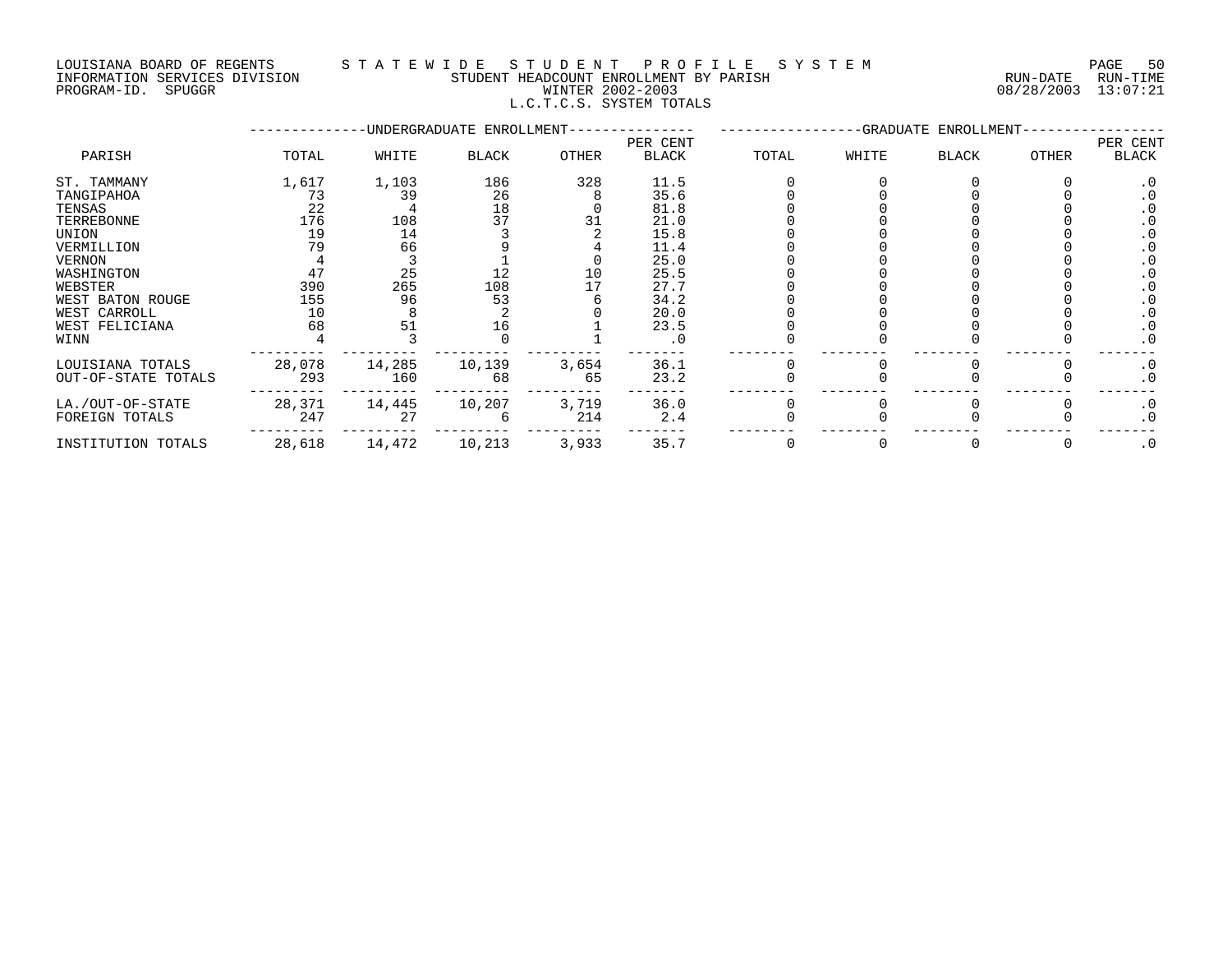LOUISIANA BOARD OF REGENTS — STATEWIDE STUDENT PROFILE SYSTEM

INFORMATION SERVICES DIVISION — STUDENT HEADCOUNT ENROLLMENT BY PARISH — RUN-DATE 08/28/2003 RUN-TIME 13:07:21

PROGRAM-ID. SPUGGR — WINTER 2002-2003

L.C.T.C.S. SYSTEM TOTALS

| PARISH | UNDERGRADUATE ENROLLMENT TOTAL | WHITE | BLACK | OTHER | PER CENT BLACK | GRADUATE ENROLLMENT TOTAL | WHITE | BLACK | OTHER | PER CENT BLACK |
|---|---|---|---|---|---|---|---|---|---|---|
| ST. TAMMANY | 1,617 | 1,103 | 186 | 328 | 11.5 | 0 | 0 | 0 | 0 | .0 |
| TANGIPAHOA | 73 | 39 | 26 | 8 | 35.6 | 0 | 0 | 0 | 0 | .0 |
| TENSAS | 22 | 4 | 18 | 0 | 81.8 | 0 | 0 | 0 | 0 | .0 |
| TERREBONNE | 176 | 108 | 37 | 31 | 21.0 | 0 | 0 | 0 | 0 | .0 |
| UNION | 19 | 14 | 3 | 2 | 15.8 | 0 | 0 | 0 | 0 | .0 |
| VERMILLION | 79 | 66 | 9 | 4 | 11.4 | 0 | 0 | 0 | 0 | .0 |
| VERNON | 4 | 3 | 1 | 0 | 25.0 | 0 | 0 | 0 | 0 | .0 |
| WASHINGTON | 47 | 25 | 12 | 10 | 25.5 | 0 | 0 | 0 | 0 | .0 |
| WEBSTER | 390 | 265 | 108 | 17 | 27.7 | 0 | 0 | 0 | 0 | .0 |
| WEST BATON ROUGE | 155 | 96 | 53 | 6 | 34.2 | 0 | 0 | 0 | 0 | .0 |
| WEST CARROLL | 10 | 8 | 2 | 0 | 20.0 | 0 | 0 | 0 | 0 | .0 |
| WEST FELICIANA | 68 | 51 | 16 | 1 | 23.5 | 0 | 0 | 0 | 0 | .0 |
| WINN | 4 | 3 | 0 | 1 | .0 | 0 | 0 | 0 | 0 | .0 |
| LOUISIANA TOTALS | 28,078 | 14,285 | 10,139 | 3,654 | 36.1 | 0 | 0 | 0 | 0 | .0 |
| OUT-OF-STATE TOTALS | 293 | 160 | 68 | 65 | 23.2 | 0 | 0 | 0 | 0 | .0 |
| LA./OUT-OF-STATE | 28,371 | 14,445 | 10,207 | 3,719 | 36.0 | 0 | 0 | 0 | 0 | .0 |
| FOREIGN TOTALS | 247 | 27 | 6 | 214 | 2.4 | 0 | 0 | 0 | 0 | .0 |
| INSTITUTION TOTALS | 28,618 | 14,472 | 10,213 | 3,933 | 35.7 | 0 | 0 | 0 | 0 | .0 |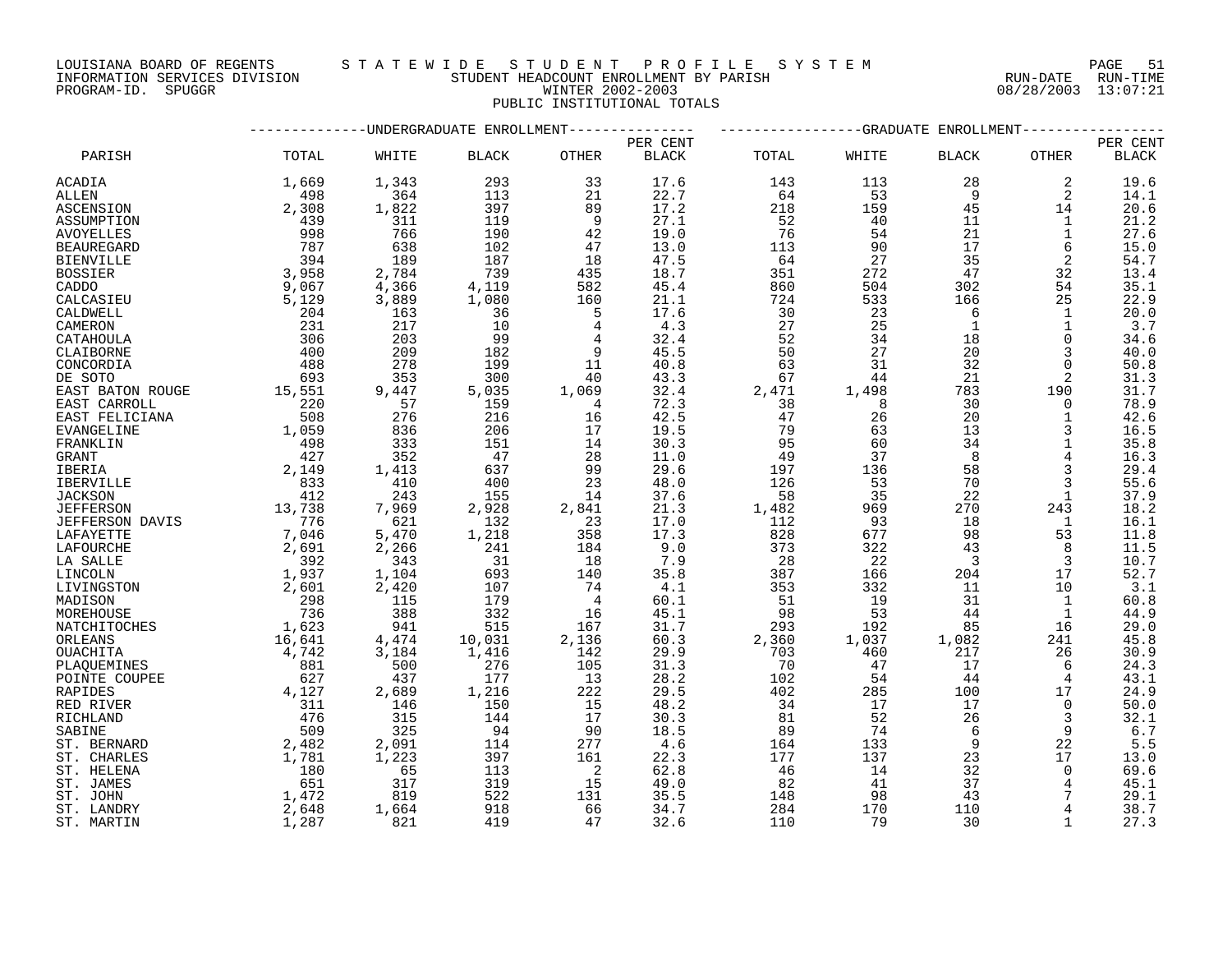LOUISIANA BOARD OF REGENTS
INFORMATION SERVICES DIVISION
PROGRAM-ID. SPUGGR

# STATEWIDE STUDENT PROFILE SYSTEM

## STUDENT HEADCOUNT ENROLLMENT BY PARISH
### WINTER 2002-2003
### PUBLIC INSTITUTIONAL TOTALS

RUN-DATE 08/28/2003 RUN-TIME 13:07:21

| PARISH | UNDERGRADUATE ENROLLMENT TOTAL | WHITE | BLACK | OTHER | PER CENT BLACK | GRADUATE ENROLLMENT TOTAL | WHITE | BLACK | OTHER | PER CENT BLACK |
|---|---|---|---|---|---|---|---|---|---|---|
| ACADIA | 1,669 | 1,343 | 293 | 33 | 17.6 | 143 | 113 | 28 | 2 | 19.6 |
| ALLEN | 498 | 364 | 113 | 21 | 22.7 | 64 | 53 | 9 | 2 | 14.1 |
| ASCENSION | 2,308 | 1,822 | 397 | 89 | 17.2 | 218 | 159 | 45 | 14 | 20.6 |
| ASSUMPTION | 439 | 311 | 119 | 9 | 27.1 | 52 | 40 | 11 | 1 | 21.2 |
| AVOYELLES | 998 | 766 | 190 | 42 | 19.0 | 76 | 54 | 21 | 1 | 27.6 |
| BEAUREGARD | 787 | 638 | 102 | 47 | 13.0 | 113 | 90 | 17 | 6 | 15.0 |
| BIENVILLE | 394 | 189 | 187 | 18 | 47.5 | 64 | 27 | 35 | 2 | 54.7 |
| BOSSIER | 3,958 | 2,784 | 739 | 435 | 18.7 | 351 | 272 | 47 | 32 | 13.4 |
| CADDO | 9,067 | 4,366 | 4,119 | 582 | 45.4 | 860 | 504 | 302 | 54 | 35.1 |
| CALCASIEU | 5,129 | 3,889 | 1,080 | 160 | 21.1 | 724 | 533 | 166 | 25 | 22.9 |
| CALDWELL | 204 | 163 | 36 | 5 | 17.6 | 30 | 23 | 6 | 1 | 20.0 |
| CAMERON | 231 | 217 | 10 | 4 | 4.3 | 27 | 25 | 1 | 1 | 3.7 |
| CATAHOULA | 306 | 203 | 99 | 4 | 32.4 | 52 | 34 | 18 | 0 | 34.6 |
| CLAIBORNE | 400 | 209 | 182 | 9 | 45.5 | 50 | 27 | 20 | 3 | 40.0 |
| CONCORDIA | 488 | 278 | 199 | 11 | 40.8 | 63 | 31 | 32 | 0 | 50.8 |
| DE SOTO | 693 | 353 | 300 | 40 | 43.3 | 67 | 44 | 21 | 2 | 31.3 |
| EAST BATON ROUGE | 15,551 | 9,447 | 5,035 | 1,069 | 32.4 | 2,471 | 1,498 | 783 | 190 | 31.7 |
| EAST CARROLL | 220 | 57 | 159 | 4 | 72.3 | 38 | 8 | 30 | 0 | 78.9 |
| EAST FELICIANA | 508 | 276 | 216 | 16 | 42.5 | 47 | 26 | 20 | 1 | 42.6 |
| EVANGELINE | 1,059 | 836 | 206 | 17 | 19.5 | 79 | 63 | 13 | 3 | 16.5 |
| FRANKLIN | 498 | 333 | 151 | 14 | 30.3 | 95 | 60 | 34 | 1 | 35.8 |
| GRANT | 427 | 352 | 47 | 28 | 11.0 | 49 | 37 | 8 | 4 | 16.3 |
| IBERIA | 2,149 | 1,413 | 637 | 99 | 29.6 | 197 | 136 | 58 | 3 | 29.4 |
| IBERVILLE | 833 | 410 | 400 | 23 | 48.0 | 126 | 53 | 70 | 3 | 55.6 |
| JACKSON | 412 | 243 | 155 | 14 | 37.6 | 58 | 35 | 22 | 1 | 37.9 |
| JEFFERSON | 13,738 | 7,969 | 2,928 | 2,841 | 21.3 | 1,482 | 969 | 270 | 243 | 18.2 |
| JEFFERSON DAVIS | 776 | 621 | 132 | 23 | 17.0 | 112 | 93 | 18 | 1 | 16.1 |
| LAFAYETTE | 7,046 | 5,470 | 1,218 | 358 | 17.3 | 828 | 677 | 98 | 53 | 11.8 |
| LAFOURCHE | 2,691 | 2,266 | 241 | 184 | 9.0 | 373 | 322 | 43 | 8 | 11.5 |
| LA SALLE | 392 | 343 | 31 | 18 | 7.9 | 28 | 22 | 3 | 3 | 10.7 |
| LINCOLN | 1,937 | 1,104 | 693 | 140 | 35.8 | 387 | 166 | 204 | 17 | 52.7 |
| LIVINGSTON | 2,601 | 2,420 | 107 | 74 | 4.1 | 353 | 332 | 11 | 10 | 3.1 |
| MADISON | 298 | 115 | 179 | 4 | 60.1 | 51 | 19 | 31 | 1 | 60.8 |
| MOREHOUSE | 736 | 388 | 332 | 16 | 45.1 | 98 | 53 | 44 | 1 | 44.9 |
| NATCHITOCHES | 1,623 | 941 | 515 | 167 | 31.7 | 293 | 192 | 85 | 16 | 29.0 |
| ORLEANS | 16,641 | 4,474 | 10,031 | 2,136 | 60.3 | 2,360 | 1,037 | 1,082 | 241 | 45.8 |
| OUACHITA | 4,742 | 3,184 | 1,416 | 142 | 29.9 | 703 | 460 | 217 | 26 | 30.9 |
| PLAQUEMINES | 881 | 500 | 276 | 105 | 31.3 | 70 | 47 | 17 | 6 | 24.3 |
| POINTE COUPEE | 627 | 437 | 177 | 13 | 28.2 | 102 | 54 | 44 | 4 | 43.1 |
| RAPIDES | 4,127 | 2,689 | 1,216 | 222 | 29.5 | 402 | 285 | 100 | 17 | 24.9 |
| RED RIVER | 311 | 146 | 150 | 15 | 48.2 | 34 | 17 | 17 | 0 | 50.0 |
| RICHLAND | 476 | 315 | 144 | 17 | 30.3 | 81 | 52 | 26 | 3 | 32.1 |
| SABINE | 509 | 325 | 94 | 90 | 18.5 | 89 | 74 | 6 | 9 | 6.7 |
| ST. BERNARD | 2,482 | 2,091 | 114 | 277 | 4.6 | 164 | 133 | 9 | 22 | 5.5 |
| ST. CHARLES | 1,781 | 1,223 | 397 | 161 | 22.3 | 177 | 137 | 23 | 17 | 13.0 |
| ST. HELENA | 180 | 65 | 113 | 2 | 62.8 | 46 | 14 | 32 | 0 | 69.6 |
| ST. JAMES | 651 | 317 | 319 | 15 | 49.0 | 82 | 41 | 37 | 4 | 45.1 |
| ST. JOHN | 1,472 | 819 | 522 | 131 | 35.5 | 148 | 98 | 43 | 7 | 29.1 |
| ST. LANDRY | 2,648 | 1,664 | 918 | 66 | 34.7 | 284 | 170 | 110 | 4 | 38.7 |
| ST. MARTIN | 1,287 | 821 | 419 | 47 | 32.6 | 110 | 79 | 30 | 1 | 27.3 |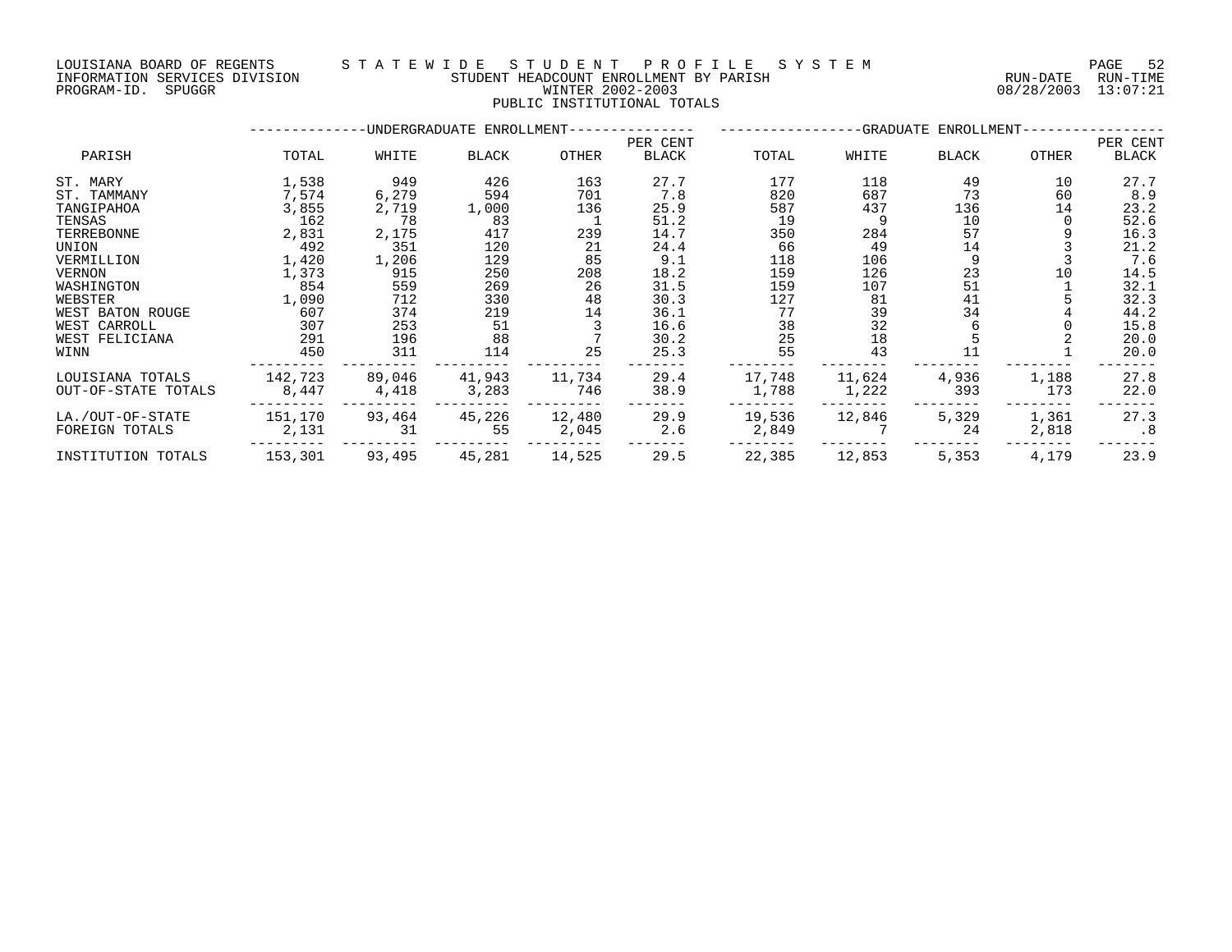LOUISIANA BOARD OF REGENTS — STATEWIDE STUDENT PROFILE SYSTEM

INFORMATION SERVICES DIVISION — STUDENT HEADCOUNT ENROLLMENT BY PARISH — RUN-DATE 08/28/2003 RUN-TIME 13:07:21

PROGRAM-ID. SPUGGR — WINTER 2002-2003

PUBLIC INSTITUTIONAL TOTALS

| | UNDERGRADUATE ENROLLMENT | | | | | GRADUATE ENROLLMENT | | | | |
|---|---|---|---|---|---|---|---|---|---|---|
| PARISH | TOTAL | WHITE | BLACK | OTHER | PER CENT BLACK | TOTAL | WHITE | BLACK | OTHER | PER CENT BLACK |
| ST. MARY | 1,538 | 949 | 426 | 163 | 27.7 | 177 | 118 | 49 | 10 | 27.7 |
| ST. TAMMANY | 7,574 | 6,279 | 594 | 701 | 7.8 | 820 | 687 | 73 | 60 | 8.9 |
| TANGIPAHOA | 3,855 | 2,719 | 1,000 | 136 | 25.9 | 587 | 437 | 136 | 14 | 23.2 |
| TENSAS | 162 | 78 | 83 | 1 | 51.2 | 19 | 9 | 10 | 0 | 52.6 |
| TERREBONNE | 2,831 | 2,175 | 417 | 239 | 14.7 | 350 | 284 | 57 | 9 | 16.3 |
| UNION | 492 | 351 | 120 | 21 | 24.4 | 66 | 49 | 14 | 3 | 21.2 |
| VERMILLION | 1,420 | 1,206 | 129 | 85 | 9.1 | 118 | 106 | 9 | 3 | 7.6 |
| VERNON | 1,373 | 915 | 250 | 208 | 18.2 | 159 | 126 | 23 | 10 | 14.5 |
| WASHINGTON | 854 | 559 | 269 | 26 | 31.5 | 159 | 107 | 51 | 1 | 32.1 |
| WEBSTER | 1,090 | 712 | 330 | 48 | 30.3 | 127 | 81 | 41 | 5 | 32.3 |
| WEST BATON ROUGE | 607 | 374 | 219 | 14 | 36.1 | 77 | 39 | 34 | 4 | 44.2 |
| WEST CARROLL | 307 | 253 | 51 | 3 | 16.6 | 38 | 32 | 6 | 0 | 15.8 |
| WEST FELICIANA | 291 | 196 | 88 | 7 | 30.2 | 25 | 18 | 5 | 2 | 20.0 |
| WINN | 450 | 311 | 114 | 25 | 25.3 | 55 | 43 | 11 | 1 | 20.0 |
| LOUISIANA TOTALS | 142,723 | 89,046 | 41,943 | 11,734 | 29.4 | 17,748 | 11,624 | 4,936 | 1,188 | 27.8 |
| OUT-OF-STATE TOTALS | 8,447 | 4,418 | 3,283 | 746 | 38.9 | 1,788 | 1,222 | 393 | 173 | 22.0 |
| LA./OUT-OF-STATE | 151,170 | 93,464 | 45,226 | 12,480 | 29.9 | 19,536 | 12,846 | 5,329 | 1,361 | 27.3 |
| FOREIGN TOTALS | 2,131 | 31 | 55 | 2,045 | 2.6 | 2,849 | 7 | 24 | 2,818 | .8 |
| INSTITUTION TOTALS | 153,301 | 93,495 | 45,281 | 14,525 | 29.5 | 22,385 | 12,853 | 5,353 | 4,179 | 23.9 |